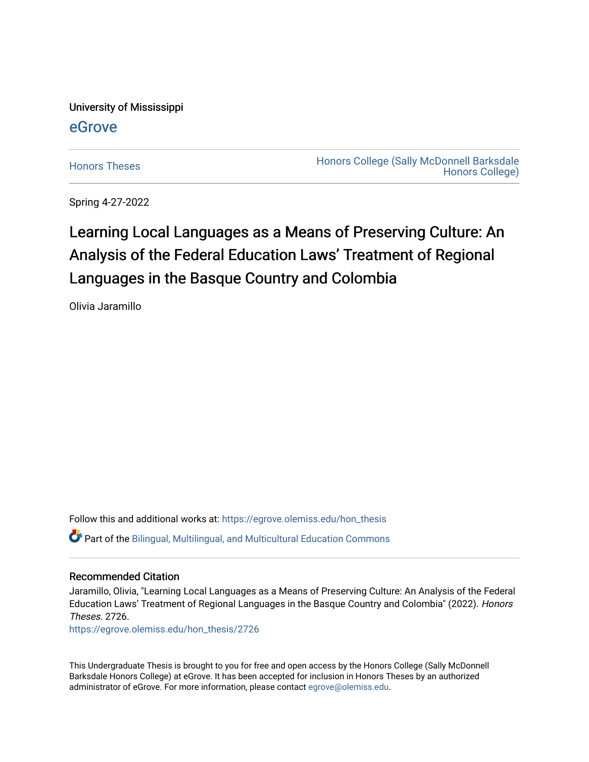University of Mississippi

eGrove

Honors Theses

Honors College (Sally McDonnell Barksdale Honors College)

Spring 4-27-2022

# Learning Local Languages as a Means of Preserving Culture: An Analysis of the Federal Education Laws' Treatment of Regional Languages in the Basque Country and Colombia

Olivia Jaramillo

Follow this and additional works at: https://egrove.olemiss.edu/hon_thesis

Part of the Bilingual, Multilingual, and Multicultural Education Commons

## Recommended Citation

Jaramillo, Olivia, "Learning Local Languages as a Means of Preserving Culture: An Analysis of the Federal Education Laws' Treatment of Regional Languages in the Basque Country and Colombia" (2022). *Honors Theses*. 2726.
https://egrove.olemiss.edu/hon_thesis/2726

This Undergraduate Thesis is brought to you for free and open access by the Honors College (Sally McDonnell Barksdale Honors College) at eGrove. It has been accepted for inclusion in Honors Theses by an authorized administrator of eGrove. For more information, please contact egrove@olemiss.edu.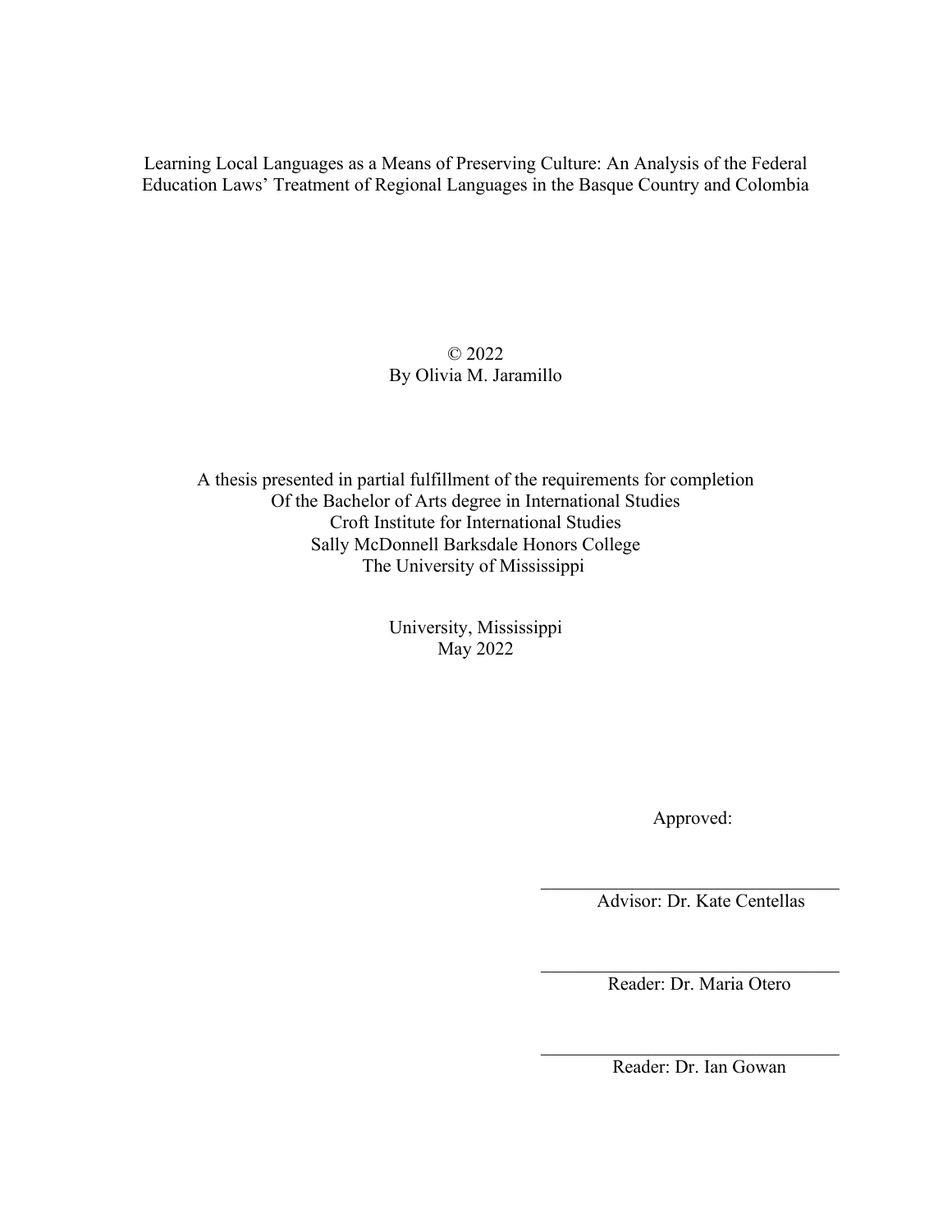Learning Local Languages as a Means of Preserving Culture: An Analysis of the Federal Education Laws' Treatment of Regional Languages in the Basque Country and Colombia

© 2022
By Olivia M. Jaramillo

A thesis presented in partial fulfillment of the requirements for completion
Of the Bachelor of Arts degree in International Studies
Croft Institute for International Studies
Sally McDonnell Barksdale Honors College
The University of Mississippi

University, Mississippi
May 2022

Approved:

Advisor: Dr. Kate Centellas

Reader: Dr. Maria Otero

Reader: Dr. Ian Gowan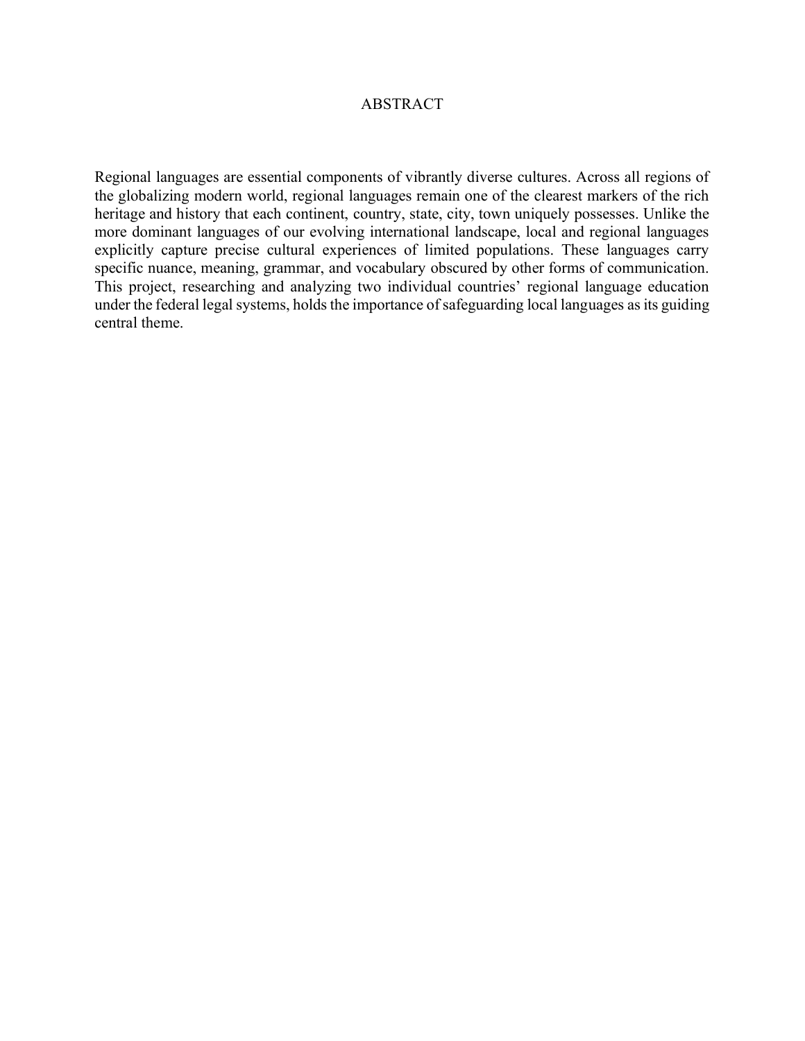# ABSTRACT

Regional languages are essential components of vibrantly diverse cultures. Across all regions of the globalizing modern world, regional languages remain one of the clearest markers of the rich heritage and history that each continent, country, state, city, town uniquely possesses. Unlike the more dominant languages of our evolving international landscape, local and regional languages explicitly capture precise cultural experiences of limited populations. These languages carry specific nuance, meaning, grammar, and vocabulary obscured by other forms of communication. This project, researching and analyzing two individual countries' regional language education under the federal legal systems, holds the importance of safeguarding local languages as its guiding central theme.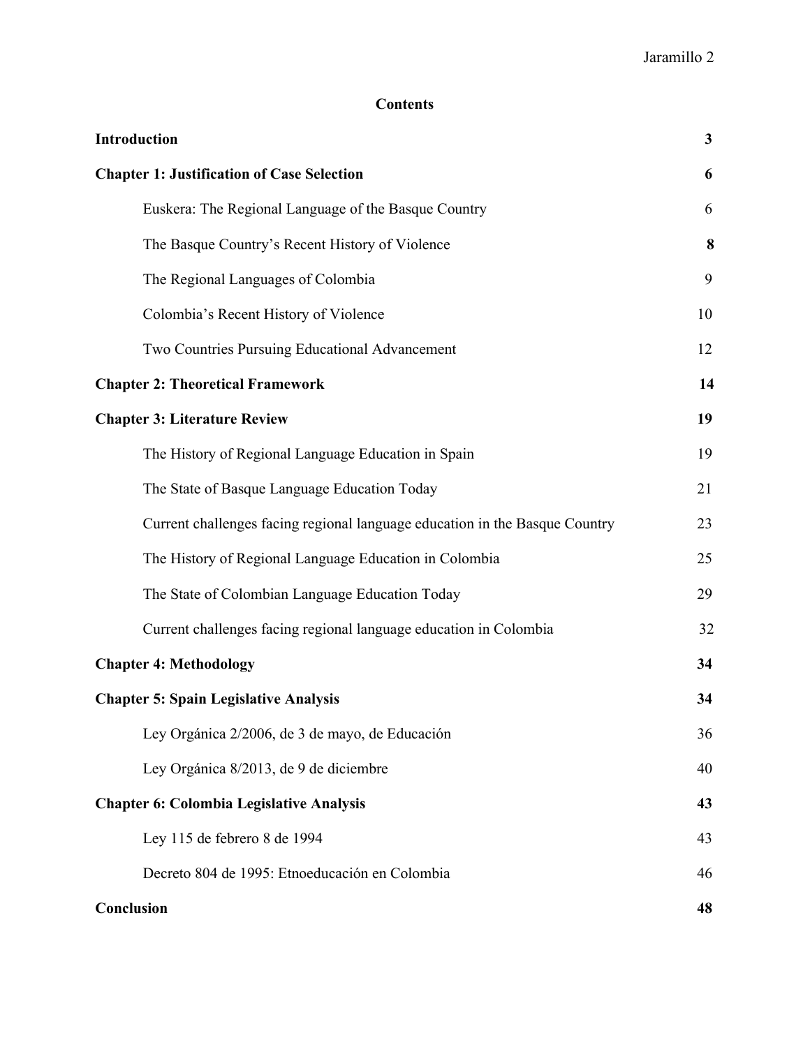**Contents**

| | |
|---|---|
| **Introduction** | **3** |
| **Chapter 1: Justification of Case Selection** | **6** |
| Euskera: The Regional Language of the Basque Country | 6 |
| The Basque Country's Recent History of Violence | **8** |
| The Regional Languages of Colombia | 9 |
| Colombia's Recent History of Violence | 10 |
| Two Countries Pursuing Educational Advancement | 12 |
| **Chapter 2: Theoretical Framework** | **14** |
| **Chapter 3: Literature Review** | **19** |
| The History of Regional Language Education in Spain | 19 |
| The State of Basque Language Education Today | 21 |
| Current challenges facing regional language education in the Basque Country | 23 |
| The History of Regional Language Education in Colombia | 25 |
| The State of Colombian Language Education Today | 29 |
| Current challenges facing regional language education in Colombia | 32 |
| **Chapter 4: Methodology** | **34** |
| **Chapter 5: Spain Legislative Analysis** | **34** |
| Ley Orgánica 2/2006, de 3 de mayo, de Educación | 36 |
| Ley Orgánica 8/2013, de 9 de diciembre | 40 |
| **Chapter 6: Colombia Legislative Analysis** | **43** |
| Ley 115 de febrero 8 de 1994 | 43 |
| Decreto 804 de 1995: Etnoeducación en Colombia | 46 |
| **Conclusion** | **48** |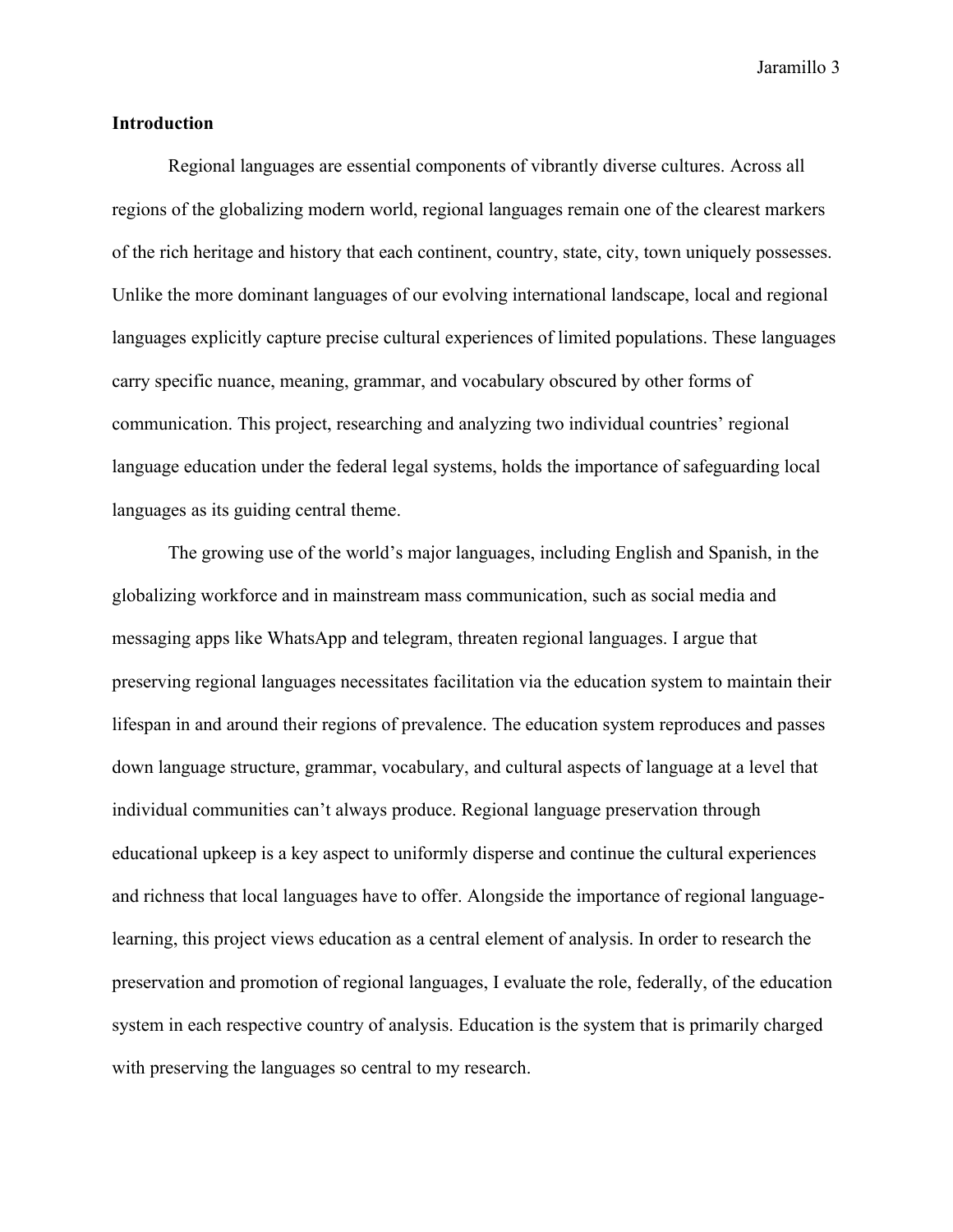**Introduction**

Regional languages are essential components of vibrantly diverse cultures. Across all regions of the globalizing modern world, regional languages remain one of the clearest markers of the rich heritage and history that each continent, country, state, city, town uniquely possesses. Unlike the more dominant languages of our evolving international landscape, local and regional languages explicitly capture precise cultural experiences of limited populations. These languages carry specific nuance, meaning, grammar, and vocabulary obscured by other forms of communication. This project, researching and analyzing two individual countries' regional language education under the federal legal systems, holds the importance of safeguarding local languages as its guiding central theme.

The growing use of the world's major languages, including English and Spanish, in the globalizing workforce and in mainstream mass communication, such as social media and messaging apps like WhatsApp and telegram, threaten regional languages. I argue that preserving regional languages necessitates facilitation via the education system to maintain their lifespan in and around their regions of prevalence. The education system reproduces and passes down language structure, grammar, vocabulary, and cultural aspects of language at a level that individual communities can't always produce. Regional language preservation through educational upkeep is a key aspect to uniformly disperse and continue the cultural experiences and richness that local languages have to offer. Alongside the importance of regional language-learning, this project views education as a central element of analysis. In order to research the preservation and promotion of regional languages, I evaluate the role, federally, of the education system in each respective country of analysis. Education is the system that is primarily charged with preserving the languages so central to my research.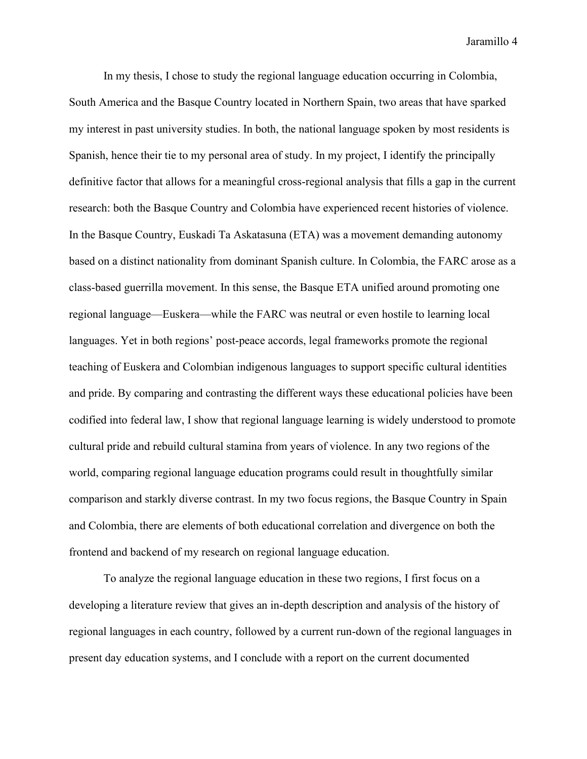In my thesis, I chose to study the regional language education occurring in Colombia, South America and the Basque Country located in Northern Spain, two areas that have sparked my interest in past university studies. In both, the national language spoken by most residents is Spanish, hence their tie to my personal area of study. In my project, I identify the principally definitive factor that allows for a meaningful cross-regional analysis that fills a gap in the current research: both the Basque Country and Colombia have experienced recent histories of violence. In the Basque Country, Euskadi Ta Askatasuna (ETA) was a movement demanding autonomy based on a distinct nationality from dominant Spanish culture. In Colombia, the FARC arose as a class-based guerrilla movement. In this sense, the Basque ETA unified around promoting one regional language—Euskera—while the FARC was neutral or even hostile to learning local languages. Yet in both regions' post-peace accords, legal frameworks promote the regional teaching of Euskera and Colombian indigenous languages to support specific cultural identities and pride. By comparing and contrasting the different ways these educational policies have been codified into federal law, I show that regional language learning is widely understood to promote cultural pride and rebuild cultural stamina from years of violence. In any two regions of the world, comparing regional language education programs could result in thoughtfully similar comparison and starkly diverse contrast. In my two focus regions, the Basque Country in Spain and Colombia, there are elements of both educational correlation and divergence on both the frontend and backend of my research on regional language education.

To analyze the regional language education in these two regions, I first focus on a developing a literature review that gives an in-depth description and analysis of the history of regional languages in each country, followed by a current run-down of the regional languages in present day education systems, and I conclude with a report on the current documented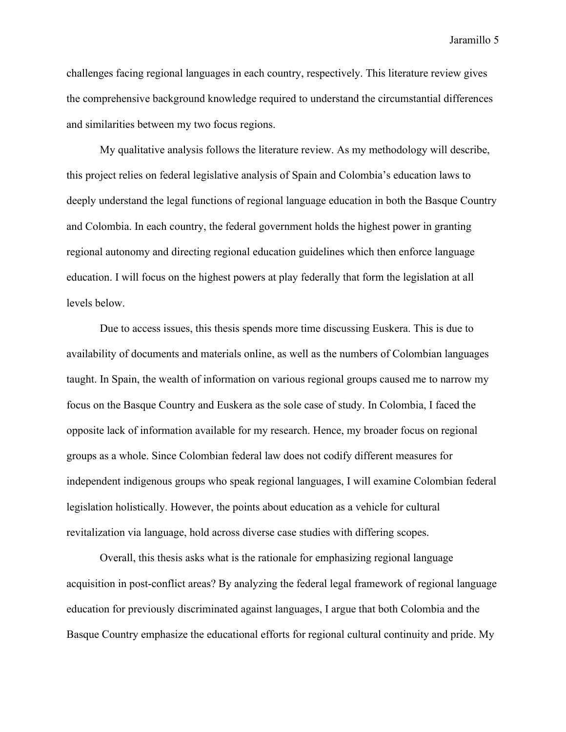challenges facing regional languages in each country, respectively. This literature review gives the comprehensive background knowledge required to understand the circumstantial differences and similarities between my two focus regions.

My qualitative analysis follows the literature review. As my methodology will describe, this project relies on federal legislative analysis of Spain and Colombia's education laws to deeply understand the legal functions of regional language education in both the Basque Country and Colombia. In each country, the federal government holds the highest power in granting regional autonomy and directing regional education guidelines which then enforce language education. I will focus on the highest powers at play federally that form the legislation at all levels below.

Due to access issues, this thesis spends more time discussing Euskera. This is due to availability of documents and materials online, as well as the numbers of Colombian languages taught. In Spain, the wealth of information on various regional groups caused me to narrow my focus on the Basque Country and Euskera as the sole case of study. In Colombia, I faced the opposite lack of information available for my research. Hence, my broader focus on regional groups as a whole. Since Colombian federal law does not codify different measures for independent indigenous groups who speak regional languages, I will examine Colombian federal legislation holistically. However, the points about education as a vehicle for cultural revitalization via language, hold across diverse case studies with differing scopes.

Overall, this thesis asks what is the rationale for emphasizing regional language acquisition in post-conflict areas? By analyzing the federal legal framework of regional language education for previously discriminated against languages, I argue that both Colombia and the Basque Country emphasize the educational efforts for regional cultural continuity and pride. My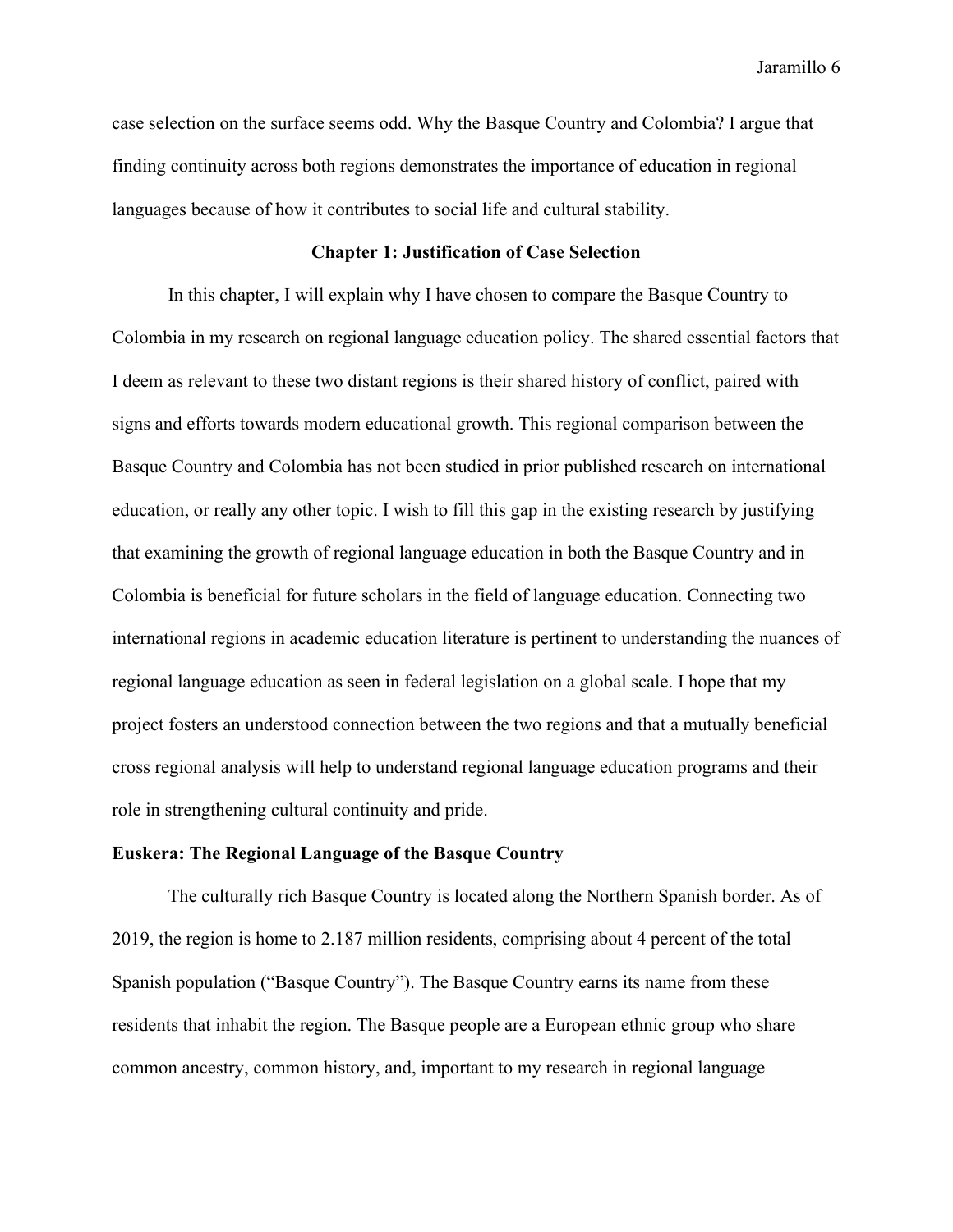case selection on the surface seems odd. Why the Basque Country and Colombia? I argue that finding continuity across both regions demonstrates the importance of education in regional languages because of how it contributes to social life and cultural stability.

## Chapter 1: Justification of Case Selection

In this chapter, I will explain why I have chosen to compare the Basque Country to Colombia in my research on regional language education policy. The shared essential factors that I deem as relevant to these two distant regions is their shared history of conflict, paired with signs and efforts towards modern educational growth. This regional comparison between the Basque Country and Colombia has not been studied in prior published research on international education, or really any other topic. I wish to fill this gap in the existing research by justifying that examining the growth of regional language education in both the Basque Country and in Colombia is beneficial for future scholars in the field of language education. Connecting two international regions in academic education literature is pertinent to understanding the nuances of regional language education as seen in federal legislation on a global scale. I hope that my project fosters an understood connection between the two regions and that a mutually beneficial cross regional analysis will help to understand regional language education programs and their role in strengthening cultural continuity and pride.

### Euskera: The Regional Language of the Basque Country

The culturally rich Basque Country is located along the Northern Spanish border. As of 2019, the region is home to 2.187 million residents, comprising about 4 percent of the total Spanish population ("Basque Country"). The Basque Country earns its name from these residents that inhabit the region. The Basque people are a European ethnic group who share common ancestry, common history, and, important to my research in regional language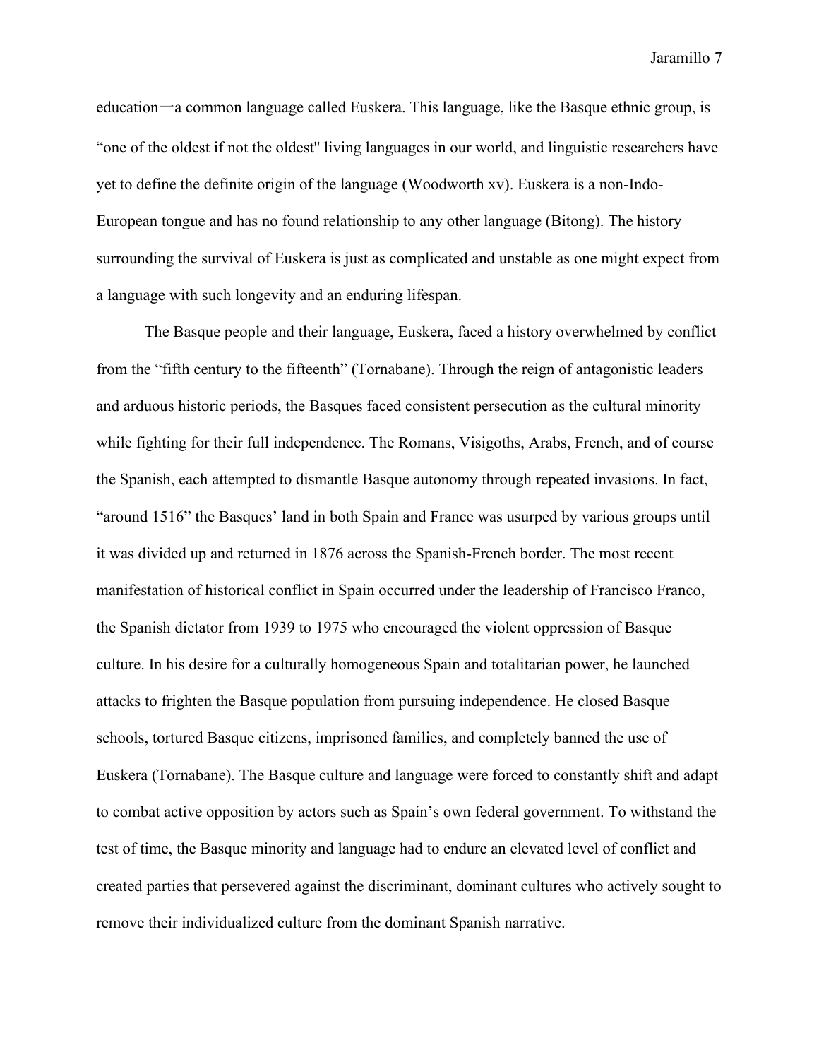education一a common language called Euskera. This language, like the Basque ethnic group, is "one of the oldest if not the oldest" living languages in our world, and linguistic researchers have yet to define the definite origin of the language (Woodworth xv). Euskera is a non-Indo-European tongue and has no found relationship to any other language (Bitong). The history surrounding the survival of Euskera is just as complicated and unstable as one might expect from a language with such longevity and an enduring lifespan.

The Basque people and their language, Euskera, faced a history overwhelmed by conflict from the "fifth century to the fifteenth" (Tornabane). Through the reign of antagonistic leaders and arduous historic periods, the Basques faced consistent persecution as the cultural minority while fighting for their full independence. The Romans, Visigoths, Arabs, French, and of course the Spanish, each attempted to dismantle Basque autonomy through repeated invasions. In fact, "around 1516" the Basques' land in both Spain and France was usurped by various groups until it was divided up and returned in 1876 across the Spanish-French border. The most recent manifestation of historical conflict in Spain occurred under the leadership of Francisco Franco, the Spanish dictator from 1939 to 1975 who encouraged the violent oppression of Basque culture. In his desire for a culturally homogeneous Spain and totalitarian power, he launched attacks to frighten the Basque population from pursuing independence. He closed Basque schools, tortured Basque citizens, imprisoned families, and completely banned the use of Euskera (Tornabane). The Basque culture and language were forced to constantly shift and adapt to combat active opposition by actors such as Spain's own federal government. To withstand the test of time, the Basque minority and language had to endure an elevated level of conflict and created parties that persevered against the discriminant, dominant cultures who actively sought to remove their individualized culture from the dominant Spanish narrative.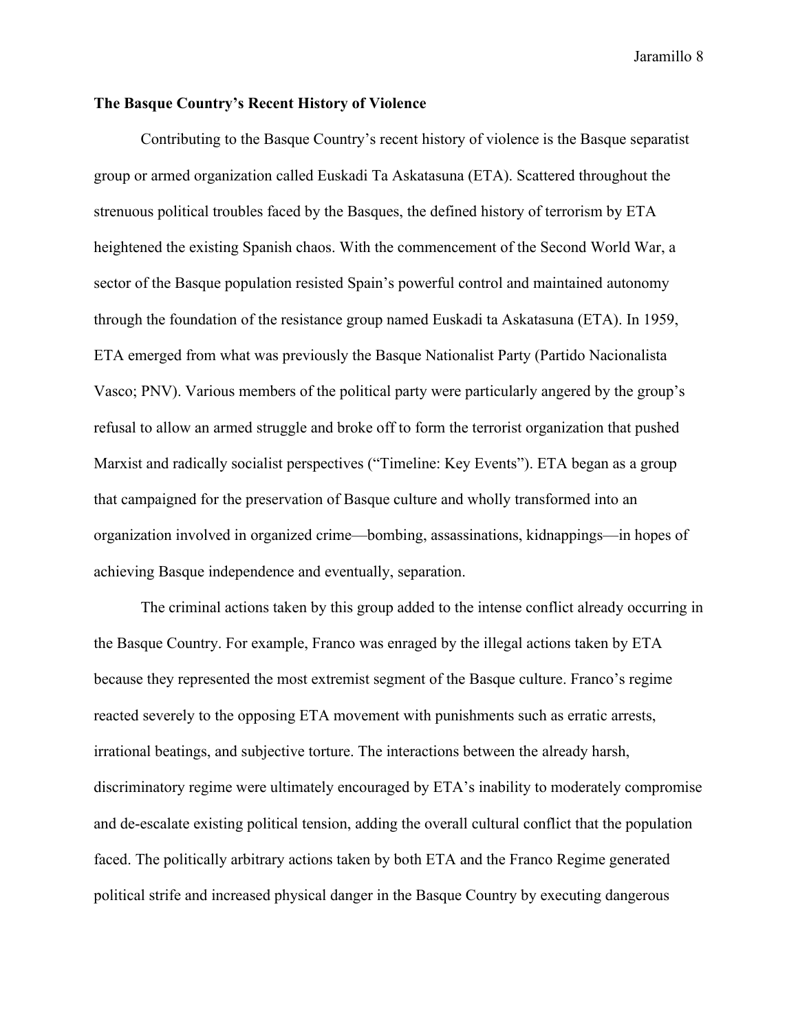**The Basque Country's Recent History of Violence**

Contributing to the Basque Country's recent history of violence is the Basque separatist group or armed organization called Euskadi Ta Askatasuna (ETA). Scattered throughout the strenuous political troubles faced by the Basques, the defined history of terrorism by ETA heightened the existing Spanish chaos. With the commencement of the Second World War, a sector of the Basque population resisted Spain's powerful control and maintained autonomy through the foundation of the resistance group named Euskadi ta Askatasuna (ETA). In 1959, ETA emerged from what was previously the Basque Nationalist Party (Partido Nacionalista Vasco; PNV). Various members of the political party were particularly angered by the group's refusal to allow an armed struggle and broke off to form the terrorist organization that pushed Marxist and radically socialist perspectives ("Timeline: Key Events"). ETA began as a group that campaigned for the preservation of Basque culture and wholly transformed into an organization involved in organized crime—bombing, assassinations, kidnappings—in hopes of achieving Basque independence and eventually, separation.

The criminal actions taken by this group added to the intense conflict already occurring in the Basque Country. For example, Franco was enraged by the illegal actions taken by ETA because they represented the most extremist segment of the Basque culture. Franco's regime reacted severely to the opposing ETA movement with punishments such as erratic arrests, irrational beatings, and subjective torture. The interactions between the already harsh, discriminatory regime were ultimately encouraged by ETA's inability to moderately compromise and de-escalate existing political tension, adding the overall cultural conflict that the population faced. The politically arbitrary actions taken by both ETA and the Franco Regime generated political strife and increased physical danger in the Basque Country by executing dangerous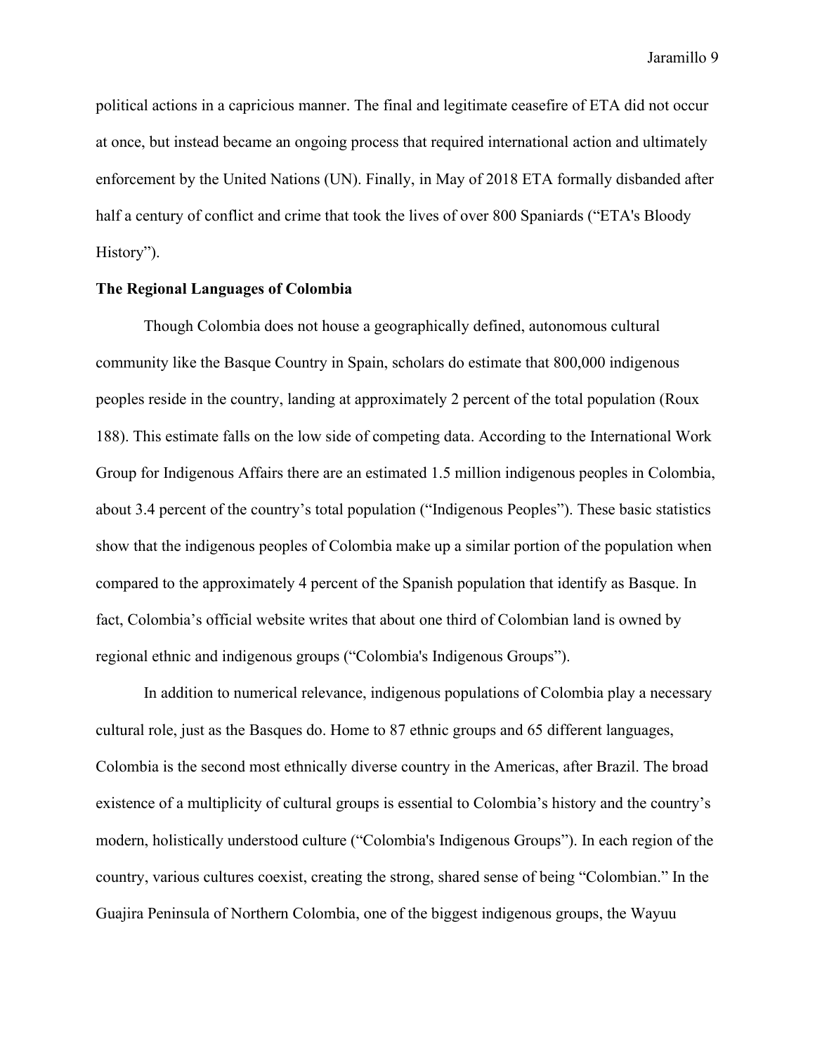political actions in a capricious manner. The final and legitimate ceasefire of ETA did not occur at once, but instead became an ongoing process that required international action and ultimately enforcement by the United Nations (UN). Finally, in May of 2018 ETA formally disbanded after half a century of conflict and crime that took the lives of over 800 Spaniards ("ETA's Bloody History").

**The Regional Languages of Colombia**

Though Colombia does not house a geographically defined, autonomous cultural community like the Basque Country in Spain, scholars do estimate that 800,000 indigenous peoples reside in the country, landing at approximately 2 percent of the total population (Roux 188). This estimate falls on the low side of competing data. According to the International Work Group for Indigenous Affairs there are an estimated 1.5 million indigenous peoples in Colombia, about 3.4 percent of the country's total population ("Indigenous Peoples"). These basic statistics show that the indigenous peoples of Colombia make up a similar portion of the population when compared to the approximately 4 percent of the Spanish population that identify as Basque. In fact, Colombia's official website writes that about one third of Colombian land is owned by regional ethnic and indigenous groups ("Colombia's Indigenous Groups").

In addition to numerical relevance, indigenous populations of Colombia play a necessary cultural role, just as the Basques do. Home to 87 ethnic groups and 65 different languages, Colombia is the second most ethnically diverse country in the Americas, after Brazil. The broad existence of a multiplicity of cultural groups is essential to Colombia's history and the country's modern, holistically understood culture ("Colombia's Indigenous Groups"). In each region of the country, various cultures coexist, creating the strong, shared sense of being "Colombian." In the Guajira Peninsula of Northern Colombia, one of the biggest indigenous groups, the Wayuu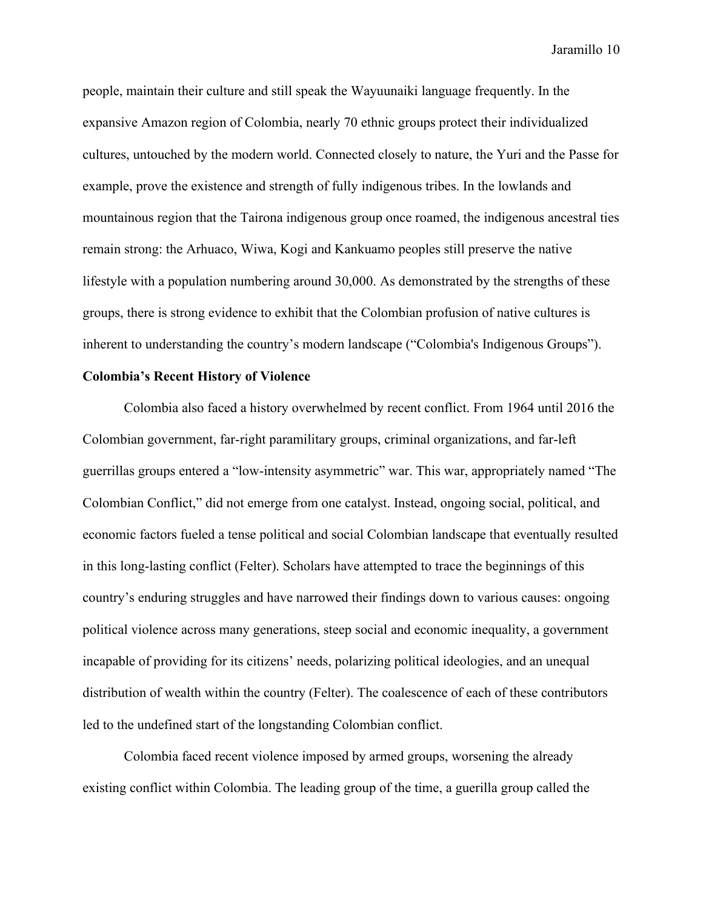people, maintain their culture and still speak the Wayuunaiki language frequently. In the expansive Amazon region of Colombia, nearly 70 ethnic groups protect their individualized cultures, untouched by the modern world. Connected closely to nature, the Yuri and the Passe for example, prove the existence and strength of fully indigenous tribes. In the lowlands and mountainous region that the Tairona indigenous group once roamed, the indigenous ancestral ties remain strong: the Arhuaco, Wiwa, Kogi and Kankuamo peoples still preserve the native lifestyle with a population numbering around 30,000. As demonstrated by the strengths of these groups, there is strong evidence to exhibit that the Colombian profusion of native cultures is inherent to understanding the country's modern landscape ("Colombia's Indigenous Groups").

**Colombia's Recent History of Violence**

Colombia also faced a history overwhelmed by recent conflict. From 1964 until 2016 the Colombian government, far-right paramilitary groups, criminal organizations, and far-left guerrillas groups entered a "low-intensity asymmetric" war. This war, appropriately named "The Colombian Conflict," did not emerge from one catalyst. Instead, ongoing social, political, and economic factors fueled a tense political and social Colombian landscape that eventually resulted in this long-lasting conflict (Felter). Scholars have attempted to trace the beginnings of this country's enduring struggles and have narrowed their findings down to various causes: ongoing political violence across many generations, steep social and economic inequality, a government incapable of providing for its citizens' needs, polarizing political ideologies, and an unequal distribution of wealth within the country (Felter). The coalescence of each of these contributors led to the undefined start of the longstanding Colombian conflict.

Colombia faced recent violence imposed by armed groups, worsening the already existing conflict within Colombia. The leading group of the time, a guerilla group called the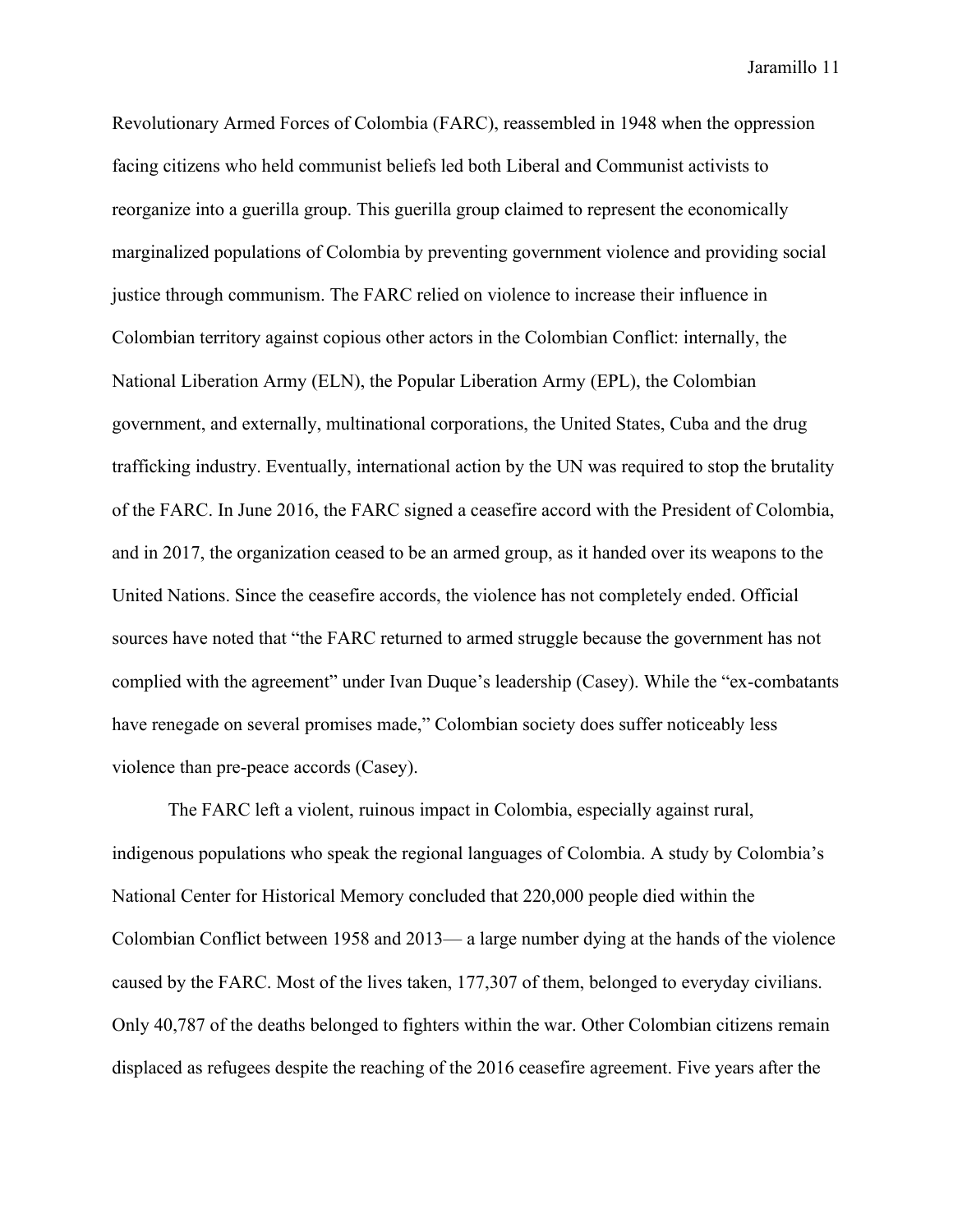Revolutionary Armed Forces of Colombia (FARC), reassembled in 1948 when the oppression facing citizens who held communist beliefs led both Liberal and Communist activists to reorganize into a guerilla group. This guerilla group claimed to represent the economically marginalized populations of Colombia by preventing government violence and providing social justice through communism. The FARC relied on violence to increase their influence in Colombian territory against copious other actors in the Colombian Conflict: internally, the National Liberation Army (ELN), the Popular Liberation Army (EPL), the Colombian government, and externally, multinational corporations, the United States, Cuba and the drug trafficking industry. Eventually, international action by the UN was required to stop the brutality of the FARC. In June 2016, the FARC signed a ceasefire accord with the President of Colombia, and in 2017, the organization ceased to be an armed group, as it handed over its weapons to the United Nations. Since the ceasefire accords, the violence has not completely ended. Official sources have noted that "the FARC returned to armed struggle because the government has not complied with the agreement" under Ivan Duque's leadership (Casey). While the "ex-combatants have renegade on several promises made," Colombian society does suffer noticeably less violence than pre-peace accords (Casey).

The FARC left a violent, ruinous impact in Colombia, especially against rural, indigenous populations who speak the regional languages of Colombia. A study by Colombia's National Center for Historical Memory concluded that 220,000 people died within the Colombian Conflict between 1958 and 2013— a large number dying at the hands of the violence caused by the FARC. Most of the lives taken, 177,307 of them, belonged to everyday civilians. Only 40,787 of the deaths belonged to fighters within the war. Other Colombian citizens remain displaced as refugees despite the reaching of the 2016 ceasefire agreement. Five years after the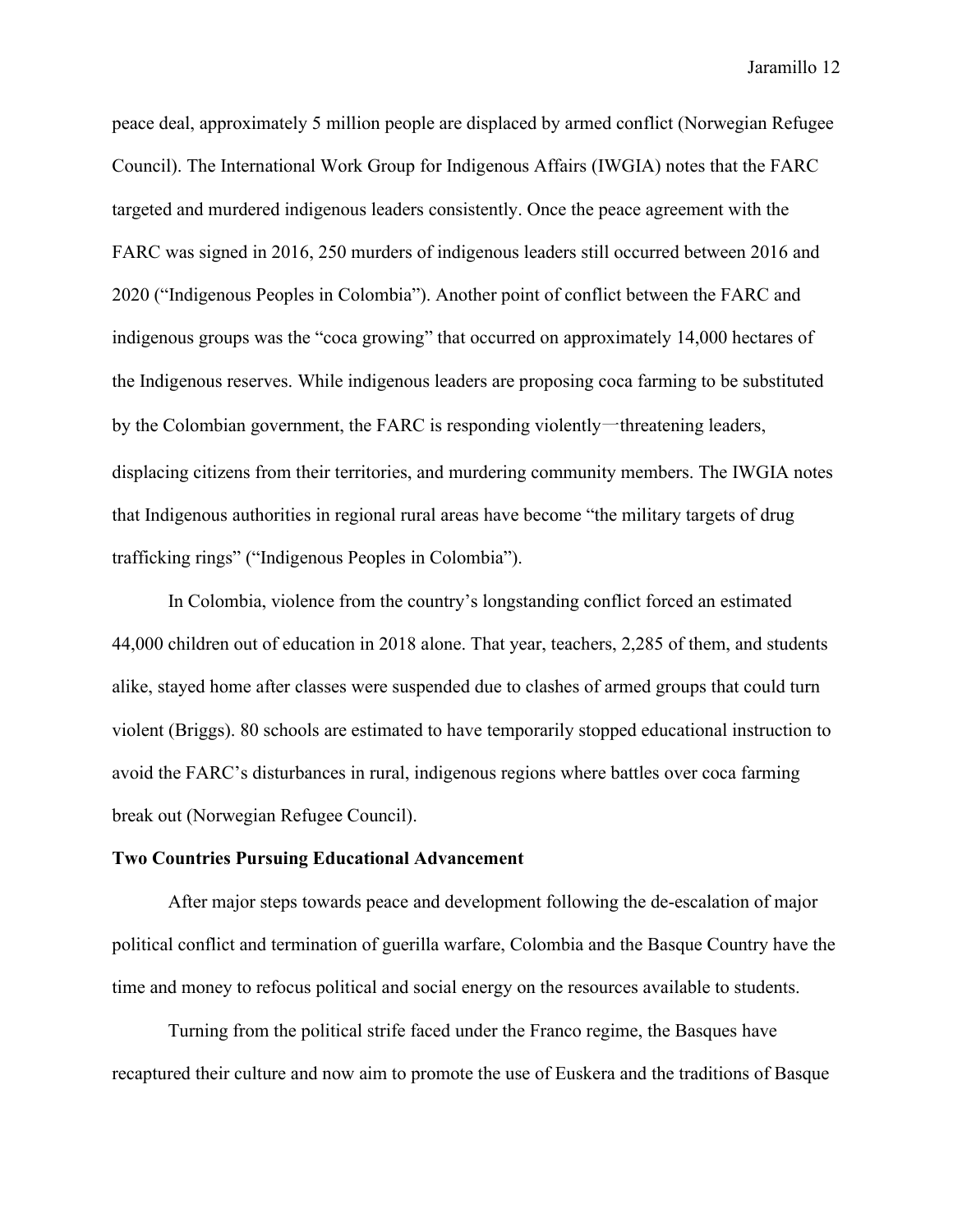peace deal, approximately 5 million people are displaced by armed conflict (Norwegian Refugee Council). The International Work Group for Indigenous Affairs (IWGIA) notes that the FARC targeted and murdered indigenous leaders consistently. Once the peace agreement with the FARC was signed in 2016, 250 murders of indigenous leaders still occurred between 2016 and 2020 ("Indigenous Peoples in Colombia"). Another point of conflict between the FARC and indigenous groups was the "coca growing" that occurred on approximately 14,000 hectares of the Indigenous reserves. While indigenous leaders are proposing coca farming to be substituted by the Colombian government, the FARC is responding violently—threatening leaders, displacing citizens from their territories, and murdering community members. The IWGIA notes that Indigenous authorities in regional rural areas have become "the military targets of drug trafficking rings" ("Indigenous Peoples in Colombia").

In Colombia, violence from the country's longstanding conflict forced an estimated 44,000 children out of education in 2018 alone. That year, teachers, 2,285 of them, and students alike, stayed home after classes were suspended due to clashes of armed groups that could turn violent (Briggs). 80 schools are estimated to have temporarily stopped educational instruction to avoid the FARC's disturbances in rural, indigenous regions where battles over coca farming break out (Norwegian Refugee Council).

**Two Countries Pursuing Educational Advancement**

After major steps towards peace and development following the de-escalation of major political conflict and termination of guerilla warfare, Colombia and the Basque Country have the time and money to refocus political and social energy on the resources available to students.

Turning from the political strife faced under the Franco regime, the Basques have recaptured their culture and now aim to promote the use of Euskera and the traditions of Basque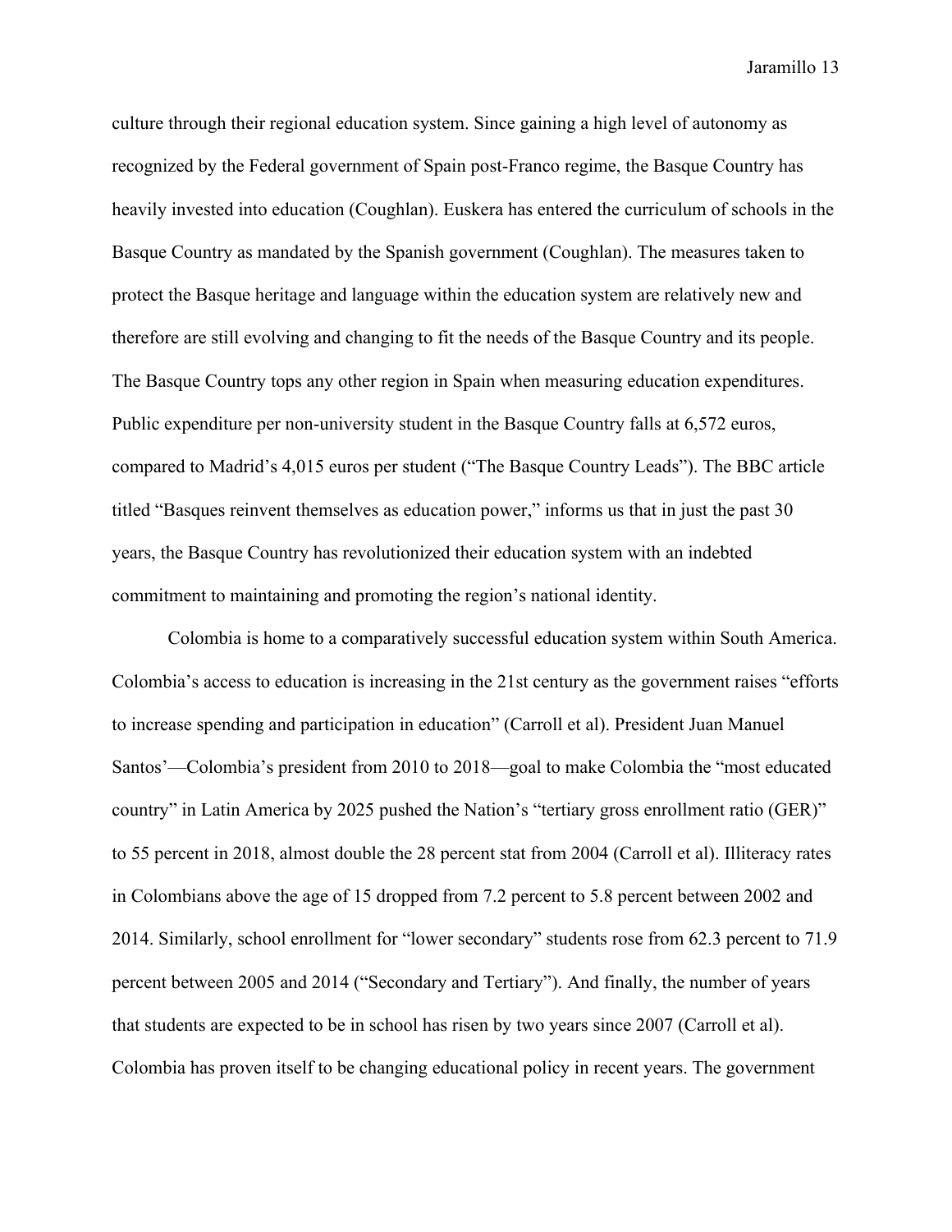culture through their regional education system. Since gaining a high level of autonomy as recognized by the Federal government of Spain post-Franco regime, the Basque Country has heavily invested into education (Coughlan). Euskera has entered the curriculum of schools in the Basque Country as mandated by the Spanish government (Coughlan). The measures taken to protect the Basque heritage and language within the education system are relatively new and therefore are still evolving and changing to fit the needs of the Basque Country and its people. The Basque Country tops any other region in Spain when measuring education expenditures. Public expenditure per non-university student in the Basque Country falls at 6,572 euros, compared to Madrid's 4,015 euros per student ("The Basque Country Leads"). The BBC article titled "Basques reinvent themselves as education power," informs us that in just the past 30 years, the Basque Country has revolutionized their education system with an indebted commitment to maintaining and promoting the region's national identity.

Colombia is home to a comparatively successful education system within South America. Colombia's access to education is increasing in the 21st century as the government raises "efforts to increase spending and participation in education" (Carroll et al). President Juan Manuel Santos'—Colombia's president from 2010 to 2018—goal to make Colombia the "most educated country" in Latin America by 2025 pushed the Nation's "tertiary gross enrollment ratio (GER)" to 55 percent in 2018, almost double the 28 percent stat from 2004 (Carroll et al). Illiteracy rates in Colombians above the age of 15 dropped from 7.2 percent to 5.8 percent between 2002 and 2014. Similarly, school enrollment for "lower secondary" students rose from 62.3 percent to 71.9 percent between 2005 and 2014 ("Secondary and Tertiary"). And finally, the number of years that students are expected to be in school has risen by two years since 2007 (Carroll et al). Colombia has proven itself to be changing educational policy in recent years. The government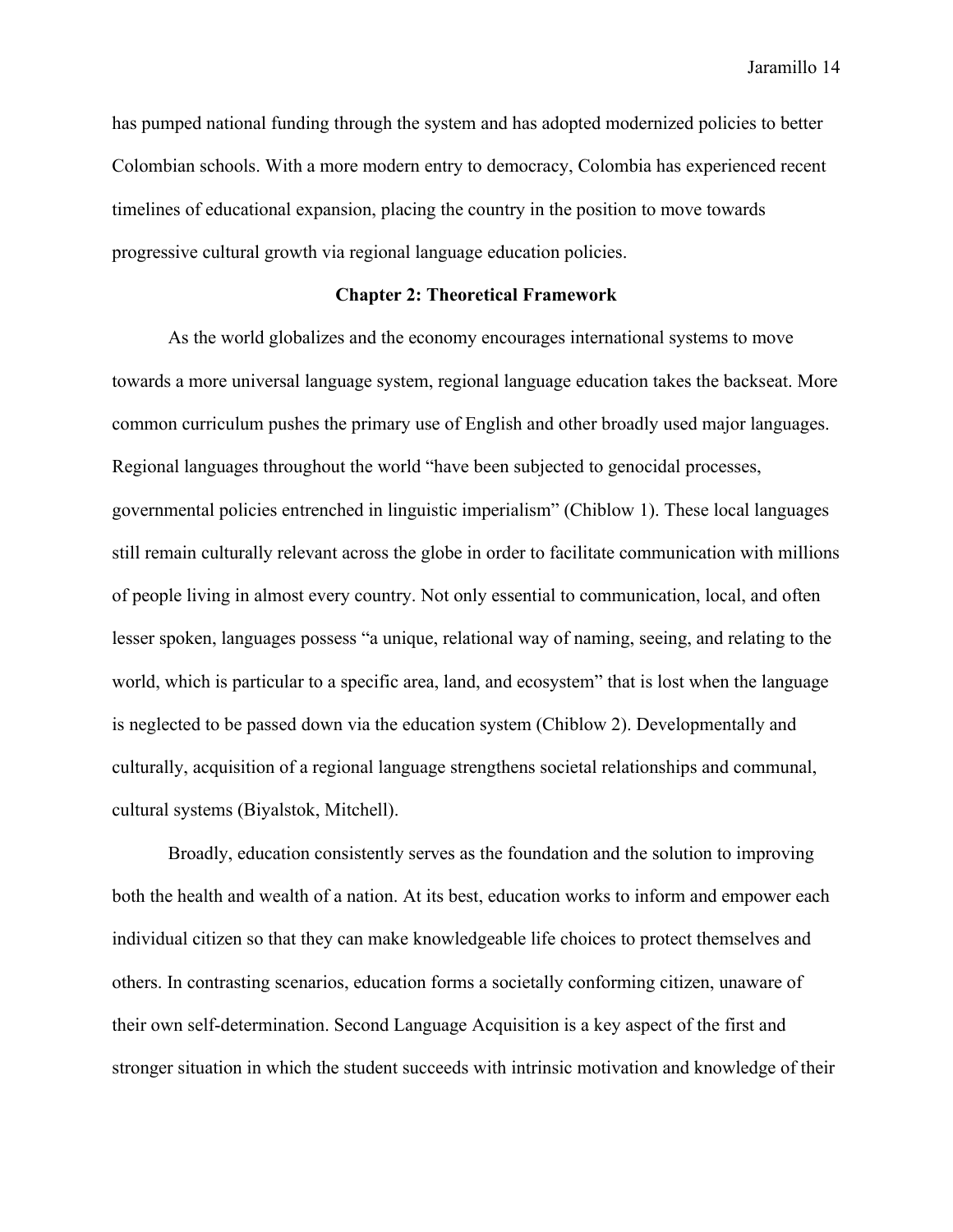has pumped national funding through the system and has adopted modernized policies to better Colombian schools. With a more modern entry to democracy, Colombia has experienced recent timelines of educational expansion, placing the country in the position to move towards progressive cultural growth via regional language education policies.

## Chapter 2: Theoretical Framework

As the world globalizes and the economy encourages international systems to move towards a more universal language system, regional language education takes the backseat. More common curriculum pushes the primary use of English and other broadly used major languages. Regional languages throughout the world "have been subjected to genocidal processes, governmental policies entrenched in linguistic imperialism" (Chiblow 1). These local languages still remain culturally relevant across the globe in order to facilitate communication with millions of people living in almost every country. Not only essential to communication, local, and often lesser spoken, languages possess "a unique, relational way of naming, seeing, and relating to the world, which is particular to a specific area, land, and ecosystem" that is lost when the language is neglected to be passed down via the education system (Chiblow 2). Developmentally and culturally, acquisition of a regional language strengthens societal relationships and communal, cultural systems (Biyalstok, Mitchell).

Broadly, education consistently serves as the foundation and the solution to improving both the health and wealth of a nation. At its best, education works to inform and empower each individual citizen so that they can make knowledgeable life choices to protect themselves and others. In contrasting scenarios, education forms a societally conforming citizen, unaware of their own self-determination. Second Language Acquisition is a key aspect of the first and stronger situation in which the student succeeds with intrinsic motivation and knowledge of their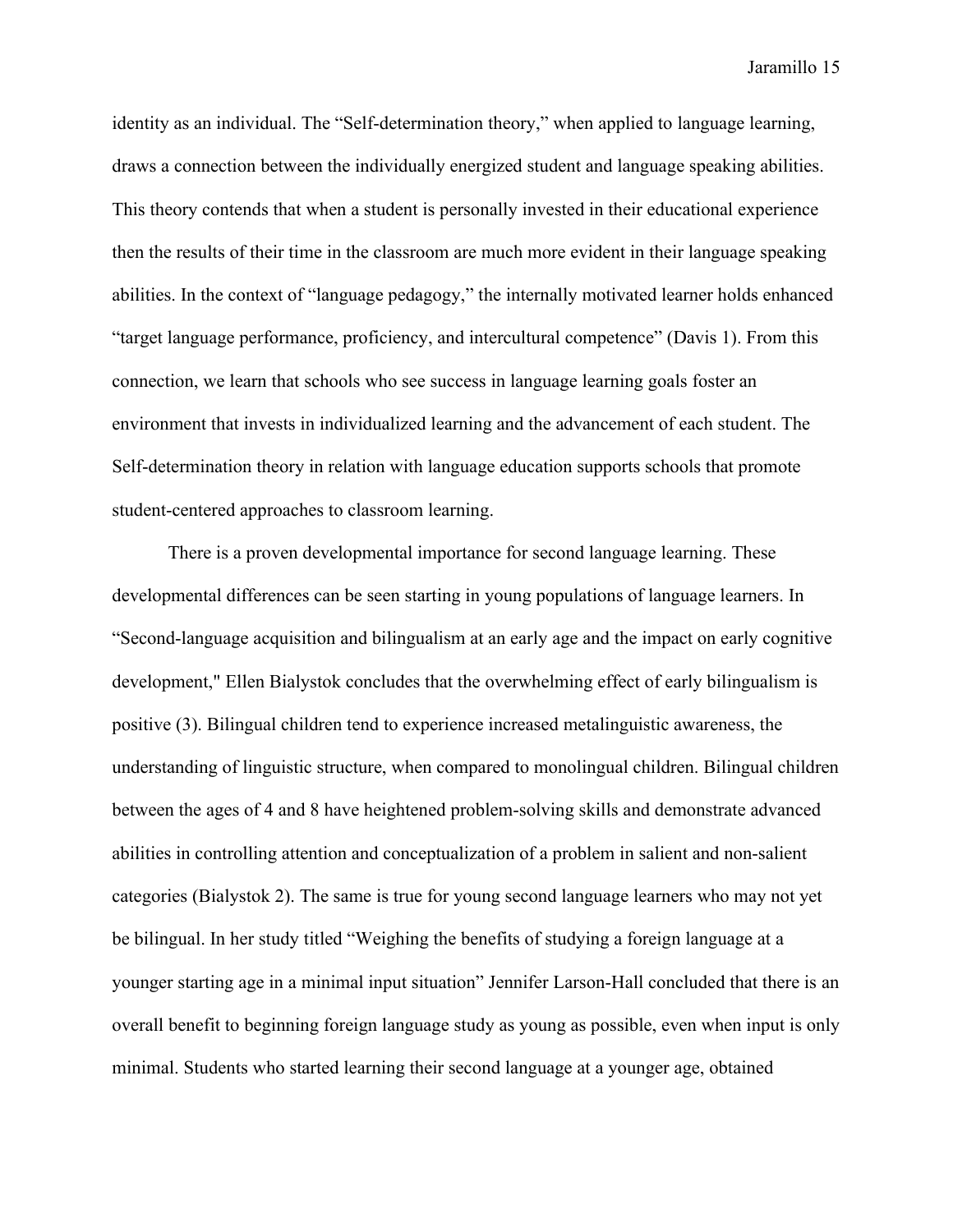identity as an individual. The "Self-determination theory," when applied to language learning, draws a connection between the individually energized student and language speaking abilities. This theory contends that when a student is personally invested in their educational experience then the results of their time in the classroom are much more evident in their language speaking abilities. In the context of "language pedagogy," the internally motivated learner holds enhanced "target language performance, proficiency, and intercultural competence" (Davis 1). From this connection, we learn that schools who see success in language learning goals foster an environment that invests in individualized learning and the advancement of each student. The Self-determination theory in relation with language education supports schools that promote student-centered approaches to classroom learning.

There is a proven developmental importance for second language learning. These developmental differences can be seen starting in young populations of language learners. In "Second-language acquisition and bilingualism at an early age and the impact on early cognitive development," Ellen Bialystok concludes that the overwhelming effect of early bilingualism is positive (3). Bilingual children tend to experience increased metalinguistic awareness, the understanding of linguistic structure, when compared to monolingual children. Bilingual children between the ages of 4 and 8 have heightened problem-solving skills and demonstrate advanced abilities in controlling attention and conceptualization of a problem in salient and non-salient categories (Bialystok 2). The same is true for young second language learners who may not yet be bilingual. In her study titled "Weighing the benefits of studying a foreign language at a younger starting age in a minimal input situation" Jennifer Larson-Hall concluded that there is an overall benefit to beginning foreign language study as young as possible, even when input is only minimal. Students who started learning their second language at a younger age, obtained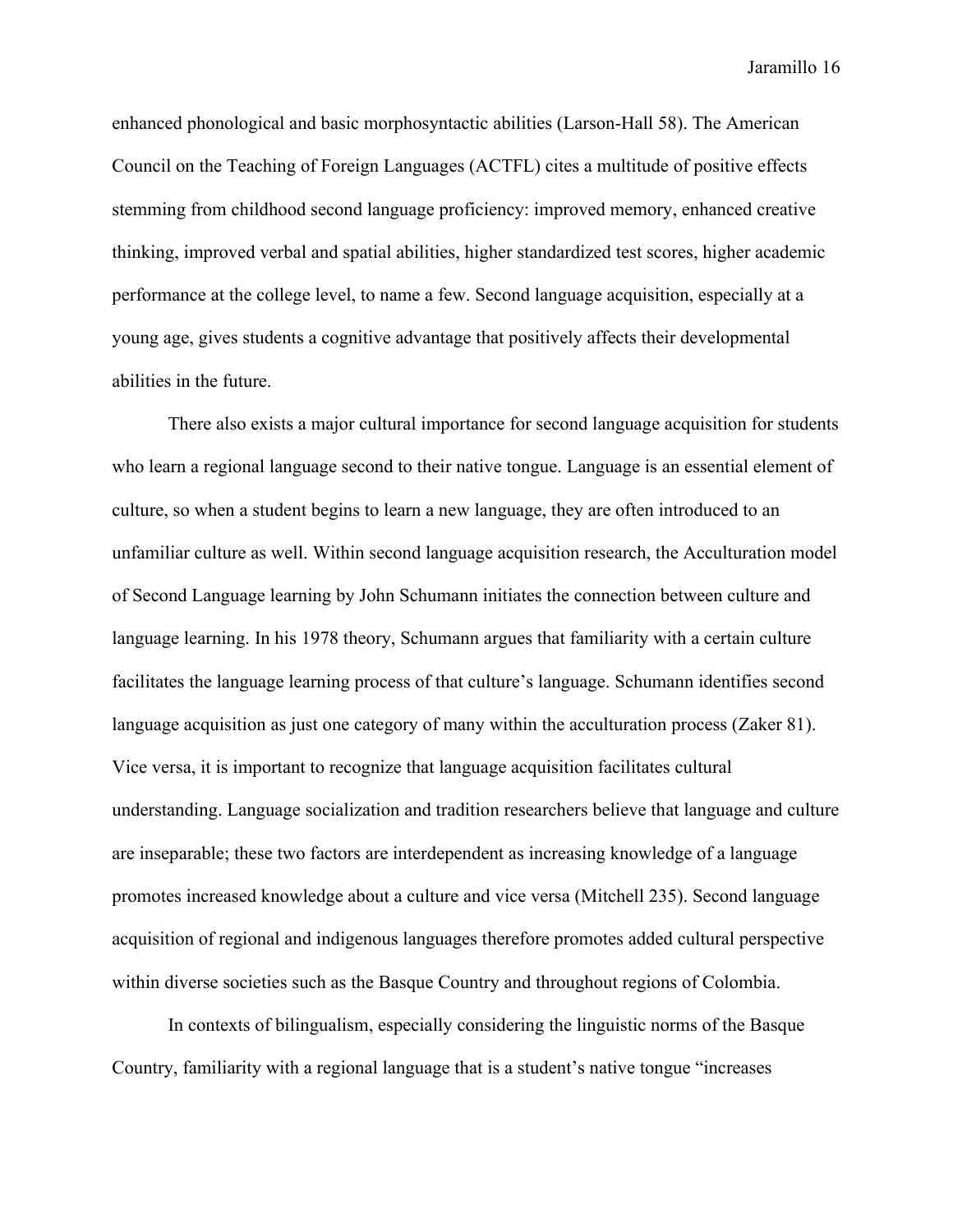enhanced phonological and basic morphosyntactic abilities (Larson-Hall 58). The American Council on the Teaching of Foreign Languages (ACTFL) cites a multitude of positive effects stemming from childhood second language proficiency: improved memory, enhanced creative thinking, improved verbal and spatial abilities, higher standardized test scores, higher academic performance at the college level, to name a few. Second language acquisition, especially at a young age, gives students a cognitive advantage that positively affects their developmental abilities in the future.

There also exists a major cultural importance for second language acquisition for students who learn a regional language second to their native tongue. Language is an essential element of culture, so when a student begins to learn a new language, they are often introduced to an unfamiliar culture as well. Within second language acquisition research, the Acculturation model of Second Language learning by John Schumann initiates the connection between culture and language learning. In his 1978 theory, Schumann argues that familiarity with a certain culture facilitates the language learning process of that culture's language. Schumann identifies second language acquisition as just one category of many within the acculturation process (Zaker 81). Vice versa, it is important to recognize that language acquisition facilitates cultural understanding. Language socialization and tradition researchers believe that language and culture are inseparable; these two factors are interdependent as increasing knowledge of a language promotes increased knowledge about a culture and vice versa (Mitchell 235). Second language acquisition of regional and indigenous languages therefore promotes added cultural perspective within diverse societies such as the Basque Country and throughout regions of Colombia.

In contexts of bilingualism, especially considering the linguistic norms of the Basque Country, familiarity with a regional language that is a student's native tongue "increases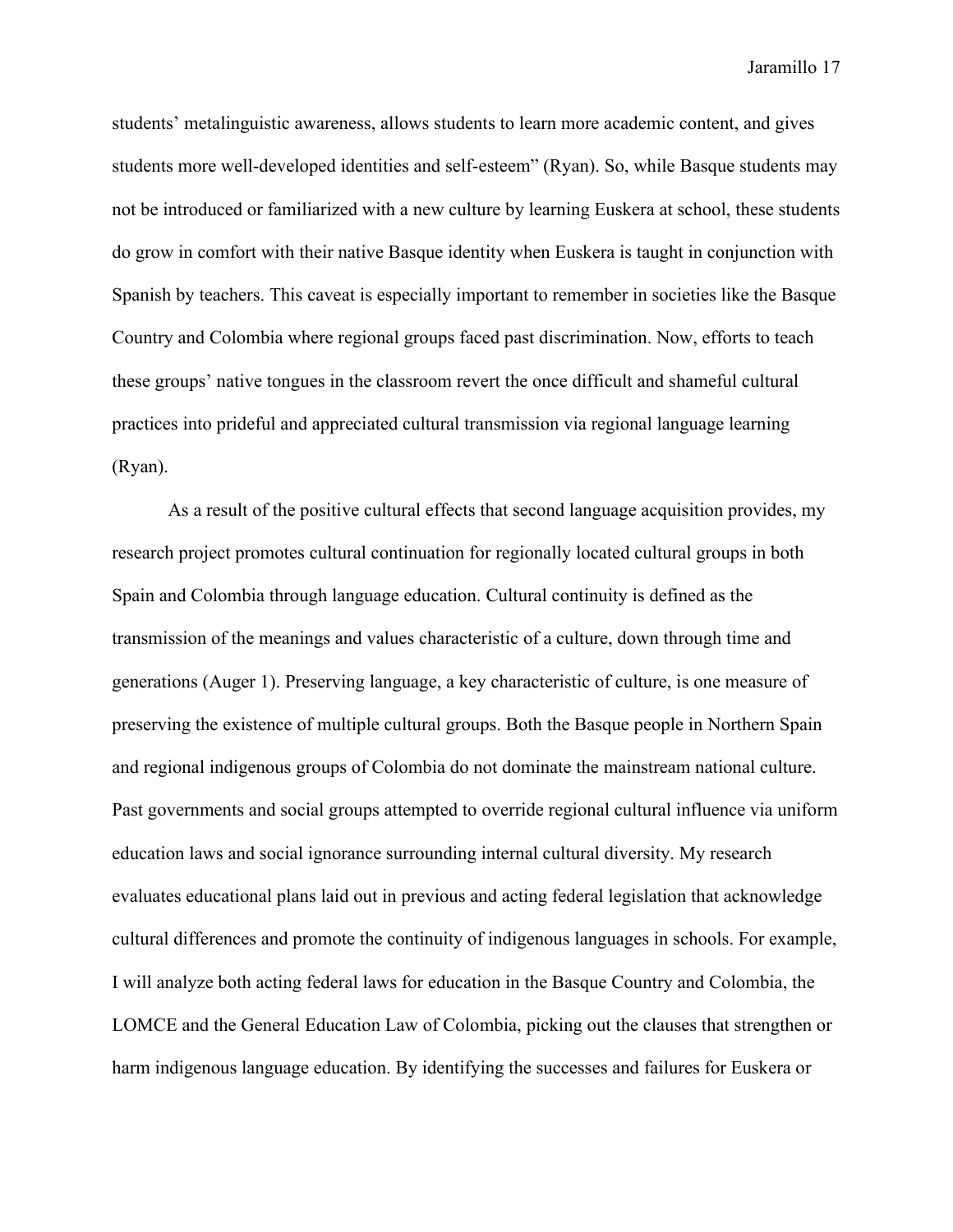students' metalinguistic awareness, allows students to learn more academic content, and gives students more well-developed identities and self-esteem" (Ryan). So, while Basque students may not be introduced or familiarized with a new culture by learning Euskera at school, these students do grow in comfort with their native Basque identity when Euskera is taught in conjunction with Spanish by teachers. This caveat is especially important to remember in societies like the Basque Country and Colombia where regional groups faced past discrimination. Now, efforts to teach these groups' native tongues in the classroom revert the once difficult and shameful cultural practices into prideful and appreciated cultural transmission via regional language learning (Ryan).

As a result of the positive cultural effects that second language acquisition provides, my research project promotes cultural continuation for regionally located cultural groups in both Spain and Colombia through language education. Cultural continuity is defined as the transmission of the meanings and values characteristic of a culture, down through time and generations (Auger 1). Preserving language, a key characteristic of culture, is one measure of preserving the existence of multiple cultural groups. Both the Basque people in Northern Spain and regional indigenous groups of Colombia do not dominate the mainstream national culture. Past governments and social groups attempted to override regional cultural influence via uniform education laws and social ignorance surrounding internal cultural diversity. My research evaluates educational plans laid out in previous and acting federal legislation that acknowledge cultural differences and promote the continuity of indigenous languages in schools. For example, I will analyze both acting federal laws for education in the Basque Country and Colombia, the LOMCE and the General Education Law of Colombia, picking out the clauses that strengthen or harm indigenous language education. By identifying the successes and failures for Euskera or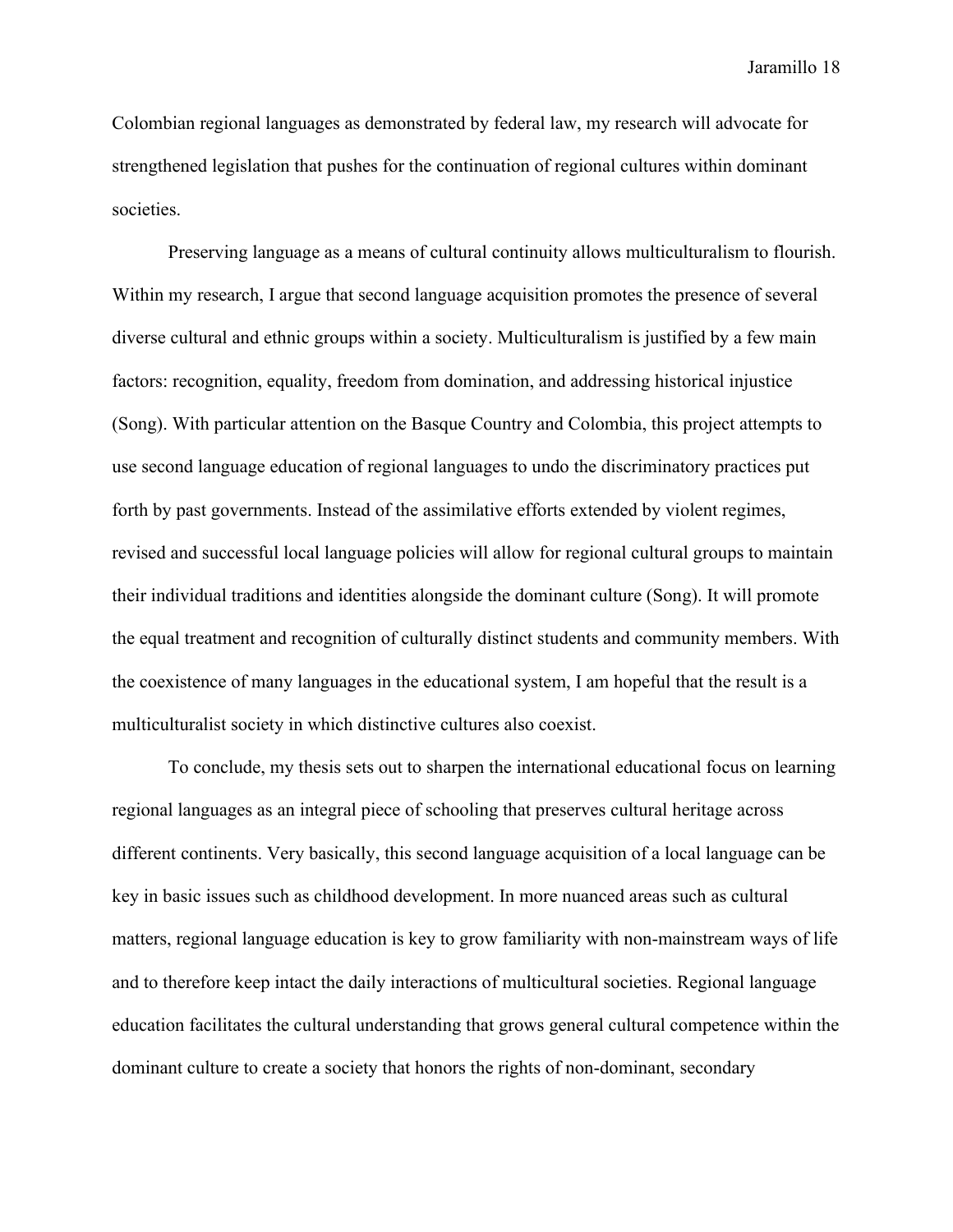Colombian regional languages as demonstrated by federal law, my research will advocate for strengthened legislation that pushes for the continuation of regional cultures within dominant societies.

Preserving language as a means of cultural continuity allows multiculturalism to flourish. Within my research, I argue that second language acquisition promotes the presence of several diverse cultural and ethnic groups within a society. Multiculturalism is justified by a few main factors: recognition, equality, freedom from domination, and addressing historical injustice (Song). With particular attention on the Basque Country and Colombia, this project attempts to use second language education of regional languages to undo the discriminatory practices put forth by past governments. Instead of the assimilative efforts extended by violent regimes, revised and successful local language policies will allow for regional cultural groups to maintain their individual traditions and identities alongside the dominant culture (Song). It will promote the equal treatment and recognition of culturally distinct students and community members. With the coexistence of many languages in the educational system, I am hopeful that the result is a multiculturalist society in which distinctive cultures also coexist.

To conclude, my thesis sets out to sharpen the international educational focus on learning regional languages as an integral piece of schooling that preserves cultural heritage across different continents. Very basically, this second language acquisition of a local language can be key in basic issues such as childhood development. In more nuanced areas such as cultural matters, regional language education is key to grow familiarity with non-mainstream ways of life and to therefore keep intact the daily interactions of multicultural societies. Regional language education facilitates the cultural understanding that grows general cultural competence within the dominant culture to create a society that honors the rights of non-dominant, secondary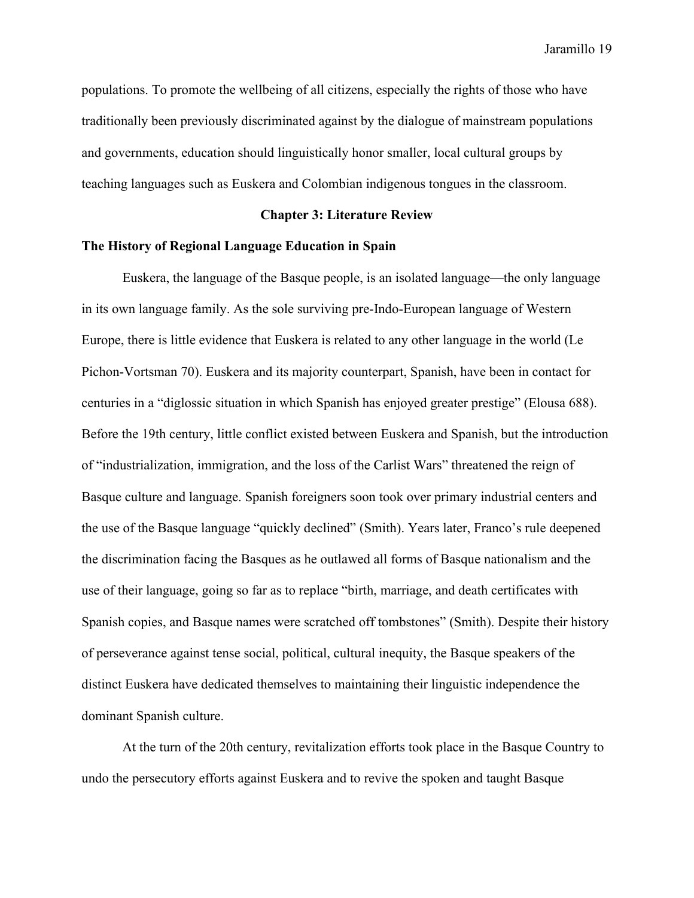populations. To promote the wellbeing of all citizens, especially the rights of those who have traditionally been previously discriminated against by the dialogue of mainstream populations and governments, education should linguistically honor smaller, local cultural groups by teaching languages such as Euskera and Colombian indigenous tongues in the classroom.

## Chapter 3: Literature Review

### The History of Regional Language Education in Spain

Euskera, the language of the Basque people, is an isolated language—the only language in its own language family. As the sole surviving pre-Indo-European language of Western Europe, there is little evidence that Euskera is related to any other language in the world (Le Pichon-Vortsman 70). Euskera and its majority counterpart, Spanish, have been in contact for centuries in a "diglossic situation in which Spanish has enjoyed greater prestige" (Elousa 688). Before the 19th century, little conflict existed between Euskera and Spanish, but the introduction of "industrialization, immigration, and the loss of the Carlist Wars" threatened the reign of Basque culture and language. Spanish foreigners soon took over primary industrial centers and the use of the Basque language "quickly declined" (Smith). Years later, Franco's rule deepened the discrimination facing the Basques as he outlawed all forms of Basque nationalism and the use of their language, going so far as to replace "birth, marriage, and death certificates with Spanish copies, and Basque names were scratched off tombstones" (Smith). Despite their history of perseverance against tense social, political, cultural inequity, the Basque speakers of the distinct Euskera have dedicated themselves to maintaining their linguistic independence the dominant Spanish culture.

At the turn of the 20th century, revitalization efforts took place in the Basque Country to undo the persecutory efforts against Euskera and to revive the spoken and taught Basque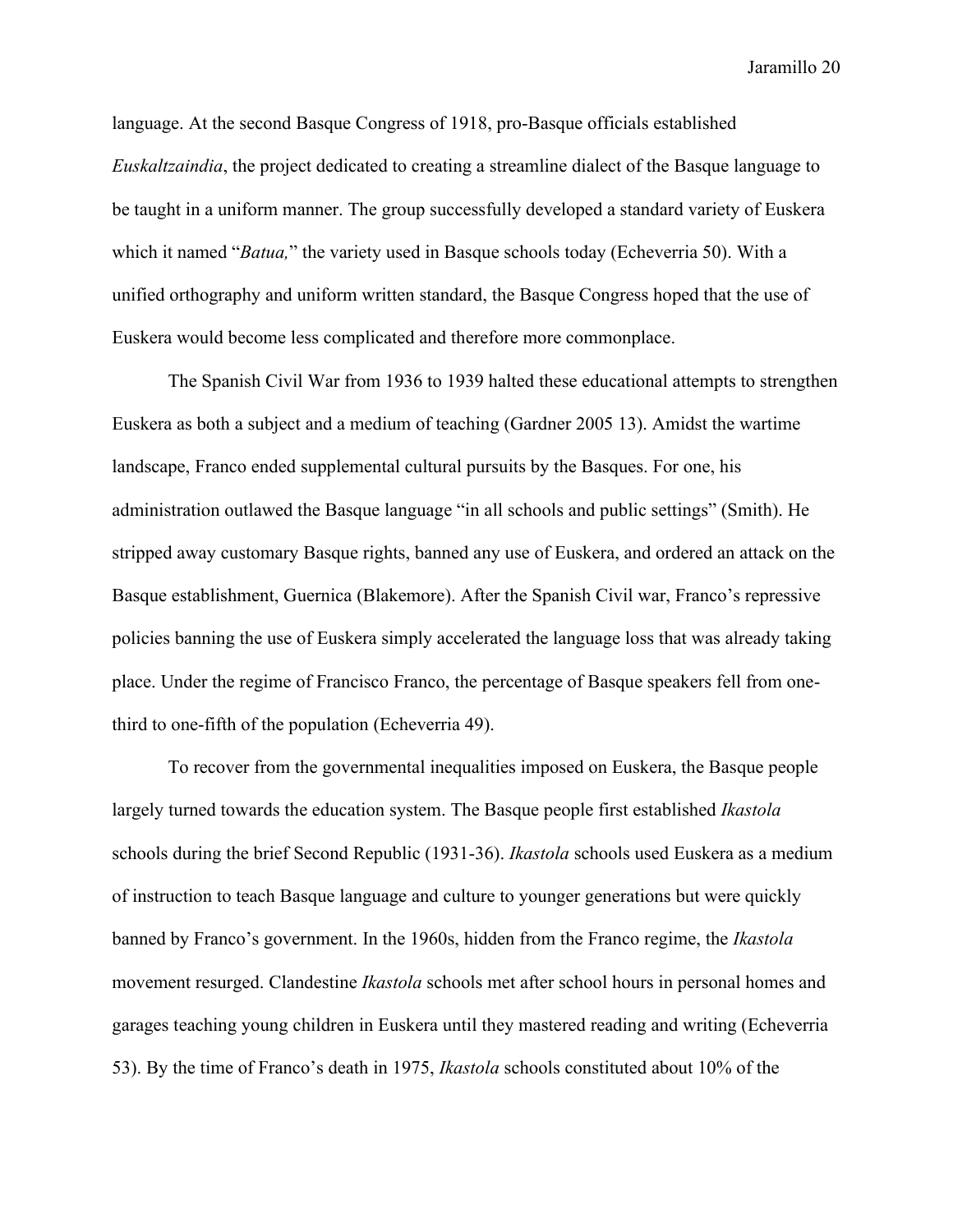language. At the second Basque Congress of 1918, pro-Basque officials established *Euskaltzaindia*, the project dedicated to creating a streamline dialect of the Basque language to be taught in a uniform manner. The group successfully developed a standard variety of Euskera which it named "*Batua,*" the variety used in Basque schools today (Echeverria 50). With a unified orthography and uniform written standard, the Basque Congress hoped that the use of Euskera would become less complicated and therefore more commonplace.

The Spanish Civil War from 1936 to 1939 halted these educational attempts to strengthen Euskera as both a subject and a medium of teaching (Gardner 2005 13). Amidst the wartime landscape, Franco ended supplemental cultural pursuits by the Basques. For one, his administration outlawed the Basque language "in all schools and public settings" (Smith). He stripped away customary Basque rights, banned any use of Euskera, and ordered an attack on the Basque establishment, Guernica (Blakemore). After the Spanish Civil war, Franco's repressive policies banning the use of Euskera simply accelerated the language loss that was already taking place. Under the regime of Francisco Franco, the percentage of Basque speakers fell from one-third to one-fifth of the population (Echeverria 49).

To recover from the governmental inequalities imposed on Euskera, the Basque people largely turned towards the education system. The Basque people first established *Ikastola* schools during the brief Second Republic (1931-36). *Ikastola* schools used Euskera as a medium of instruction to teach Basque language and culture to younger generations but were quickly banned by Franco's government. In the 1960s, hidden from the Franco regime, the *Ikastola* movement resurged. Clandestine *Ikastola* schools met after school hours in personal homes and garages teaching young children in Euskera until they mastered reading and writing (Echeverria 53). By the time of Franco's death in 1975, *Ikastola* schools constituted about 10% of the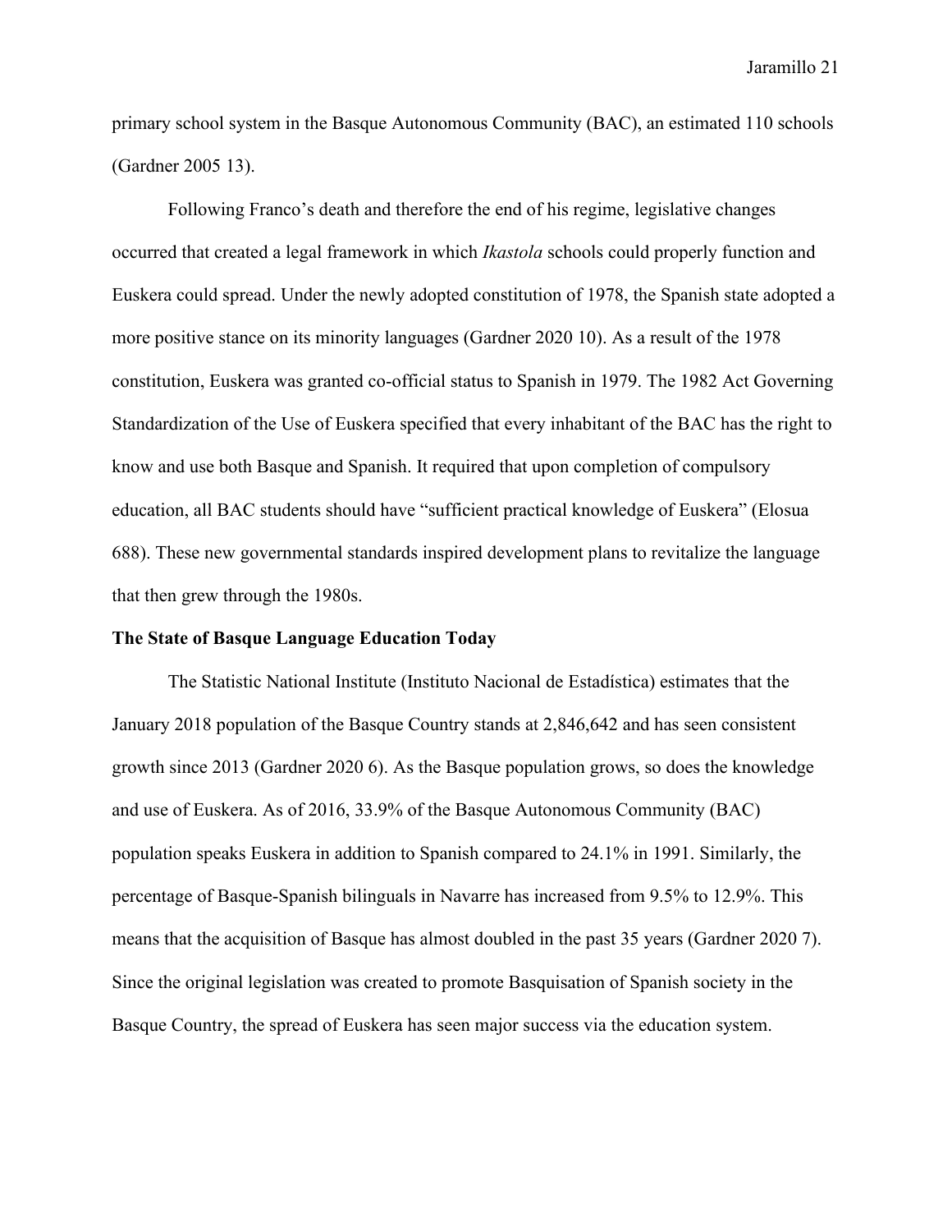primary school system in the Basque Autonomous Community (BAC), an estimated 110 schools (Gardner 2005 13).

Following Franco's death and therefore the end of his regime, legislative changes occurred that created a legal framework in which *Ikastola* schools could properly function and Euskera could spread. Under the newly adopted constitution of 1978, the Spanish state adopted a more positive stance on its minority languages (Gardner 2020 10). As a result of the 1978 constitution, Euskera was granted co-official status to Spanish in 1979. The 1982 Act Governing Standardization of the Use of Euskera specified that every inhabitant of the BAC has the right to know and use both Basque and Spanish. It required that upon completion of compulsory education, all BAC students should have "sufficient practical knowledge of Euskera" (Elosua 688). These new governmental standards inspired development plans to revitalize the language that then grew through the 1980s.

**The State of Basque Language Education Today**

The Statistic National Institute (Instituto Nacional de Estadística) estimates that the January 2018 population of the Basque Country stands at 2,846,642 and has seen consistent growth since 2013 (Gardner 2020 6). As the Basque population grows, so does the knowledge and use of Euskera. As of 2016, 33.9% of the Basque Autonomous Community (BAC) population speaks Euskera in addition to Spanish compared to 24.1% in 1991. Similarly, the percentage of Basque-Spanish bilinguals in Navarre has increased from 9.5% to 12.9%. This means that the acquisition of Basque has almost doubled in the past 35 years (Gardner 2020 7). Since the original legislation was created to promote Basquisation of Spanish society in the Basque Country, the spread of Euskera has seen major success via the education system.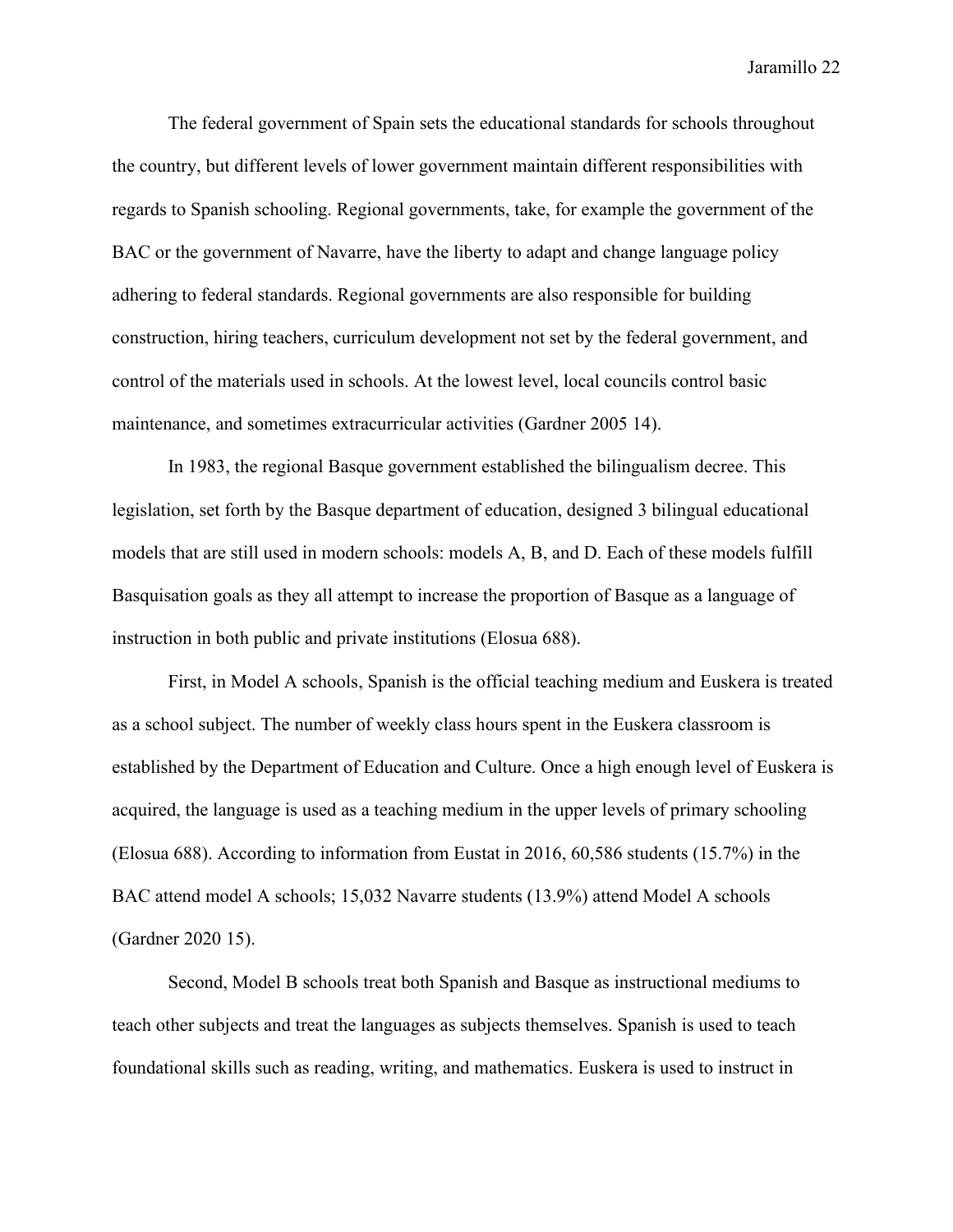The federal government of Spain sets the educational standards for schools throughout the country, but different levels of lower government maintain different responsibilities with regards to Spanish schooling. Regional governments, take, for example the government of the BAC or the government of Navarre, have the liberty to adapt and change language policy adhering to federal standards. Regional governments are also responsible for building construction, hiring teachers, curriculum development not set by the federal government, and control of the materials used in schools. At the lowest level, local councils control basic maintenance, and sometimes extracurricular activities (Gardner 2005 14).

In 1983, the regional Basque government established the bilingualism decree. This legislation, set forth by the Basque department of education, designed 3 bilingual educational models that are still used in modern schools: models A, B, and D. Each of these models fulfill Basquisation goals as they all attempt to increase the proportion of Basque as a language of instruction in both public and private institutions (Elosua 688).

First, in Model A schools, Spanish is the official teaching medium and Euskera is treated as a school subject. The number of weekly class hours spent in the Euskera classroom is established by the Department of Education and Culture. Once a high enough level of Euskera is acquired, the language is used as a teaching medium in the upper levels of primary schooling (Elosua 688). According to information from Eustat in 2016, 60,586 students (15.7%) in the BAC attend model A schools; 15,032 Navarre students (13.9%) attend Model A schools (Gardner 2020 15).

Second, Model B schools treat both Spanish and Basque as instructional mediums to teach other subjects and treat the languages as subjects themselves. Spanish is used to teach foundational skills such as reading, writing, and mathematics. Euskera is used to instruct in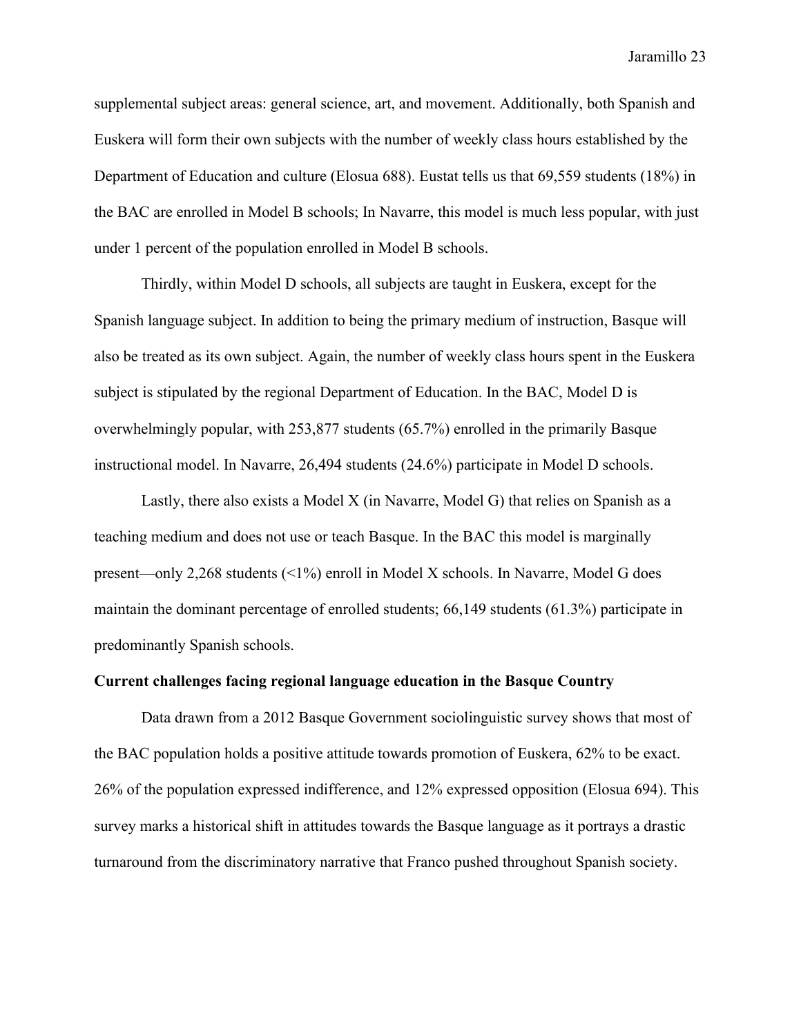supplemental subject areas: general science, art, and movement. Additionally, both Spanish and Euskera will form their own subjects with the number of weekly class hours established by the Department of Education and culture (Elosua 688). Eustat tells us that 69,559 students (18%) in the BAC are enrolled in Model B schools; In Navarre, this model is much less popular, with just under 1 percent of the population enrolled in Model B schools.

Thirdly, within Model D schools, all subjects are taught in Euskera, except for the Spanish language subject. In addition to being the primary medium of instruction, Basque will also be treated as its own subject. Again, the number of weekly class hours spent in the Euskera subject is stipulated by the regional Department of Education. In the BAC, Model D is overwhelmingly popular, with 253,877 students (65.7%) enrolled in the primarily Basque instructional model. In Navarre, 26,494 students (24.6%) participate in Model D schools.

Lastly, there also exists a Model X (in Navarre, Model G) that relies on Spanish as a teaching medium and does not use or teach Basque. In the BAC this model is marginally present—only 2,268 students (<1%) enroll in Model X schools. In Navarre, Model G does maintain the dominant percentage of enrolled students; 66,149 students (61.3%) participate in predominantly Spanish schools.

**Current challenges facing regional language education in the Basque Country**

Data drawn from a 2012 Basque Government sociolinguistic survey shows that most of the BAC population holds a positive attitude towards promotion of Euskera, 62% to be exact. 26% of the population expressed indifference, and 12% expressed opposition (Elosua 694). This survey marks a historical shift in attitudes towards the Basque language as it portrays a drastic turnaround from the discriminatory narrative that Franco pushed throughout Spanish society.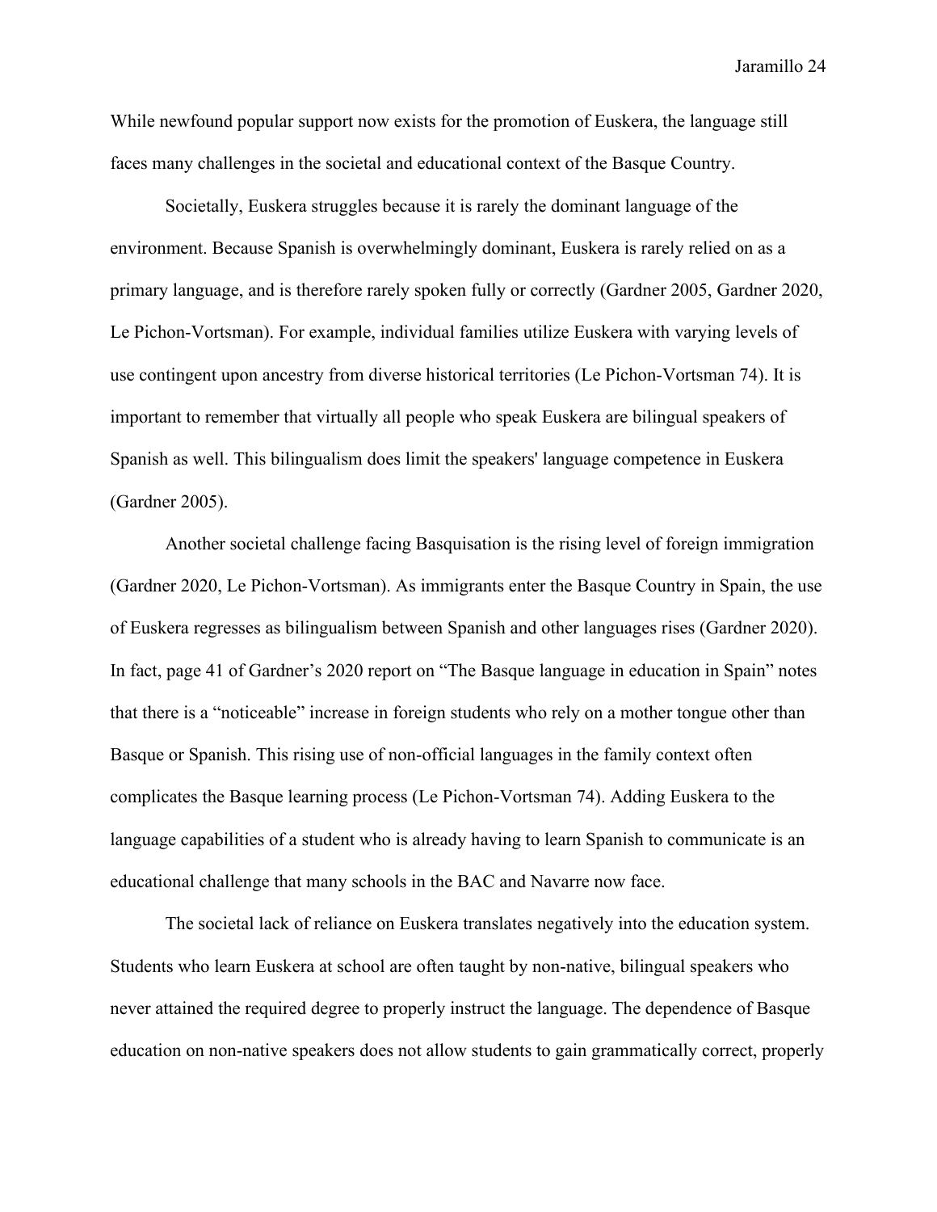While newfound popular support now exists for the promotion of Euskera, the language still faces many challenges in the societal and educational context of the Basque Country.

Societally, Euskera struggles because it is rarely the dominant language of the environment. Because Spanish is overwhelmingly dominant, Euskera is rarely relied on as a primary language, and is therefore rarely spoken fully or correctly (Gardner 2005, Gardner 2020, Le Pichon-Vortsman). For example, individual families utilize Euskera with varying levels of use contingent upon ancestry from diverse historical territories (Le Pichon-Vortsman 74). It is important to remember that virtually all people who speak Euskera are bilingual speakers of Spanish as well. This bilingualism does limit the speakers' language competence in Euskera (Gardner 2005).

Another societal challenge facing Basquisation is the rising level of foreign immigration (Gardner 2020, Le Pichon-Vortsman). As immigrants enter the Basque Country in Spain, the use of Euskera regresses as bilingualism between Spanish and other languages rises (Gardner 2020). In fact, page 41 of Gardner's 2020 report on "The Basque language in education in Spain" notes that there is a "noticeable" increase in foreign students who rely on a mother tongue other than Basque or Spanish. This rising use of non-official languages in the family context often complicates the Basque learning process (Le Pichon-Vortsman 74). Adding Euskera to the language capabilities of a student who is already having to learn Spanish to communicate is an educational challenge that many schools in the BAC and Navarre now face.

The societal lack of reliance on Euskera translates negatively into the education system. Students who learn Euskera at school are often taught by non-native, bilingual speakers who never attained the required degree to properly instruct the language. The dependence of Basque education on non-native speakers does not allow students to gain grammatically correct, properly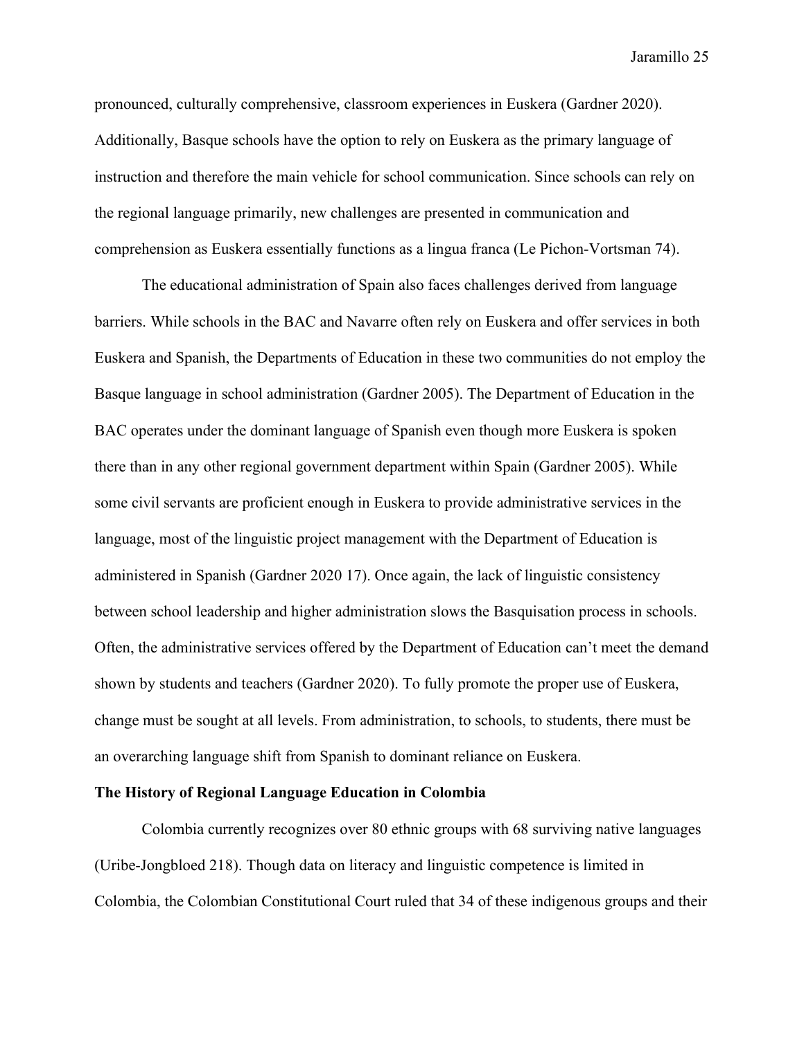pronounced, culturally comprehensive, classroom experiences in Euskera (Gardner 2020). Additionally, Basque schools have the option to rely on Euskera as the primary language of instruction and therefore the main vehicle for school communication. Since schools can rely on the regional language primarily, new challenges are presented in communication and comprehension as Euskera essentially functions as a lingua franca (Le Pichon-Vortsman 74).

The educational administration of Spain also faces challenges derived from language barriers. While schools in the BAC and Navarre often rely on Euskera and offer services in both Euskera and Spanish, the Departments of Education in these two communities do not employ the Basque language in school administration (Gardner 2005). The Department of Education in the BAC operates under the dominant language of Spanish even though more Euskera is spoken there than in any other regional government department within Spain (Gardner 2005). While some civil servants are proficient enough in Euskera to provide administrative services in the language, most of the linguistic project management with the Department of Education is administered in Spanish (Gardner 2020 17). Once again, the lack of linguistic consistency between school leadership and higher administration slows the Basquisation process in schools. Often, the administrative services offered by the Department of Education can't meet the demand shown by students and teachers (Gardner 2020). To fully promote the proper use of Euskera, change must be sought at all levels. From administration, to schools, to students, there must be an overarching language shift from Spanish to dominant reliance on Euskera.

**The History of Regional Language Education in Colombia**

Colombia currently recognizes over 80 ethnic groups with 68 surviving native languages (Uribe-Jongbloed 218). Though data on literacy and linguistic competence is limited in Colombia, the Colombian Constitutional Court ruled that 34 of these indigenous groups and their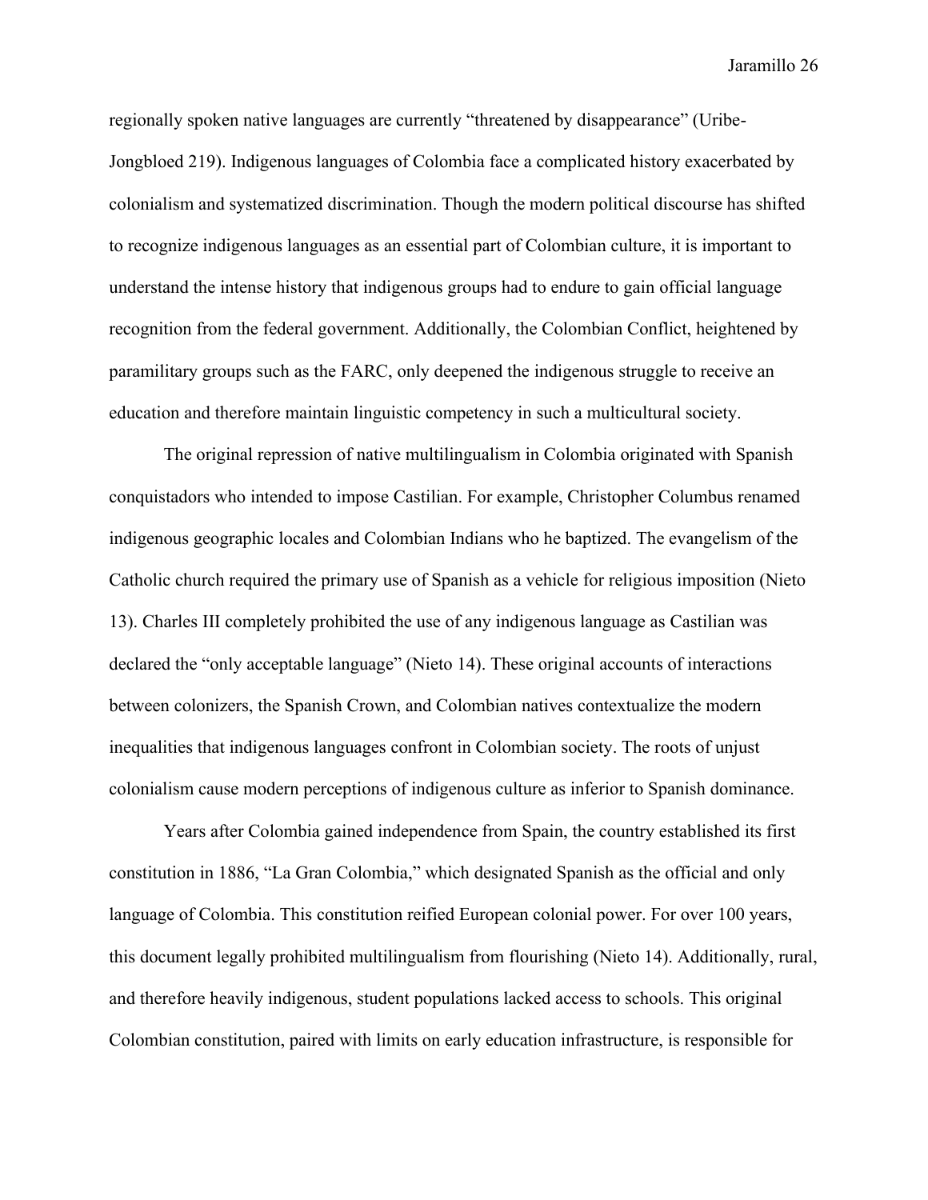regionally spoken native languages are currently "threatened by disappearance" (Uribe-Jongbloed 219). Indigenous languages of Colombia face a complicated history exacerbated by colonialism and systematized discrimination. Though the modern political discourse has shifted to recognize indigenous languages as an essential part of Colombian culture, it is important to understand the intense history that indigenous groups had to endure to gain official language recognition from the federal government. Additionally, the Colombian Conflict, heightened by paramilitary groups such as the FARC, only deepened the indigenous struggle to receive an education and therefore maintain linguistic competency in such a multicultural society.

The original repression of native multilingualism in Colombia originated with Spanish conquistadors who intended to impose Castilian. For example, Christopher Columbus renamed indigenous geographic locales and Colombian Indians who he baptized. The evangelism of the Catholic church required the primary use of Spanish as a vehicle for religious imposition (Nieto 13). Charles III completely prohibited the use of any indigenous language as Castilian was declared the "only acceptable language" (Nieto 14). These original accounts of interactions between colonizers, the Spanish Crown, and Colombian natives contextualize the modern inequalities that indigenous languages confront in Colombian society. The roots of unjust colonialism cause modern perceptions of indigenous culture as inferior to Spanish dominance.

Years after Colombia gained independence from Spain, the country established its first constitution in 1886, "La Gran Colombia," which designated Spanish as the official and only language of Colombia. This constitution reified European colonial power. For over 100 years, this document legally prohibited multilingualism from flourishing (Nieto 14). Additionally, rural, and therefore heavily indigenous, student populations lacked access to schools. This original Colombian constitution, paired with limits on early education infrastructure, is responsible for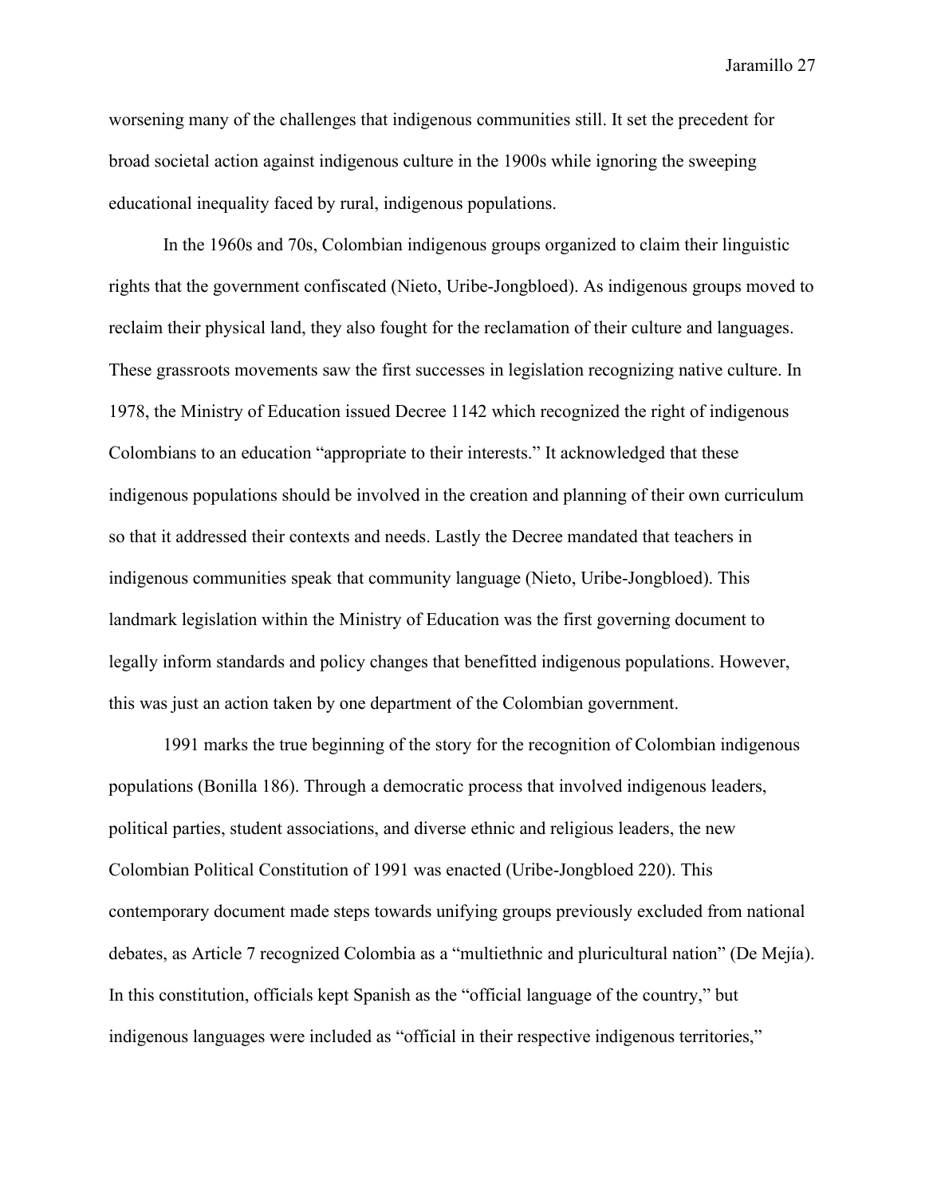worsening many of the challenges that indigenous communities still. It set the precedent for broad societal action against indigenous culture in the 1900s while ignoring the sweeping educational inequality faced by rural, indigenous populations.

In the 1960s and 70s, Colombian indigenous groups organized to claim their linguistic rights that the government confiscated (Nieto, Uribe-Jongbloed). As indigenous groups moved to reclaim their physical land, they also fought for the reclamation of their culture and languages. These grassroots movements saw the first successes in legislation recognizing native culture. In 1978, the Ministry of Education issued Decree 1142 which recognized the right of indigenous Colombians to an education "appropriate to their interests." It acknowledged that these indigenous populations should be involved in the creation and planning of their own curriculum so that it addressed their contexts and needs. Lastly the Decree mandated that teachers in indigenous communities speak that community language (Nieto, Uribe-Jongbloed). This landmark legislation within the Ministry of Education was the first governing document to legally inform standards and policy changes that benefitted indigenous populations. However, this was just an action taken by one department of the Colombian government.

1991 marks the true beginning of the story for the recognition of Colombian indigenous populations (Bonilla 186). Through a democratic process that involved indigenous leaders, political parties, student associations, and diverse ethnic and religious leaders, the new Colombian Political Constitution of 1991 was enacted (Uribe-Jongbloed 220). This contemporary document made steps towards unifying groups previously excluded from national debates, as Article 7 recognized Colombia as a "multiethnic and pluricultural nation" (De Mejía). In this constitution, officials kept Spanish as the "official language of the country," but indigenous languages were included as "official in their respective indigenous territories,"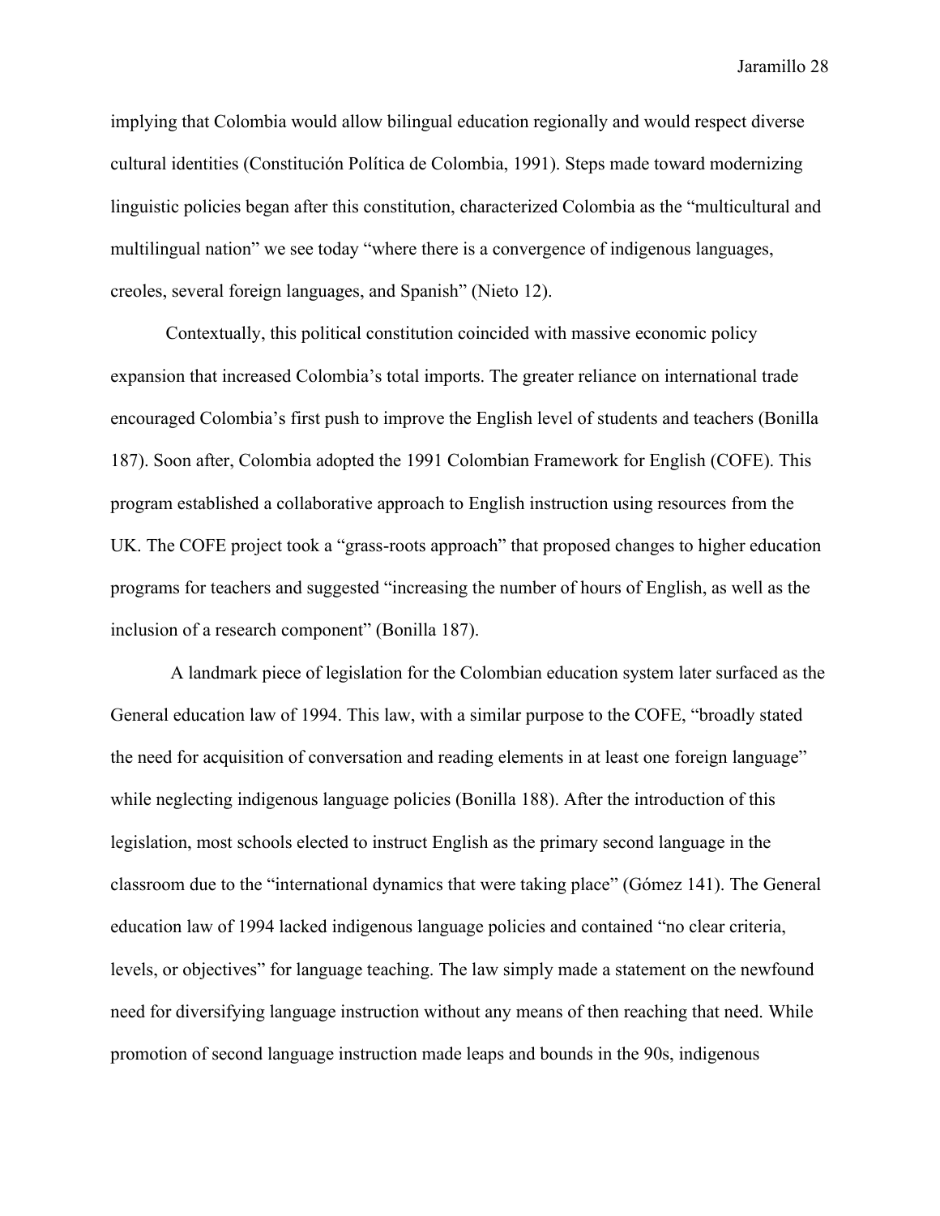implying that Colombia would allow bilingual education regionally and would respect diverse cultural identities (Constitución Política de Colombia, 1991). Steps made toward modernizing linguistic policies began after this constitution, characterized Colombia as the "multicultural and multilingual nation" we see today "where there is a convergence of indigenous languages, creoles, several foreign languages, and Spanish" (Nieto 12).

Contextually, this political constitution coincided with massive economic policy expansion that increased Colombia's total imports. The greater reliance on international trade encouraged Colombia's first push to improve the English level of students and teachers (Bonilla 187). Soon after, Colombia adopted the 1991 Colombian Framework for English (COFE). This program established a collaborative approach to English instruction using resources from the UK. The COFE project took a "grass-roots approach" that proposed changes to higher education programs for teachers and suggested "increasing the number of hours of English, as well as the inclusion of a research component" (Bonilla 187).

A landmark piece of legislation for the Colombian education system later surfaced as the General education law of 1994. This law, with a similar purpose to the COFE, "broadly stated the need for acquisition of conversation and reading elements in at least one foreign language" while neglecting indigenous language policies (Bonilla 188). After the introduction of this legislation, most schools elected to instruct English as the primary second language in the classroom due to the "international dynamics that were taking place" (Gómez 141). The General education law of 1994 lacked indigenous language policies and contained "no clear criteria, levels, or objectives" for language teaching. The law simply made a statement on the newfound need for diversifying language instruction without any means of then reaching that need. While promotion of second language instruction made leaps and bounds in the 90s, indigenous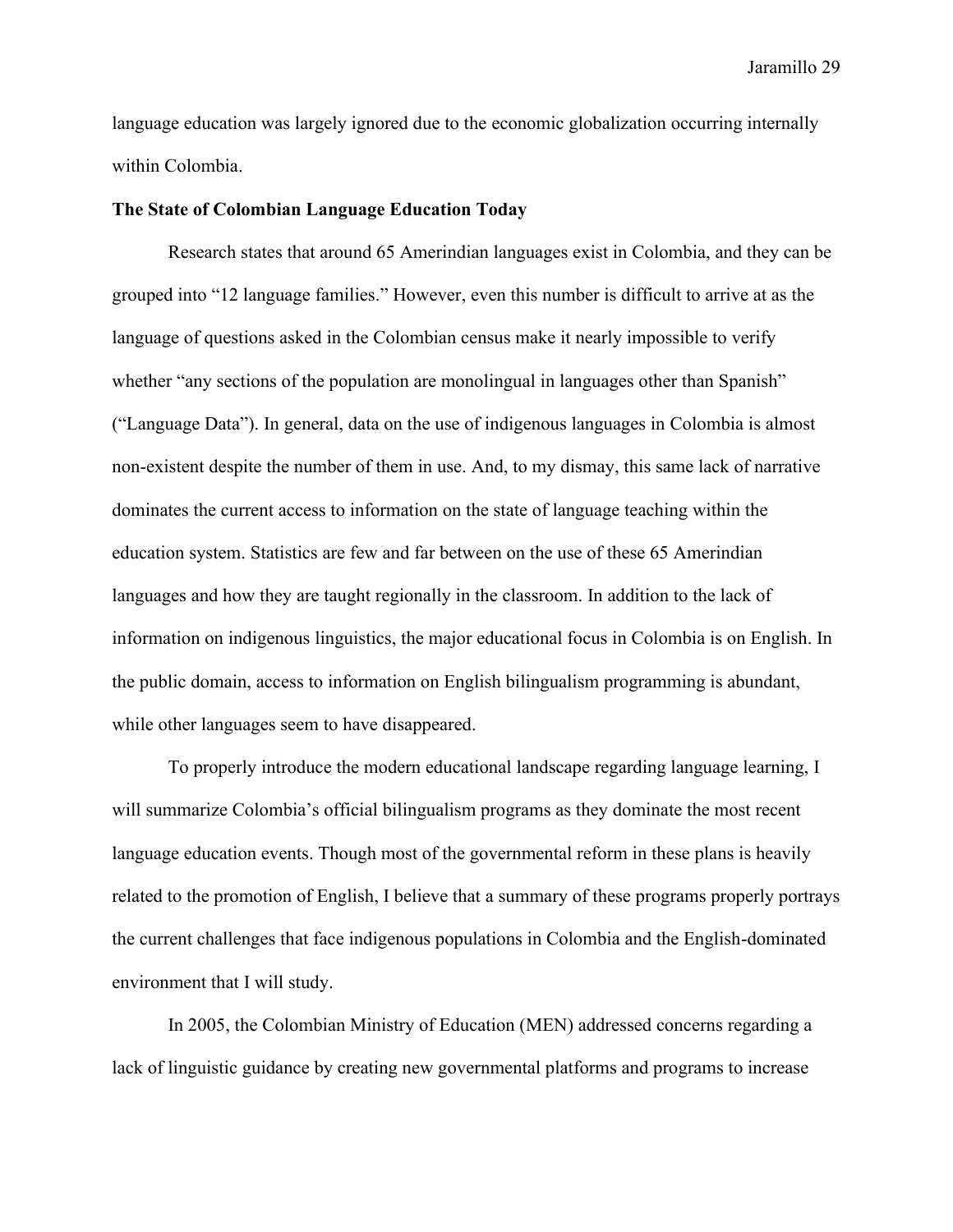language education was largely ignored due to the economic globalization occurring internally within Colombia.

**The State of Colombian Language Education Today**

Research states that around 65 Amerindian languages exist in Colombia, and they can be grouped into "12 language families." However, even this number is difficult to arrive at as the language of questions asked in the Colombian census make it nearly impossible to verify whether "any sections of the population are monolingual in languages other than Spanish" ("Language Data"). In general, data on the use of indigenous languages in Colombia is almost non-existent despite the number of them in use. And, to my dismay, this same lack of narrative dominates the current access to information on the state of language teaching within the education system. Statistics are few and far between on the use of these 65 Amerindian languages and how they are taught regionally in the classroom. In addition to the lack of information on indigenous linguistics, the major educational focus in Colombia is on English. In the public domain, access to information on English bilingualism programming is abundant, while other languages seem to have disappeared.

To properly introduce the modern educational landscape regarding language learning, I will summarize Colombia's official bilingualism programs as they dominate the most recent language education events. Though most of the governmental reform in these plans is heavily related to the promotion of English, I believe that a summary of these programs properly portrays the current challenges that face indigenous populations in Colombia and the English-dominated environment that I will study.

In 2005, the Colombian Ministry of Education (MEN) addressed concerns regarding a lack of linguistic guidance by creating new governmental platforms and programs to increase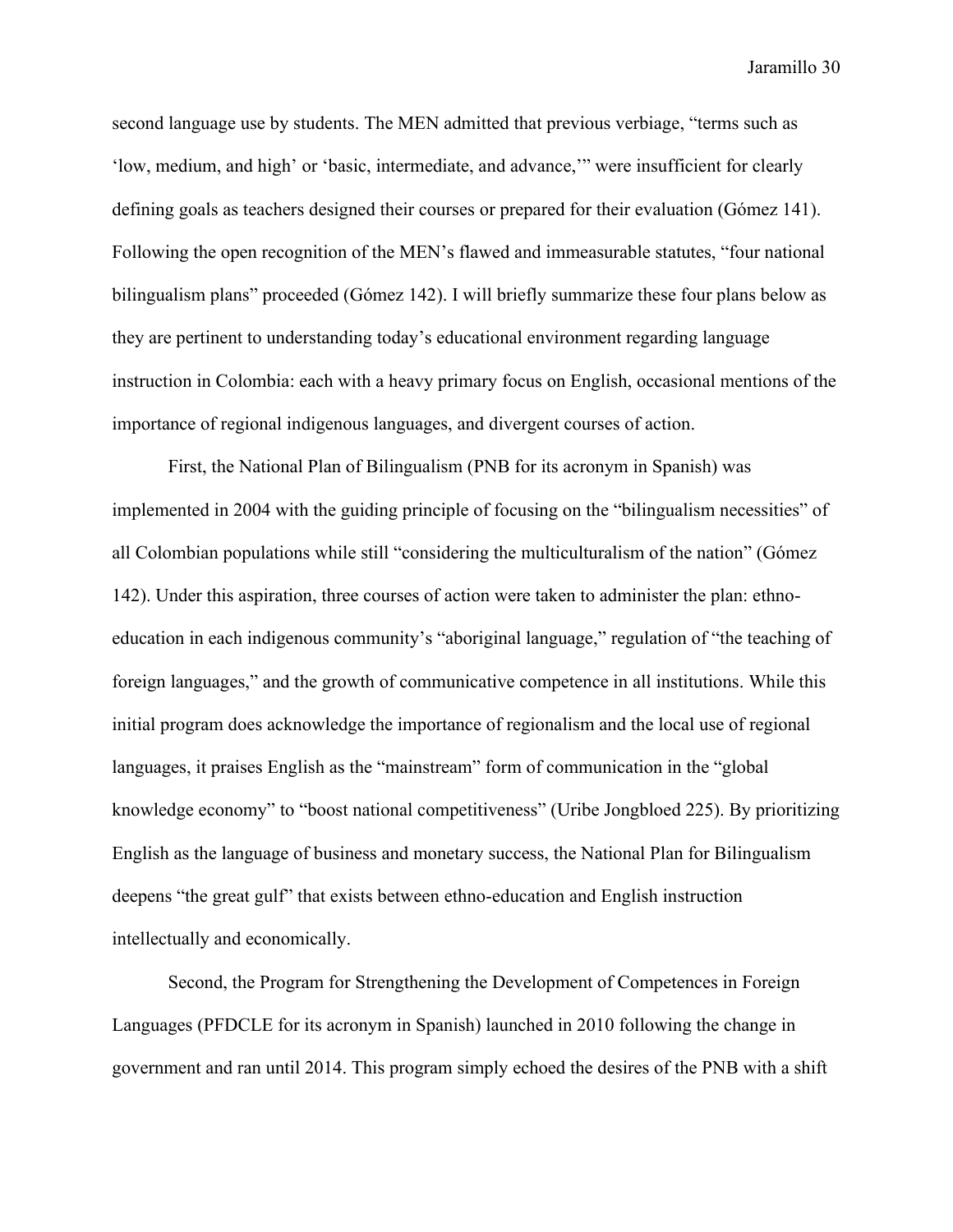second language use by students. The MEN admitted that previous verbiage, "terms such as 'low, medium, and high' or 'basic, intermediate, and advance,'" were insufficient for clearly defining goals as teachers designed their courses or prepared for their evaluation (Gómez 141). Following the open recognition of the MEN's flawed and immeasurable statutes, "four national bilingualism plans" proceeded (Gómez 142). I will briefly summarize these four plans below as they are pertinent to understanding today's educational environment regarding language instruction in Colombia: each with a heavy primary focus on English, occasional mentions of the importance of regional indigenous languages, and divergent courses of action.

First, the National Plan of Bilingualism (PNB for its acronym in Spanish) was implemented in 2004 with the guiding principle of focusing on the "bilingualism necessities" of all Colombian populations while still "considering the multiculturalism of the nation" (Gómez 142). Under this aspiration, three courses of action were taken to administer the plan: ethno-education in each indigenous community's "aboriginal language," regulation of "the teaching of foreign languages," and the growth of communicative competence in all institutions. While this initial program does acknowledge the importance of regionalism and the local use of regional languages, it praises English as the "mainstream" form of communication in the "global knowledge economy" to "boost national competitiveness" (Uribe Jongbloed 225). By prioritizing English as the language of business and monetary success, the National Plan for Bilingualism deepens "the great gulf" that exists between ethno-education and English instruction intellectually and economically.

Second, the Program for Strengthening the Development of Competences in Foreign Languages (PFDCLE for its acronym in Spanish) launched in 2010 following the change in government and ran until 2014. This program simply echoed the desires of the PNB with a shift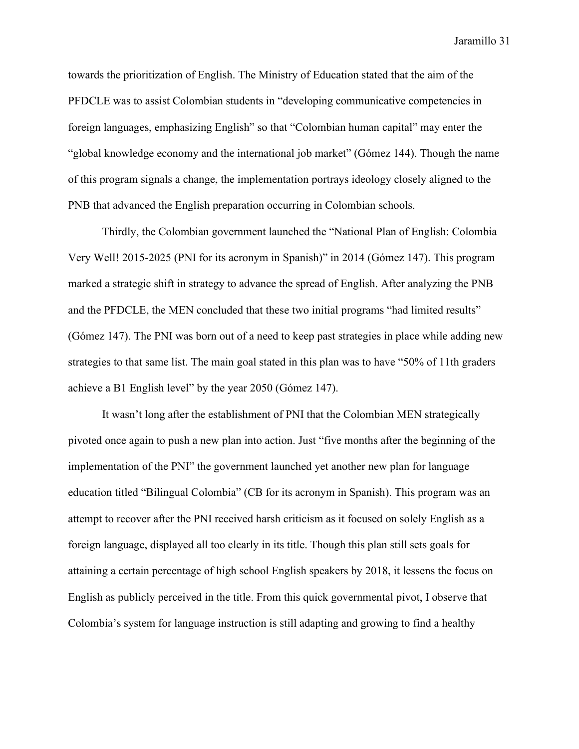towards the prioritization of English. The Ministry of Education stated that the aim of the PFDCLE was to assist Colombian students in "developing communicative competencies in foreign languages, emphasizing English" so that "Colombian human capital" may enter the "global knowledge economy and the international job market" (Gómez 144). Though the name of this program signals a change, the implementation portrays ideology closely aligned to the PNB that advanced the English preparation occurring in Colombian schools.

Thirdly, the Colombian government launched the "National Plan of English: Colombia Very Well! 2015-2025 (PNI for its acronym in Spanish)" in 2014 (Gómez 147). This program marked a strategic shift in strategy to advance the spread of English. After analyzing the PNB and the PFDCLE, the MEN concluded that these two initial programs "had limited results" (Gómez 147). The PNI was born out of a need to keep past strategies in place while adding new strategies to that same list. The main goal stated in this plan was to have "50% of 11th graders achieve a B1 English level" by the year 2050 (Gómez 147).

It wasn't long after the establishment of PNI that the Colombian MEN strategically pivoted once again to push a new plan into action. Just "five months after the beginning of the implementation of the PNI" the government launched yet another new plan for language education titled "Bilingual Colombia" (CB for its acronym in Spanish). This program was an attempt to recover after the PNI received harsh criticism as it focused on solely English as a foreign language, displayed all too clearly in its title. Though this plan still sets goals for attaining a certain percentage of high school English speakers by 2018, it lessens the focus on English as publicly perceived in the title. From this quick governmental pivot, I observe that Colombia's system for language instruction is still adapting and growing to find a healthy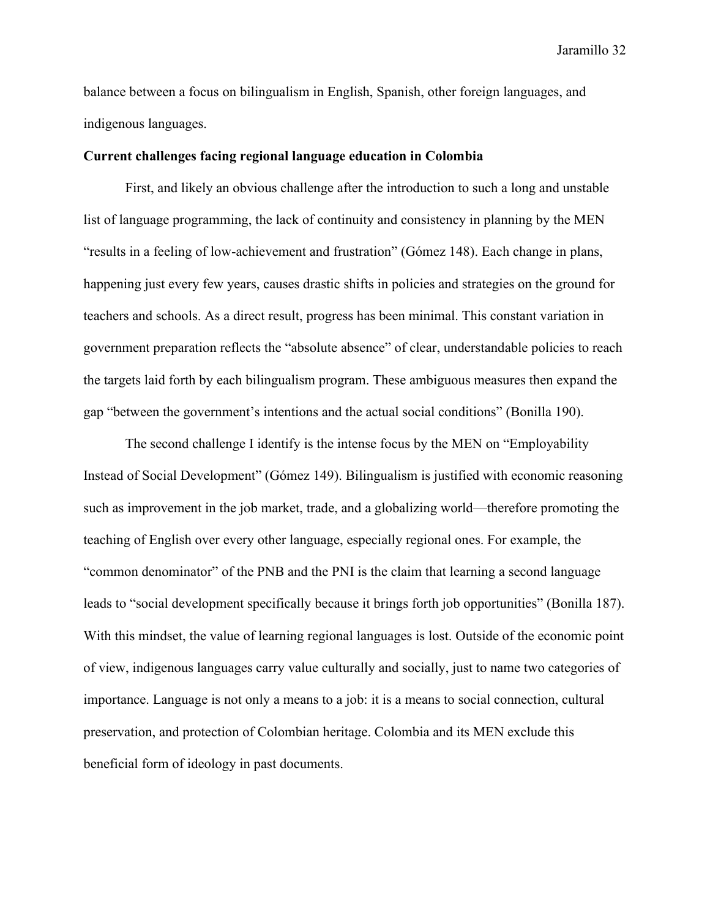balance between a focus on bilingualism in English, Spanish, other foreign languages, and indigenous languages.

**Current challenges facing regional language education in Colombia**

First, and likely an obvious challenge after the introduction to such a long and unstable list of language programming, the lack of continuity and consistency in planning by the MEN "results in a feeling of low-achievement and frustration" (Gómez 148). Each change in plans, happening just every few years, causes drastic shifts in policies and strategies on the ground for teachers and schools. As a direct result, progress has been minimal. This constant variation in government preparation reflects the "absolute absence" of clear, understandable policies to reach the targets laid forth by each bilingualism program. These ambiguous measures then expand the gap "between the government's intentions and the actual social conditions" (Bonilla 190).

The second challenge I identify is the intense focus by the MEN on "Employability Instead of Social Development" (Gómez 149). Bilingualism is justified with economic reasoning such as improvement in the job market, trade, and a globalizing world—therefore promoting the teaching of English over every other language, especially regional ones. For example, the "common denominator" of the PNB and the PNI is the claim that learning a second language leads to "social development specifically because it brings forth job opportunities" (Bonilla 187). With this mindset, the value of learning regional languages is lost. Outside of the economic point of view, indigenous languages carry value culturally and socially, just to name two categories of importance. Language is not only a means to a job: it is a means to social connection, cultural preservation, and protection of Colombian heritage. Colombia and its MEN exclude this beneficial form of ideology in past documents.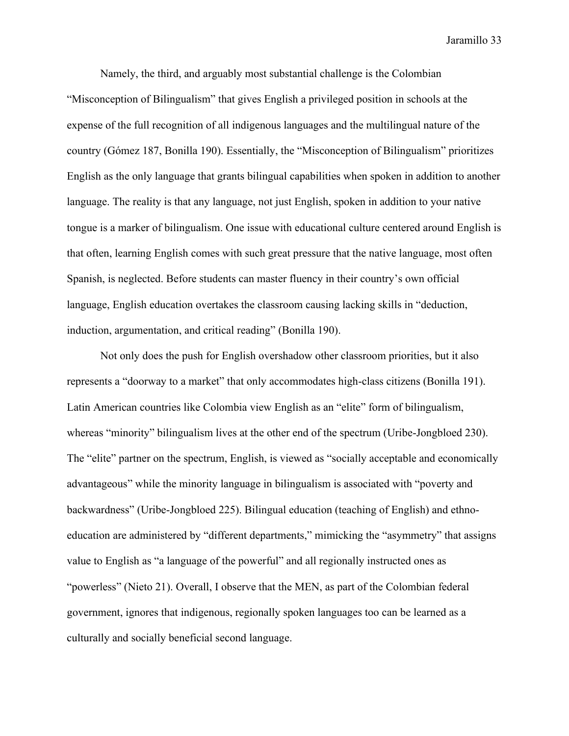Namely, the third, and arguably most substantial challenge is the Colombian "Misconception of Bilingualism" that gives English a privileged position in schools at the expense of the full recognition of all indigenous languages and the multilingual nature of the country (Gómez 187, Bonilla 190). Essentially, the "Misconception of Bilingualism" prioritizes English as the only language that grants bilingual capabilities when spoken in addition to another language. The reality is that any language, not just English, spoken in addition to your native tongue is a marker of bilingualism. One issue with educational culture centered around English is that often, learning English comes with such great pressure that the native language, most often Spanish, is neglected. Before students can master fluency in their country's own official language, English education overtakes the classroom causing lacking skills in "deduction, induction, argumentation, and critical reading" (Bonilla 190).

Not only does the push for English overshadow other classroom priorities, but it also represents a "doorway to a market" that only accommodates high-class citizens (Bonilla 191). Latin American countries like Colombia view English as an "elite" form of bilingualism, whereas "minority" bilingualism lives at the other end of the spectrum (Uribe-Jongbloed 230). The "elite" partner on the spectrum, English, is viewed as "socially acceptable and economically advantageous" while the minority language in bilingualism is associated with "poverty and backwardness" (Uribe-Jongbloed 225). Bilingual education (teaching of English) and ethno-education are administered by "different departments," mimicking the "asymmetry" that assigns value to English as "a language of the powerful" and all regionally instructed ones as "powerless" (Nieto 21). Overall, I observe that the MEN, as part of the Colombian federal government, ignores that indigenous, regionally spoken languages too can be learned as a culturally and socially beneficial second language.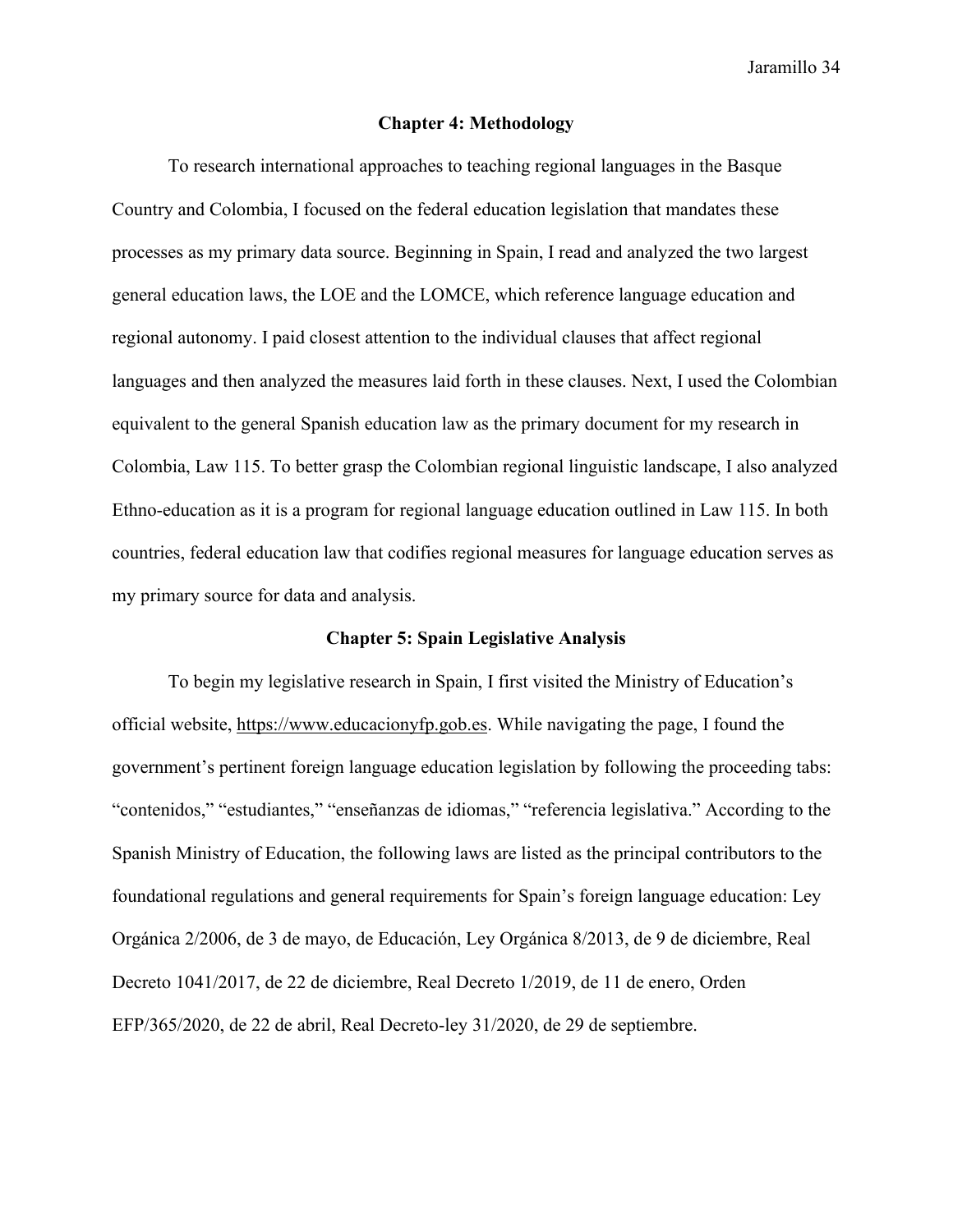## Chapter 4: Methodology

To research international approaches to teaching regional languages in the Basque Country and Colombia, I focused on the federal education legislation that mandates these processes as my primary data source. Beginning in Spain, I read and analyzed the two largest general education laws, the LOE and the LOMCE, which reference language education and regional autonomy. I paid closest attention to the individual clauses that affect regional languages and then analyzed the measures laid forth in these clauses. Next, I used the Colombian equivalent to the general Spanish education law as the primary document for my research in Colombia, Law 115. To better grasp the Colombian regional linguistic landscape, I also analyzed Ethno-education as it is a program for regional language education outlined in Law 115. In both countries, federal education law that codifies regional measures for language education serves as my primary source for data and analysis.

## Chapter 5: Spain Legislative Analysis

To begin my legislative research in Spain, I first visited the Ministry of Education's official website, https://www.educacionyfp.gob.es. While navigating the page, I found the government's pertinent foreign language education legislation by following the proceeding tabs: "contenidos," "estudiantes," "enseñanzas de idiomas," "referencia legislativa." According to the Spanish Ministry of Education, the following laws are listed as the principal contributors to the foundational regulations and general requirements for Spain's foreign language education: Ley Orgánica 2/2006, de 3 de mayo, de Educación, Ley Orgánica 8/2013, de 9 de diciembre, Real Decreto 1041/2017, de 22 de diciembre, Real Decreto 1/2019, de 11 de enero, Orden EFP/365/2020, de 22 de abril, Real Decreto-ley 31/2020, de 29 de septiembre.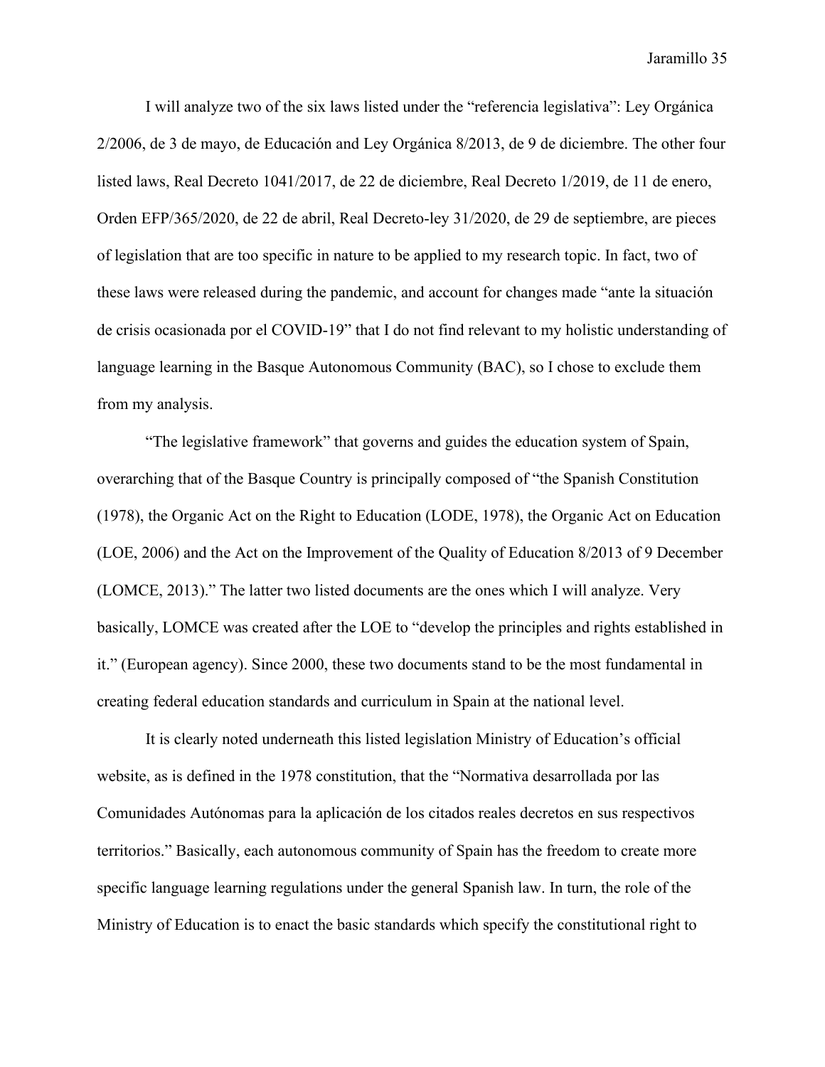I will analyze two of the six laws listed under the "referencia legislativa": Ley Orgánica 2/2006, de 3 de mayo, de Educación and Ley Orgánica 8/2013, de 9 de diciembre. The other four listed laws, Real Decreto 1041/2017, de 22 de diciembre, Real Decreto 1/2019, de 11 de enero, Orden EFP/365/2020, de 22 de abril, Real Decreto-ley 31/2020, de 29 de septiembre, are pieces of legislation that are too specific in nature to be applied to my research topic. In fact, two of these laws were released during the pandemic, and account for changes made "ante la situación de crisis ocasionada por el COVID-19" that I do not find relevant to my holistic understanding of language learning in the Basque Autonomous Community (BAC), so I chose to exclude them from my analysis.

"The legislative framework" that governs and guides the education system of Spain, overarching that of the Basque Country is principally composed of "the Spanish Constitution (1978), the Organic Act on the Right to Education (LODE, 1978), the Organic Act on Education (LOE, 2006) and the Act on the Improvement of the Quality of Education 8/2013 of 9 December (LOMCE, 2013)." The latter two listed documents are the ones which I will analyze. Very basically, LOMCE was created after the LOE to "develop the principles and rights established in it." (European agency). Since 2000, these two documents stand to be the most fundamental in creating federal education standards and curriculum in Spain at the national level.

It is clearly noted underneath this listed legislation Ministry of Education's official website, as is defined in the 1978 constitution, that the "Normativa desarrollada por las Comunidades Autónomas para la aplicación de los citados reales decretos en sus respectivos territorios." Basically, each autonomous community of Spain has the freedom to create more specific language learning regulations under the general Spanish law. In turn, the role of the Ministry of Education is to enact the basic standards which specify the constitutional right to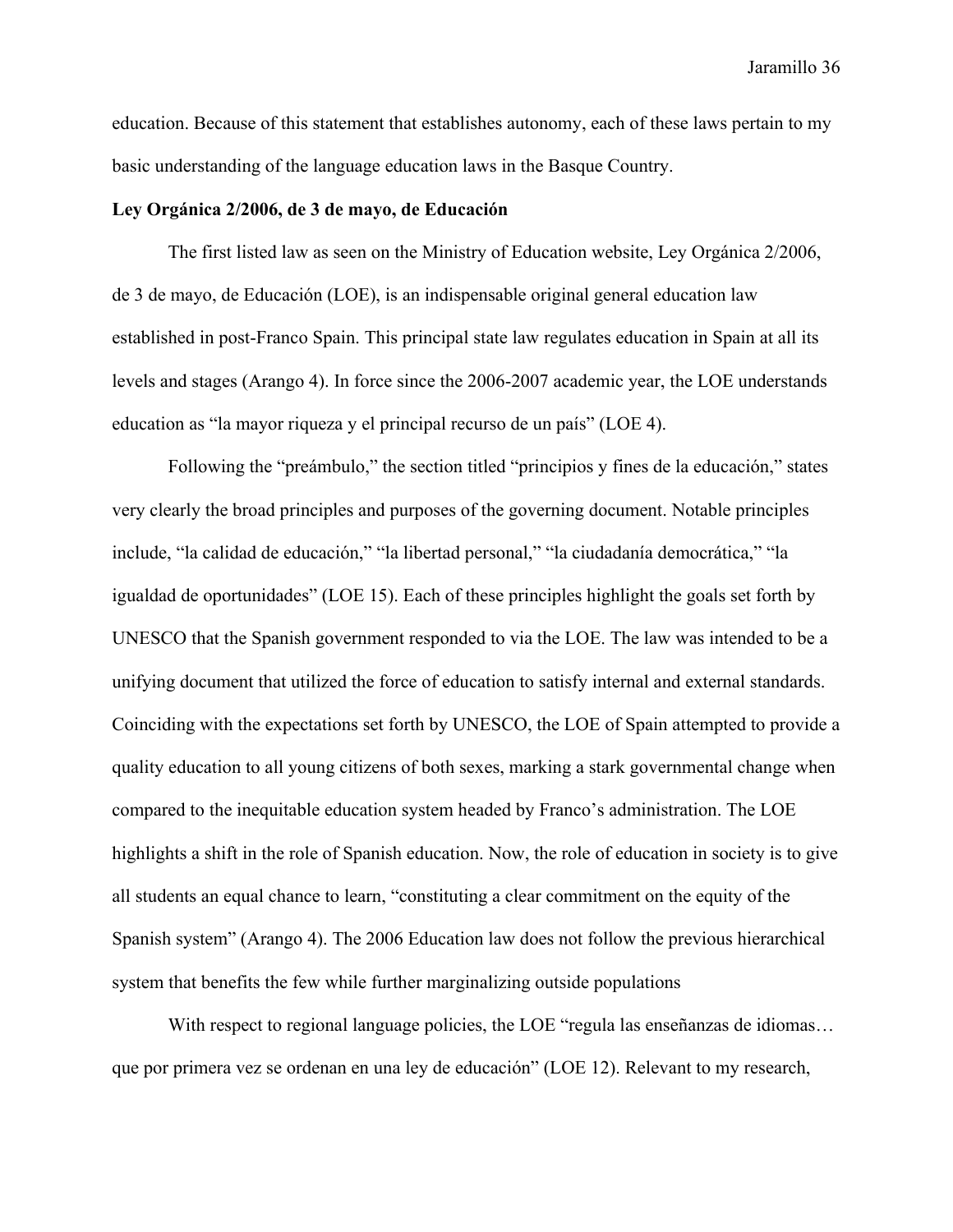education. Because of this statement that establishes autonomy, each of these laws pertain to my basic understanding of the language education laws in the Basque Country.

**Ley Orgánica 2/2006, de 3 de mayo, de Educación**

The first listed law as seen on the Ministry of Education website, Ley Orgánica 2/2006, de 3 de mayo, de Educación (LOE), is an indispensable original general education law established in post-Franco Spain. This principal state law regulates education in Spain at all its levels and stages (Arango 4). In force since the 2006-2007 academic year, the LOE understands education as "la mayor riqueza y el principal recurso de un país" (LOE 4).

Following the "preámbulo," the section titled "principios y fines de la educación," states very clearly the broad principles and purposes of the governing document. Notable principles include, "la calidad de educación," "la libertad personal," "la ciudadanía democrática," "la igualdad de oportunidades" (LOE 15). Each of these principles highlight the goals set forth by UNESCO that the Spanish government responded to via the LOE. The law was intended to be a unifying document that utilized the force of education to satisfy internal and external standards. Coinciding with the expectations set forth by UNESCO, the LOE of Spain attempted to provide a quality education to all young citizens of both sexes, marking a stark governmental change when compared to the inequitable education system headed by Franco's administration. The LOE highlights a shift in the role of Spanish education. Now, the role of education in society is to give all students an equal chance to learn, "constituting a clear commitment on the equity of the Spanish system" (Arango 4). The 2006 Education law does not follow the previous hierarchical system that benefits the few while further marginalizing outside populations

With respect to regional language policies, the LOE "regula las enseñanzas de idiomas… que por primera vez se ordenan en una ley de educación" (LOE 12). Relevant to my research,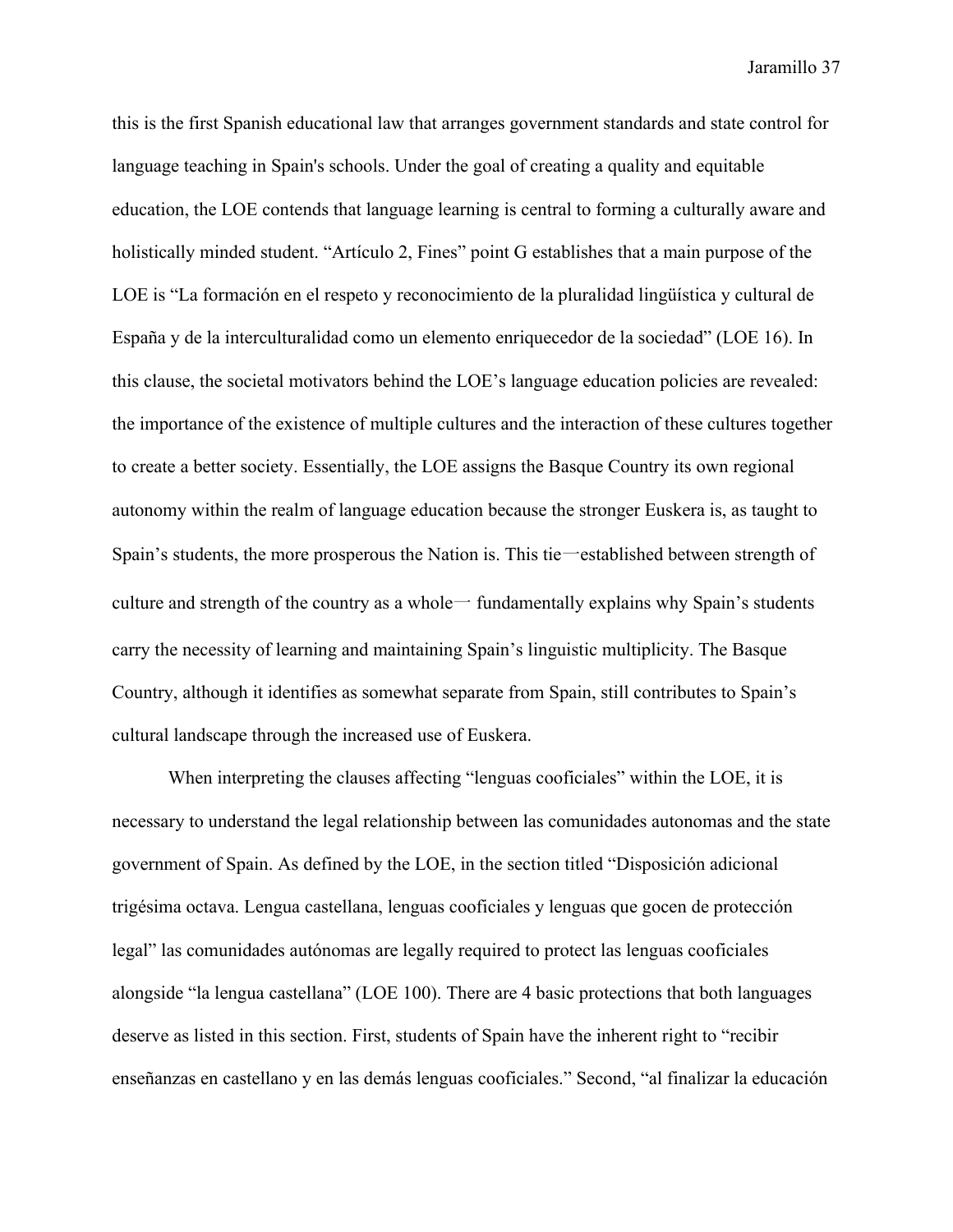this is the first Spanish educational law that arranges government standards and state control for language teaching in Spain's schools. Under the goal of creating a quality and equitable education, the LOE contends that language learning is central to forming a culturally aware and holistically minded student. "Artículo 2, Fines" point G establishes that a main purpose of the LOE is "La formación en el respeto y reconocimiento de la pluralidad lingüística y cultural de España y de la interculturalidad como un elemento enriquecedor de la sociedad" (LOE 16). In this clause, the societal motivators behind the LOE's language education policies are revealed: the importance of the existence of multiple cultures and the interaction of these cultures together to create a better society. Essentially, the LOE assigns the Basque Country its own regional autonomy within the realm of language education because the stronger Euskera is, as taught to Spain's students, the more prosperous the Nation is. This tie一established between strength of culture and strength of the country as a whole一 fundamentally explains why Spain's students carry the necessity of learning and maintaining Spain's linguistic multiplicity. The Basque Country, although it identifies as somewhat separate from Spain, still contributes to Spain's cultural landscape through the increased use of Euskera.

When interpreting the clauses affecting "lenguas cooficiales" within the LOE, it is necessary to understand the legal relationship between las comunidades autonomas and the state government of Spain. As defined by the LOE, in the section titled "Disposición adicional trigésima octava. Lengua castellana, lenguas cooficiales y lenguas que gocen de protección legal" las comunidades autónomas are legally required to protect las lenguas cooficiales alongside "la lengua castellana" (LOE 100). There are 4 basic protections that both languages deserve as listed in this section. First, students of Spain have the inherent right to "recibir enseñanzas en castellano y en las demás lenguas cooficiales." Second, "al finalizar la educación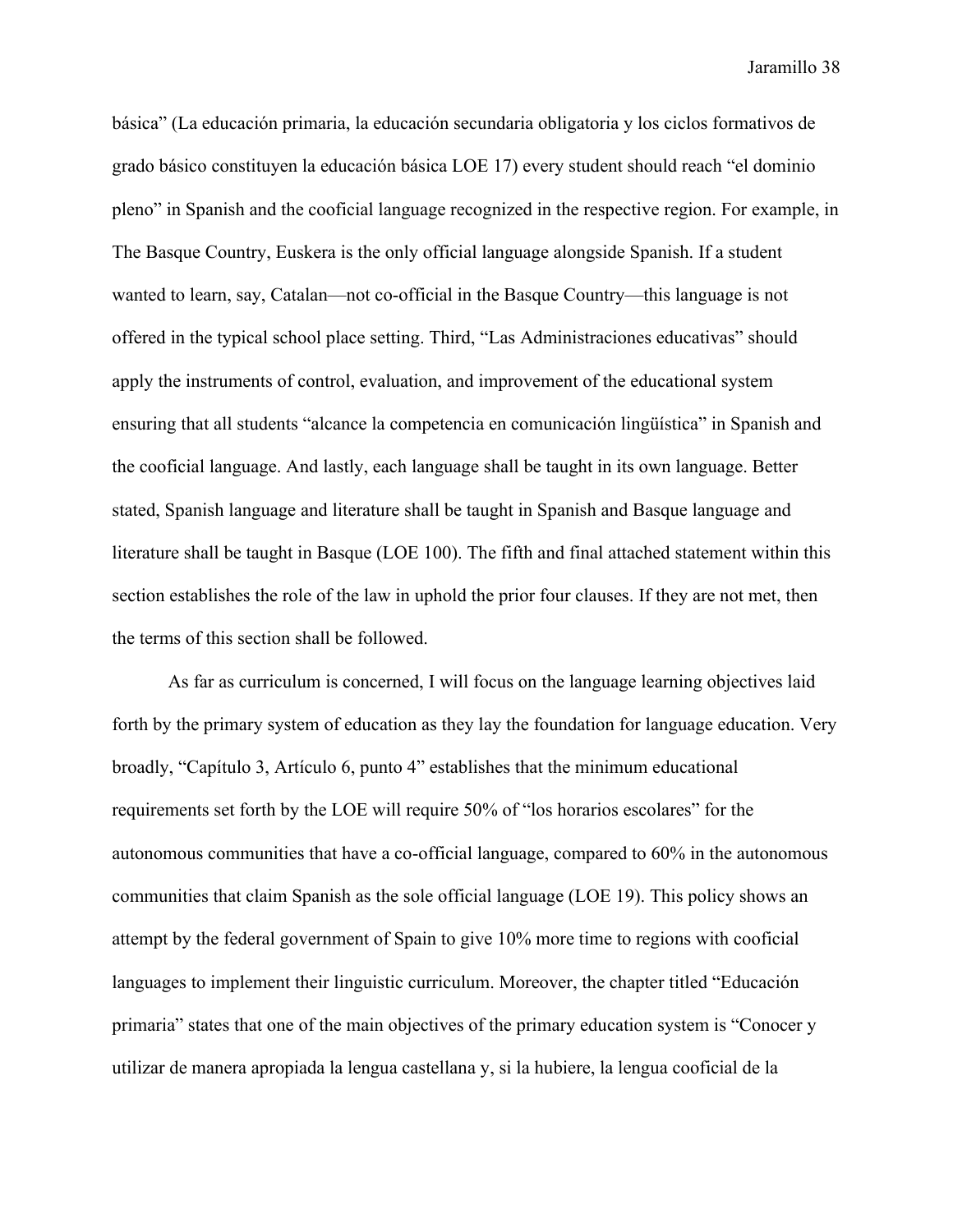básica" (La educación primaria, la educación secundaria obligatoria y los ciclos formativos de grado básico constituyen la educación básica LOE 17) every student should reach "el dominio pleno" in Spanish and the cooficial language recognized in the respective region. For example, in The Basque Country, Euskera is the only official language alongside Spanish. If a student wanted to learn, say, Catalan—not co-official in the Basque Country—this language is not offered in the typical school place setting. Third, "Las Administraciones educativas" should apply the instruments of control, evaluation, and improvement of the educational system ensuring that all students "alcance la competencia en comunicación lingüística" in Spanish and the cooficial language. And lastly, each language shall be taught in its own language. Better stated, Spanish language and literature shall be taught in Spanish and Basque language and literature shall be taught in Basque (LOE 100). The fifth and final attached statement within this section establishes the role of the law in uphold the prior four clauses. If they are not met, then the terms of this section shall be followed.

As far as curriculum is concerned, I will focus on the language learning objectives laid forth by the primary system of education as they lay the foundation for language education. Very broadly, "Capítulo 3, Artículo 6, punto 4" establishes that the minimum educational requirements set forth by the LOE will require 50% of "los horarios escolares" for the autonomous communities that have a co-official language, compared to 60% in the autonomous communities that claim Spanish as the sole official language (LOE 19). This policy shows an attempt by the federal government of Spain to give 10% more time to regions with cooficial languages to implement their linguistic curriculum. Moreover, the chapter titled "Educación primaria" states that one of the main objectives of the primary education system is "Conocer y utilizar de manera apropiada la lengua castellana y, si la hubiere, la lengua cooficial de la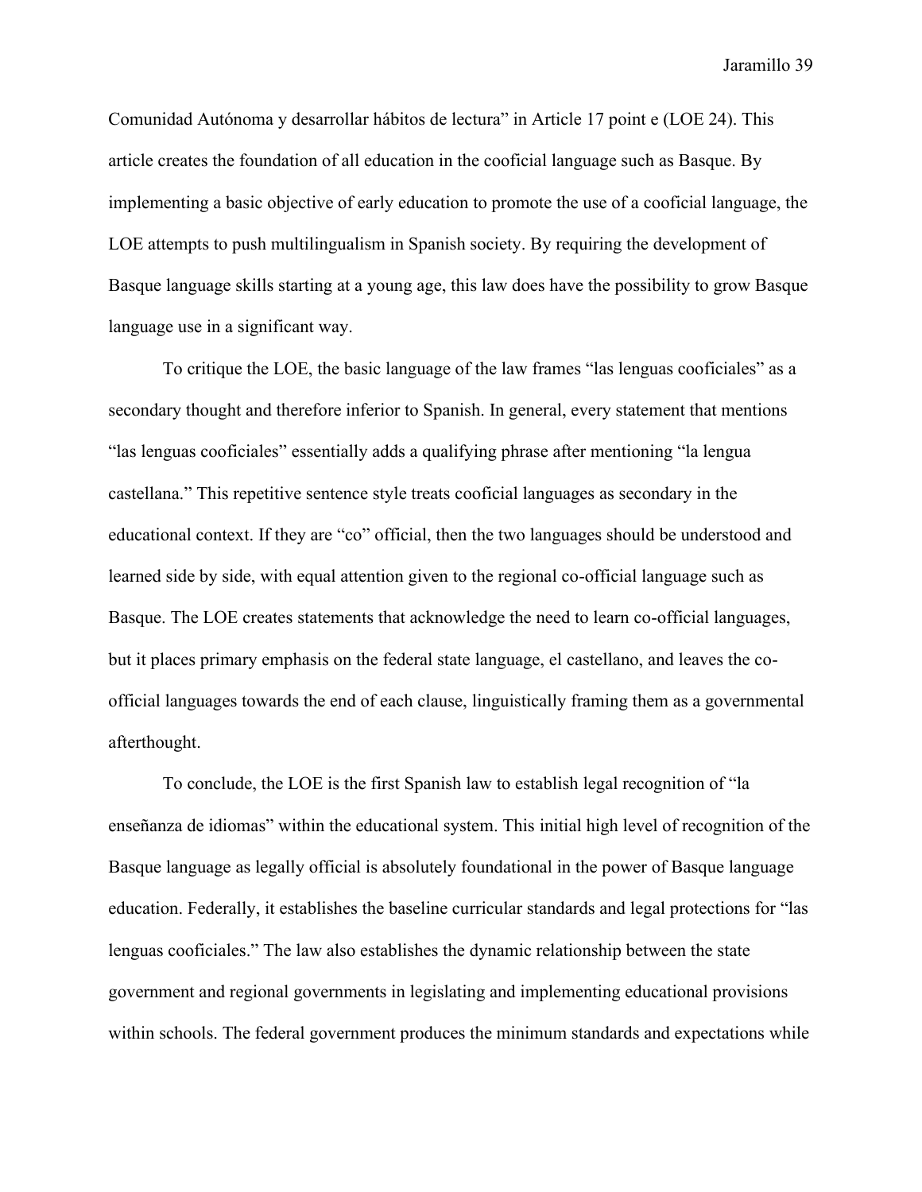Comunidad Autónoma y desarrollar hábitos de lectura" in Article 17 point e (LOE 24). This article creates the foundation of all education in the cooficial language such as Basque. By implementing a basic objective of early education to promote the use of a cooficial language, the LOE attempts to push multilingualism in Spanish society. By requiring the development of Basque language skills starting at a young age, this law does have the possibility to grow Basque language use in a significant way.

To critique the LOE, the basic language of the law frames "las lenguas cooficiales" as a secondary thought and therefore inferior to Spanish. In general, every statement that mentions "las lenguas cooficiales" essentially adds a qualifying phrase after mentioning "la lengua castellana." This repetitive sentence style treats cooficial languages as secondary in the educational context. If they are "co" official, then the two languages should be understood and learned side by side, with equal attention given to the regional co-official language such as Basque. The LOE creates statements that acknowledge the need to learn co-official languages, but it places primary emphasis on the federal state language, el castellano, and leaves the co-official languages towards the end of each clause, linguistically framing them as a governmental afterthought.

To conclude, the LOE is the first Spanish law to establish legal recognition of "la enseñanza de idiomas" within the educational system. This initial high level of recognition of the Basque language as legally official is absolutely foundational in the power of Basque language education. Federally, it establishes the baseline curricular standards and legal protections for "las lenguas cooficiales." The law also establishes the dynamic relationship between the state government and regional governments in legislating and implementing educational provisions within schools. The federal government produces the minimum standards and expectations while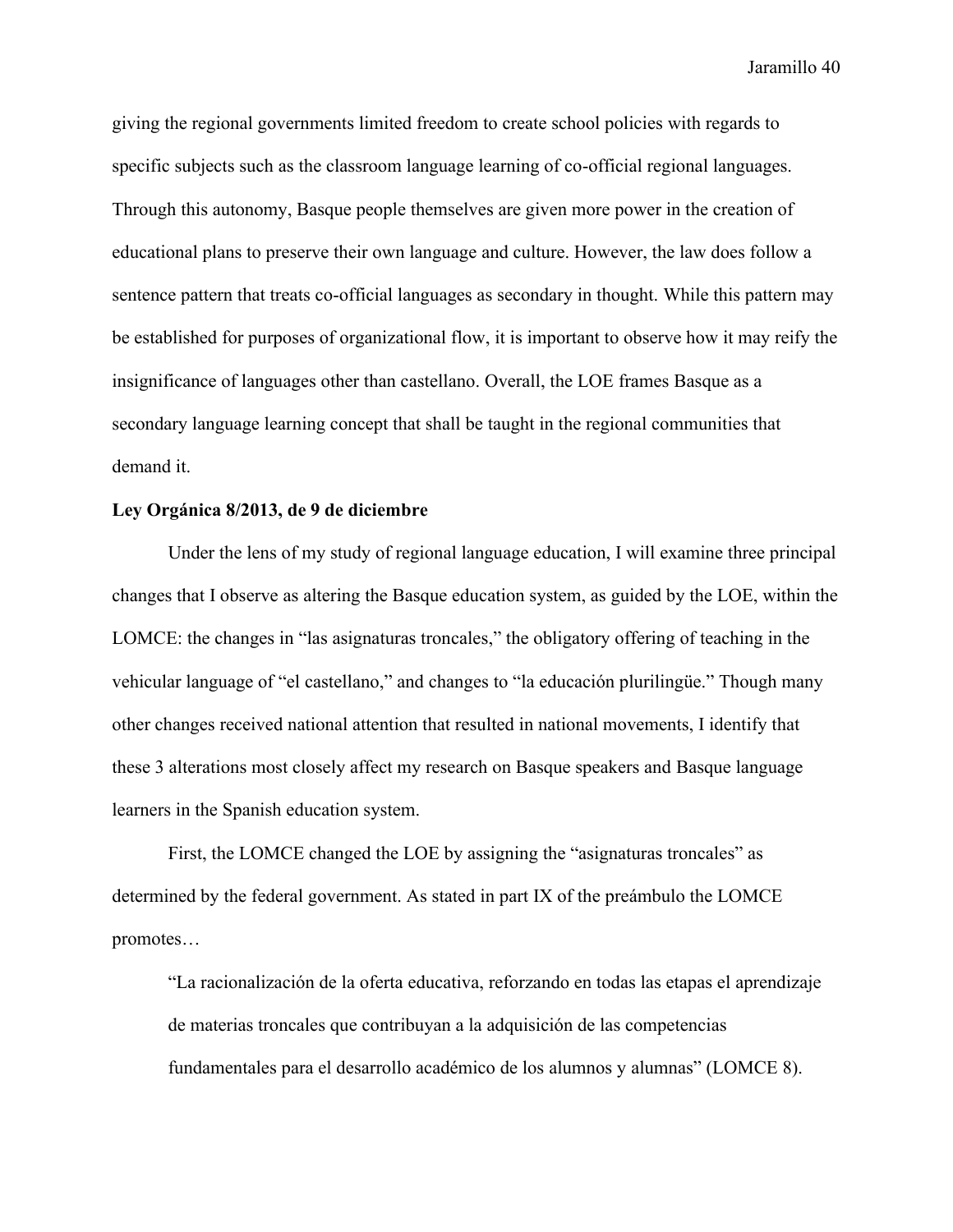giving the regional governments limited freedom to create school policies with regards to specific subjects such as the classroom language learning of co-official regional languages. Through this autonomy, Basque people themselves are given more power in the creation of educational plans to preserve their own language and culture. However, the law does follow a sentence pattern that treats co-official languages as secondary in thought. While this pattern may be established for purposes of organizational flow, it is important to observe how it may reify the insignificance of languages other than castellano. Overall, the LOE frames Basque as a secondary language learning concept that shall be taught in the regional communities that demand it.

**Ley Orgánica 8/2013, de 9 de diciembre**

Under the lens of my study of regional language education, I will examine three principal changes that I observe as altering the Basque education system, as guided by the LOE, within the LOMCE: the changes in "las asignaturas troncales," the obligatory offering of teaching in the vehicular language of "el castellano," and changes to "la educación plurilingüe." Though many other changes received national attention that resulted in national movements, I identify that these 3 alterations most closely affect my research on Basque speakers and Basque language learners in the Spanish education system.

First, the LOMCE changed the LOE by assigning the "asignaturas troncales" as determined by the federal government. As stated in part IX of the preámbulo the LOMCE promotes…

> "La racionalización de la oferta educativa, reforzando en todas las etapas el aprendizaje de materias troncales que contribuyan a la adquisición de las competencias fundamentales para el desarrollo académico de los alumnos y alumnas" (LOMCE 8).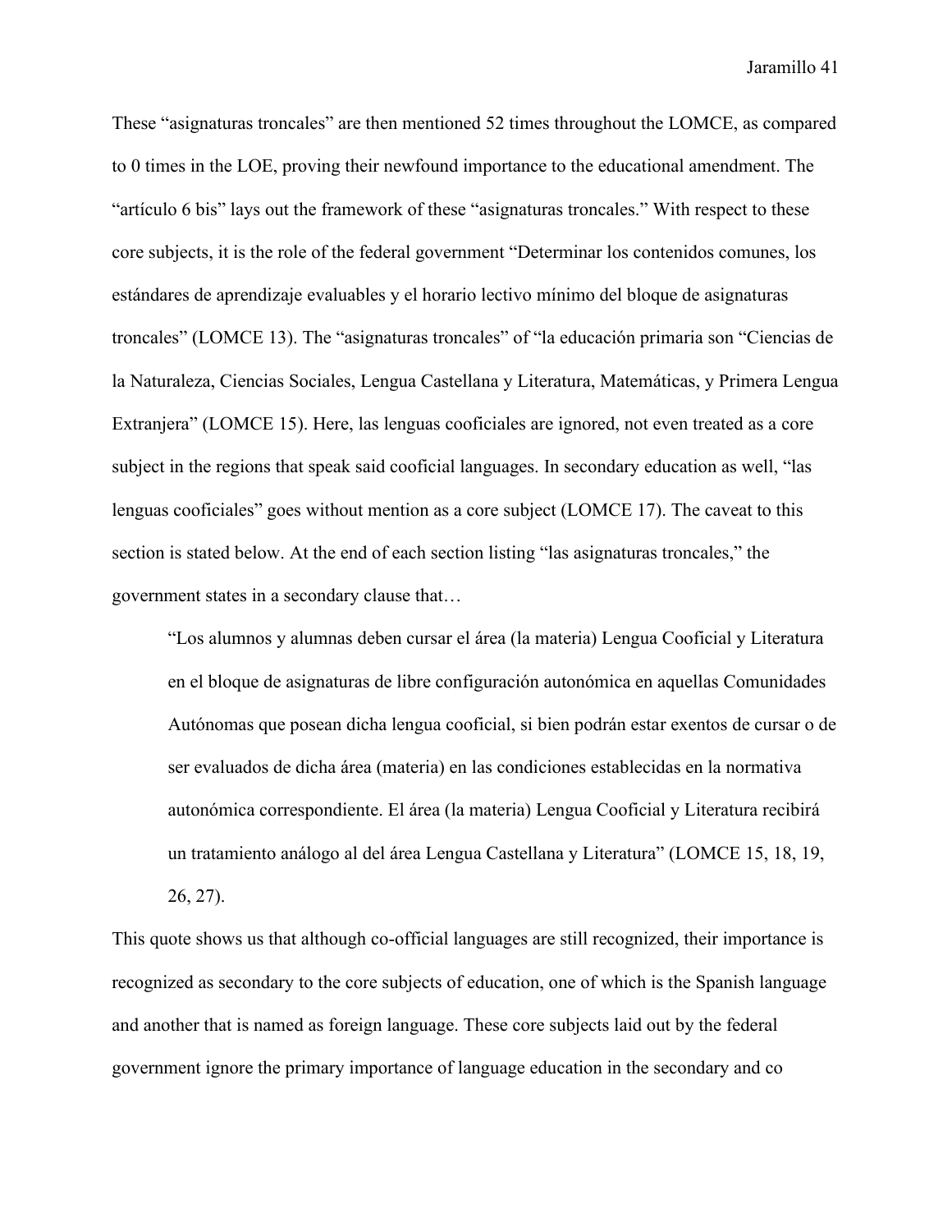These "asignaturas troncales" are then mentioned 52 times throughout the LOMCE, as compared to 0 times in the LOE, proving their newfound importance to the educational amendment. The "artículo 6 bis" lays out the framework of these "asignaturas troncales." With respect to these core subjects, it is the role of the federal government "Determinar los contenidos comunes, los estándares de aprendizaje evaluables y el horario lectivo mínimo del bloque de asignaturas troncales" (LOMCE 13). The "asignaturas troncales" of "la educación primaria son "Ciencias de la Naturaleza, Ciencias Sociales, Lengua Castellana y Literatura, Matemáticas, y Primera Lengua Extranjera" (LOMCE 15). Here, las lenguas cooficiales are ignored, not even treated as a core subject in the regions that speak said cooficial languages. In secondary education as well, "las lenguas cooficiales" goes without mention as a core subject (LOMCE 17). The caveat to this section is stated below. At the end of each section listing "las asignaturas troncales," the government states in a secondary clause that…

> "Los alumnos y alumnas deben cursar el área (la materia) Lengua Cooficial y Literatura en el bloque de asignaturas de libre configuración autonómica en aquellas Comunidades Autónomas que posean dicha lengua cooficial, si bien podrán estar exentos de cursar o de ser evaluados de dicha área (materia) en las condiciones establecidas en la normativa autonómica correspondiente. El área (la materia) Lengua Cooficial y Literatura recibirá un tratamiento análogo al del área Lengua Castellana y Literatura" (LOMCE 15, 18, 19, 26, 27).

This quote shows us that although co-official languages are still recognized, their importance is recognized as secondary to the core subjects of education, one of which is the Spanish language and another that is named as foreign language. These core subjects laid out by the federal government ignore the primary importance of language education in the secondary and co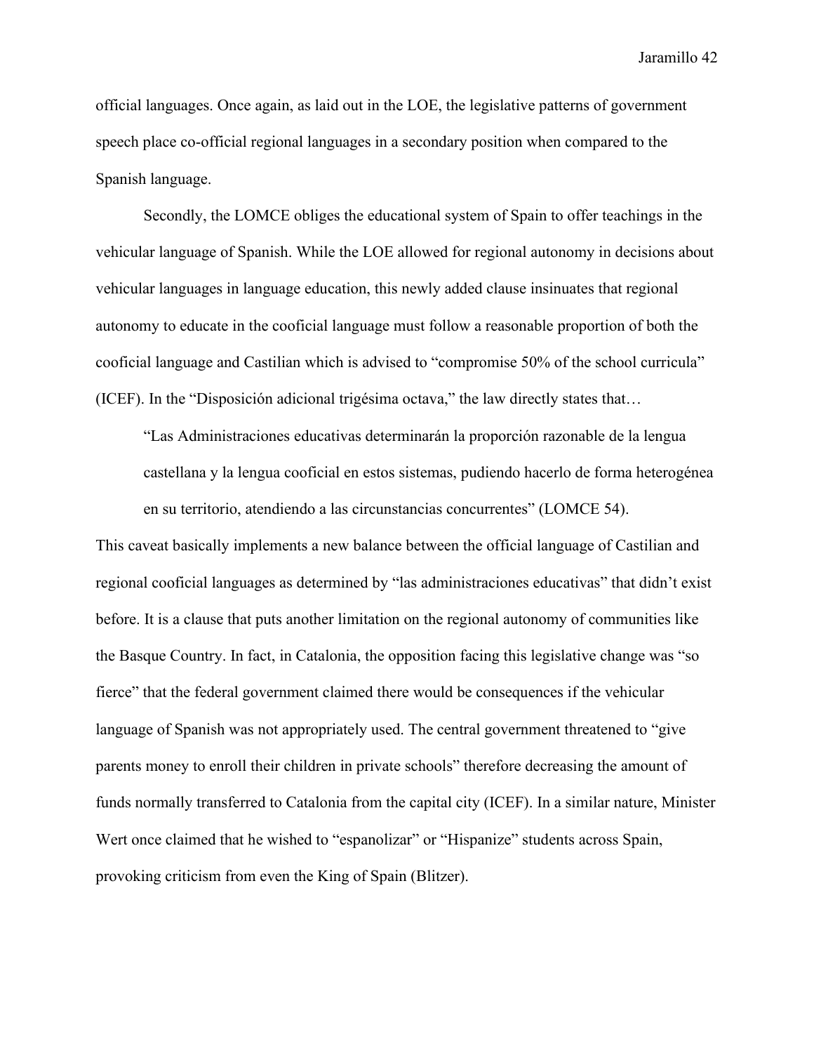official languages. Once again, as laid out in the LOE, the legislative patterns of government speech place co-official regional languages in a secondary position when compared to the Spanish language.

Secondly, the LOMCE obliges the educational system of Spain to offer teachings in the vehicular language of Spanish. While the LOE allowed for regional autonomy in decisions about vehicular languages in language education, this newly added clause insinuates that regional autonomy to educate in the cooficial language must follow a reasonable proportion of both the cooficial language and Castilian which is advised to "compromise 50% of the school curricula" (ICEF). In the "Disposición adicional trigésima octava," the law directly states that…

> "Las Administraciones educativas determinarán la proporción razonable de la lengua castellana y la lengua cooficial en estos sistemas, pudiendo hacerlo de forma heterogénea en su territorio, atendiendo a las circunstancias concurrentes" (LOMCE 54).

This caveat basically implements a new balance between the official language of Castilian and regional cooficial languages as determined by "las administraciones educativas" that didn't exist before. It is a clause that puts another limitation on the regional autonomy of communities like the Basque Country. In fact, in Catalonia, the opposition facing this legislative change was "so fierce" that the federal government claimed there would be consequences if the vehicular language of Spanish was not appropriately used. The central government threatened to "give parents money to enroll their children in private schools" therefore decreasing the amount of funds normally transferred to Catalonia from the capital city (ICEF). In a similar nature, Minister Wert once claimed that he wished to "espanolizar" or "Hispanize" students across Spain, provoking criticism from even the King of Spain (Blitzer).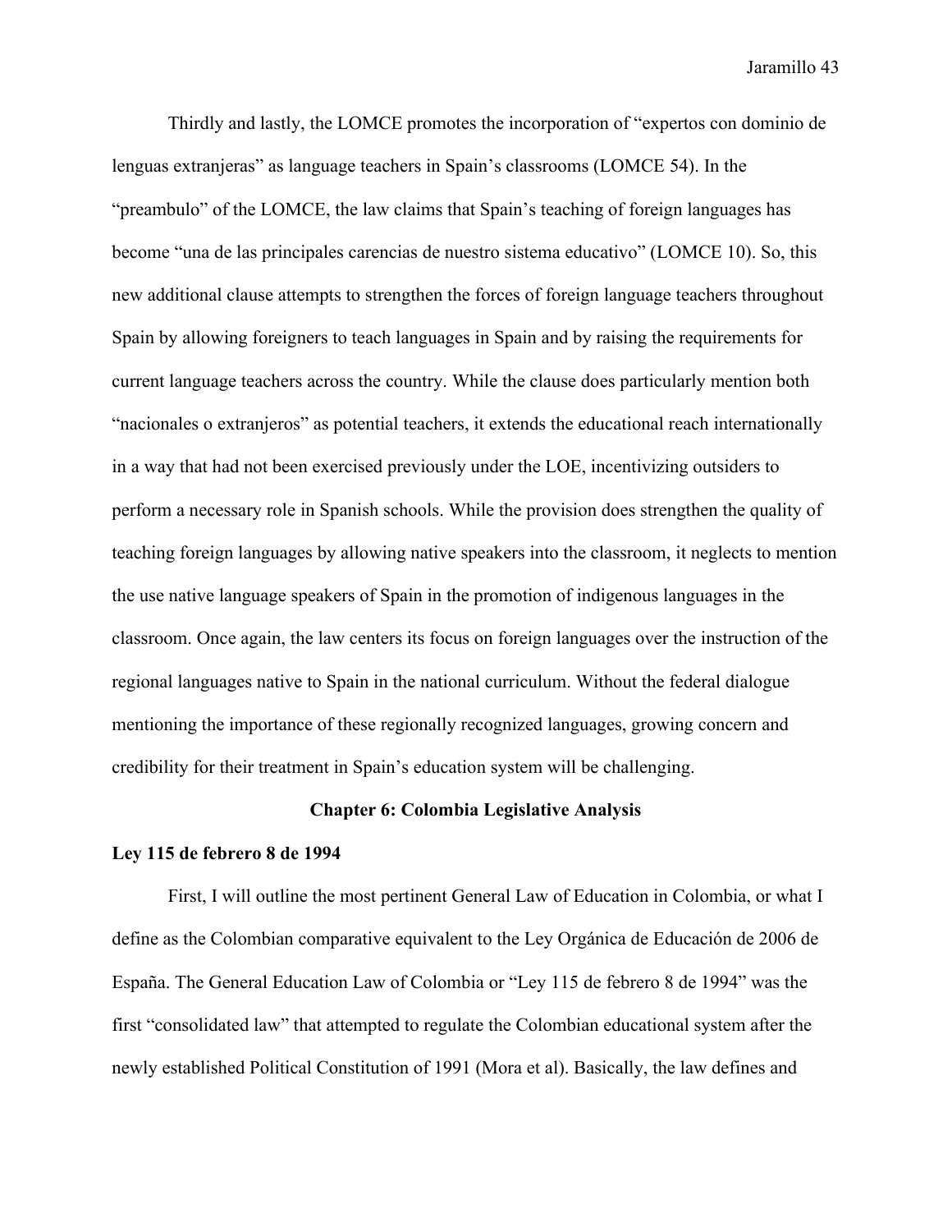Thirdly and lastly, the LOMCE promotes the incorporation of "expertos con dominio de lenguas extranjeras" as language teachers in Spain's classrooms (LOMCE 54). In the "preambulo" of the LOMCE, the law claims that Spain's teaching of foreign languages has become "una de las principales carencias de nuestro sistema educativo" (LOMCE 10). So, this new additional clause attempts to strengthen the forces of foreign language teachers throughout Spain by allowing foreigners to teach languages in Spain and by raising the requirements for current language teachers across the country. While the clause does particularly mention both "nacionales o extranjeros" as potential teachers, it extends the educational reach internationally in a way that had not been exercised previously under the LOE, incentivizing outsiders to perform a necessary role in Spanish schools. While the provision does strengthen the quality of teaching foreign languages by allowing native speakers into the classroom, it neglects to mention the use native language speakers of Spain in the promotion of indigenous languages in the classroom. Once again, the law centers its focus on foreign languages over the instruction of the regional languages native to Spain in the national curriculum. Without the federal dialogue mentioning the importance of these regionally recognized languages, growing concern and credibility for their treatment in Spain's education system will be challenging.

## Chapter 6: Colombia Legislative Analysis

### Ley 115 de febrero 8 de 1994

First, I will outline the most pertinent General Law of Education in Colombia, or what I define as the Colombian comparative equivalent to the Ley Orgánica de Educación de 2006 de España. The General Education Law of Colombia or "Ley 115 de febrero 8 de 1994" was the first "consolidated law" that attempted to regulate the Colombian educational system after the newly established Political Constitution of 1991 (Mora et al). Basically, the law defines and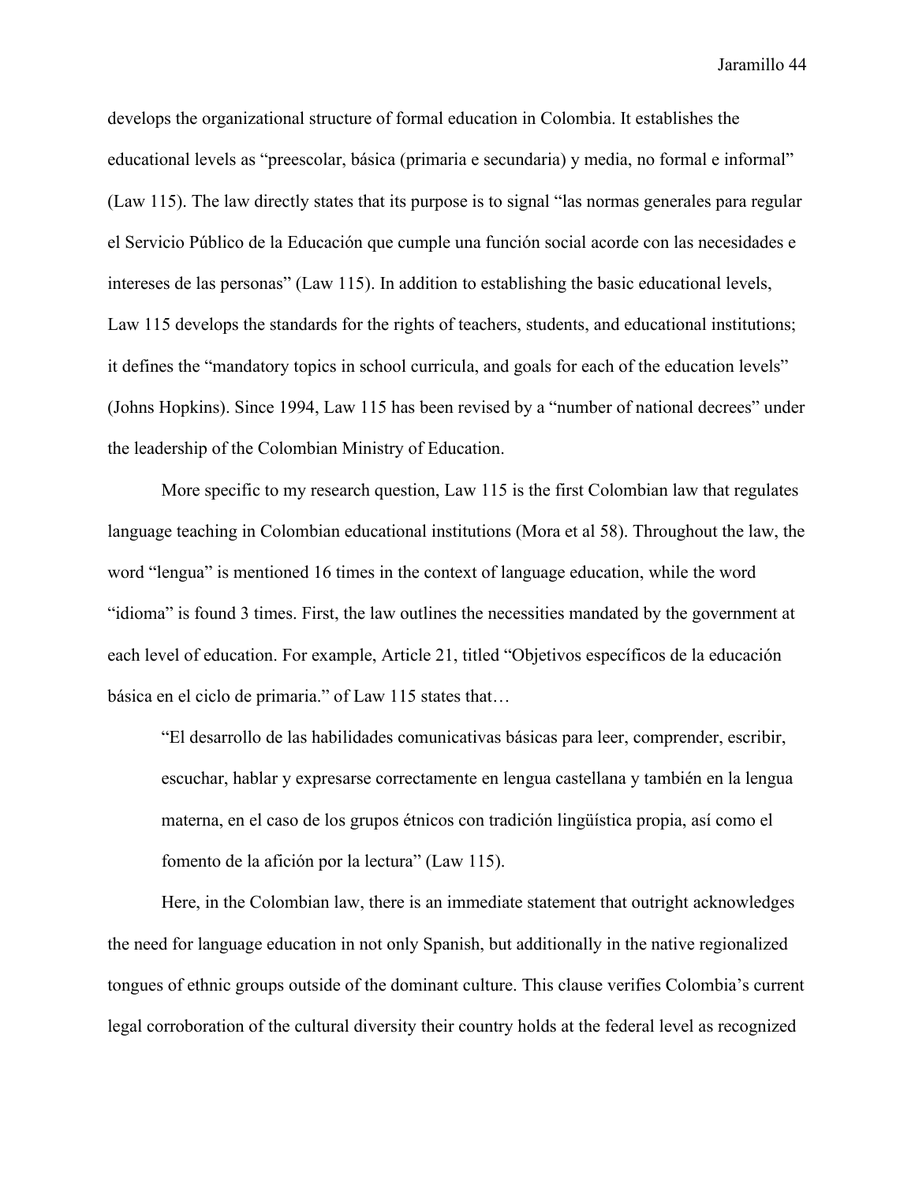develops the organizational structure of formal education in Colombia. It establishes the educational levels as "preescolar, básica (primaria e secundaria) y media, no formal e informal" (Law 115). The law directly states that its purpose is to signal "las normas generales para regular el Servicio Público de la Educación que cumple una función social acorde con las necesidades e intereses de las personas" (Law 115). In addition to establishing the basic educational levels, Law 115 develops the standards for the rights of teachers, students, and educational institutions; it defines the "mandatory topics in school curricula, and goals for each of the education levels" (Johns Hopkins). Since 1994, Law 115 has been revised by a "number of national decrees" under the leadership of the Colombian Ministry of Education.

More specific to my research question, Law 115 is the first Colombian law that regulates language teaching in Colombian educational institutions (Mora et al 58). Throughout the law, the word "lengua" is mentioned 16 times in the context of language education, while the word "idioma" is found 3 times. First, the law outlines the necessities mandated by the government at each level of education. For example, Article 21, titled "Objetivos específicos de la educación básica en el ciclo de primaria." of Law 115 states that…

> "El desarrollo de las habilidades comunicativas básicas para leer, comprender, escribir, escuchar, hablar y expresarse correctamente en lengua castellana y también en la lengua materna, en el caso de los grupos étnicos con tradición lingüística propia, así como el fomento de la afición por la lectura" (Law 115).

Here, in the Colombian law, there is an immediate statement that outright acknowledges the need for language education in not only Spanish, but additionally in the native regionalized tongues of ethnic groups outside of the dominant culture. This clause verifies Colombia's current legal corroboration of the cultural diversity their country holds at the federal level as recognized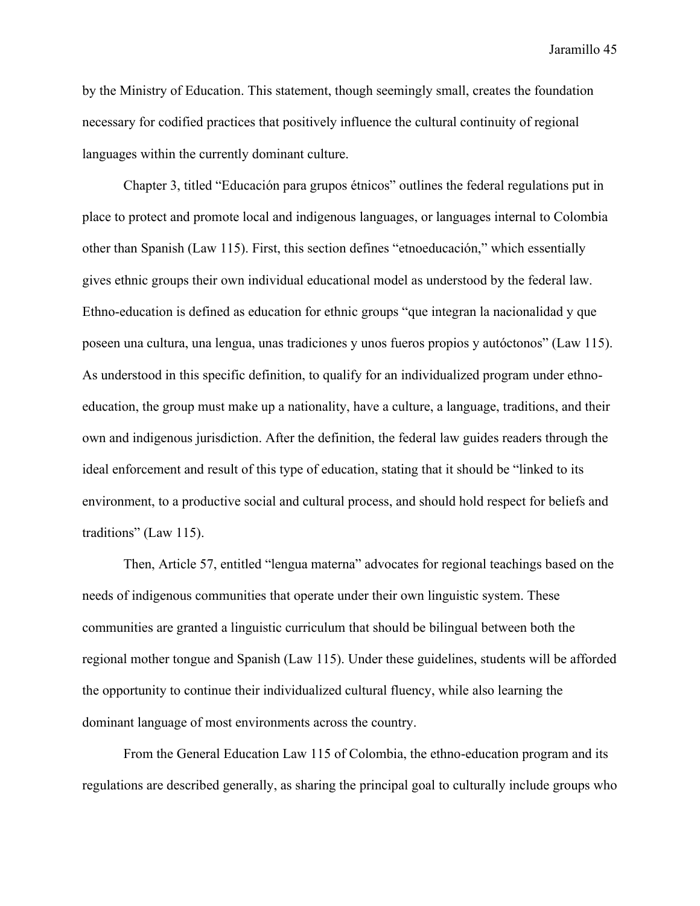by the Ministry of Education. This statement, though seemingly small, creates the foundation necessary for codified practices that positively influence the cultural continuity of regional languages within the currently dominant culture.

Chapter 3, titled "Educación para grupos étnicos" outlines the federal regulations put in place to protect and promote local and indigenous languages, or languages internal to Colombia other than Spanish (Law 115). First, this section defines "etnoeducación," which essentially gives ethnic groups their own individual educational model as understood by the federal law. Ethno-education is defined as education for ethnic groups "que integran la nacionalidad y que poseen una cultura, una lengua, unas tradiciones y unos fueros propios y autóctonos" (Law 115). As understood in this specific definition, to qualify for an individualized program under ethno-education, the group must make up a nationality, have a culture, a language, traditions, and their own and indigenous jurisdiction. After the definition, the federal law guides readers through the ideal enforcement and result of this type of education, stating that it should be "linked to its environment, to a productive social and cultural process, and should hold respect for beliefs and traditions" (Law 115).

Then, Article 57, entitled "lengua materna" advocates for regional teachings based on the needs of indigenous communities that operate under their own linguistic system. These communities are granted a linguistic curriculum that should be bilingual between both the regional mother tongue and Spanish (Law 115). Under these guidelines, students will be afforded the opportunity to continue their individualized cultural fluency, while also learning the dominant language of most environments across the country.

From the General Education Law 115 of Colombia, the ethno-education program and its regulations are described generally, as sharing the principal goal to culturally include groups who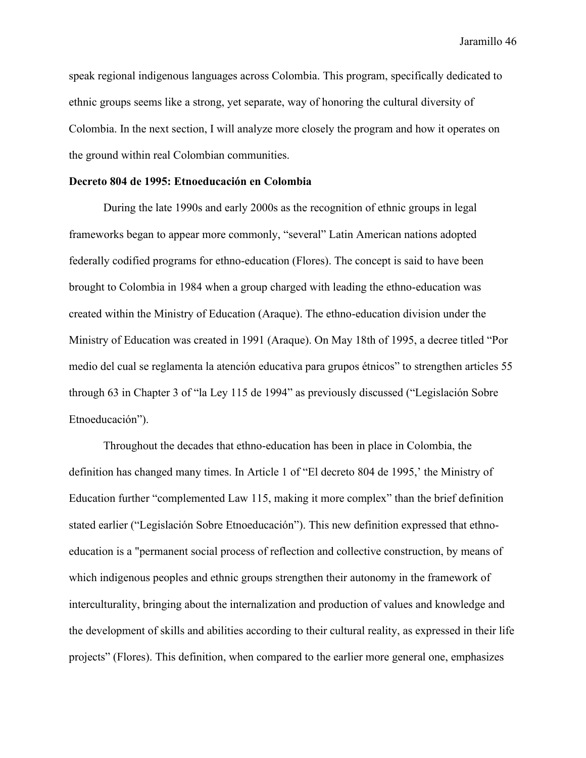speak regional indigenous languages across Colombia. This program, specifically dedicated to ethnic groups seems like a strong, yet separate, way of honoring the cultural diversity of Colombia. In the next section, I will analyze more closely the program and how it operates on the ground within real Colombian communities.

**Decreto 804 de 1995: Etnoeducación en Colombia**

During the late 1990s and early 2000s as the recognition of ethnic groups in legal frameworks began to appear more commonly, "several" Latin American nations adopted federally codified programs for ethno-education (Flores). The concept is said to have been brought to Colombia in 1984 when a group charged with leading the ethno-education was created within the Ministry of Education (Araque). The ethno-education division under the Ministry of Education was created in 1991 (Araque). On May 18th of 1995, a decree titled "Por medio del cual se reglamenta la atención educativa para grupos étnicos" to strengthen articles 55 through 63 in Chapter 3 of "la Ley 115 de 1994" as previously discussed ("Legislación Sobre Etnoeducación").

Throughout the decades that ethno-education has been in place in Colombia, the definition has changed many times. In Article 1 of "El decreto 804 de 1995,' the Ministry of Education further "complemented Law 115, making it more complex" than the brief definition stated earlier ("Legislación Sobre Etnoeducación"). This new definition expressed that ethno-education is a "permanent social process of reflection and collective construction, by means of which indigenous peoples and ethnic groups strengthen their autonomy in the framework of interculturality, bringing about the internalization and production of values and knowledge and the development of skills and abilities according to their cultural reality, as expressed in their life projects" (Flores). This definition, when compared to the earlier more general one, emphasizes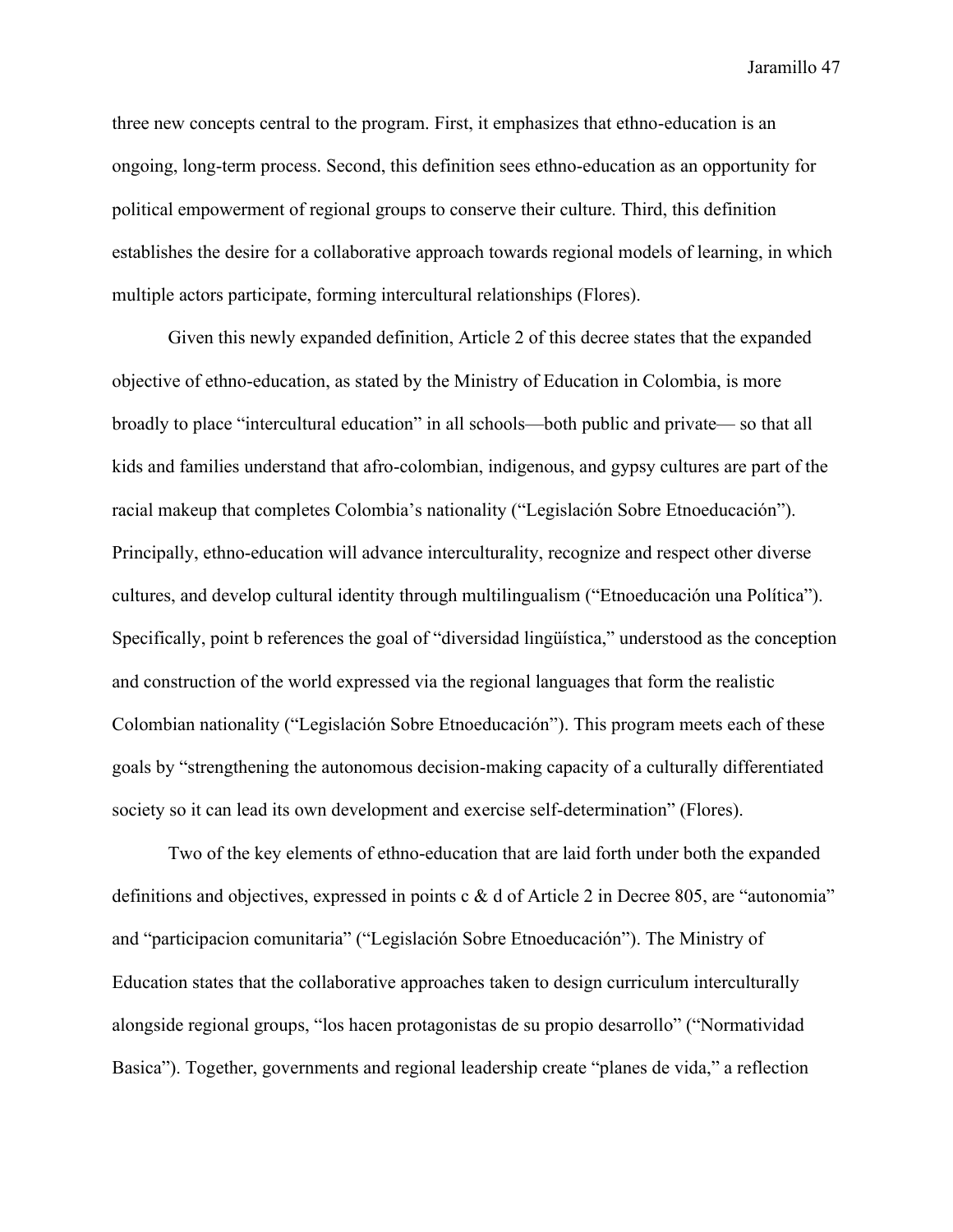three new concepts central to the program. First, it emphasizes that ethno-education is an ongoing, long-term process. Second, this definition sees ethno-education as an opportunity for political empowerment of regional groups to conserve their culture. Third, this definition establishes the desire for a collaborative approach towards regional models of learning, in which multiple actors participate, forming intercultural relationships (Flores).

Given this newly expanded definition, Article 2 of this decree states that the expanded objective of ethno-education, as stated by the Ministry of Education in Colombia, is more broadly to place "intercultural education" in all schools—both public and private— so that all kids and families understand that afro-colombian, indigenous, and gypsy cultures are part of the racial makeup that completes Colombia's nationality ("Legislación Sobre Etnoeducación"). Principally, ethno-education will advance interculturality, recognize and respect other diverse cultures, and develop cultural identity through multilingualism ("Etnoeducación una Política"). Specifically, point b references the goal of "diversidad lingüística," understood as the conception and construction of the world expressed via the regional languages that form the realistic Colombian nationality ("Legislación Sobre Etnoeducación"). This program meets each of these goals by "strengthening the autonomous decision-making capacity of a culturally differentiated society so it can lead its own development and exercise self-determination" (Flores).

Two of the key elements of ethno-education that are laid forth under both the expanded definitions and objectives, expressed in points c & d of Article 2 in Decree 805, are "autonomia" and "participacion comunitaria" ("Legislación Sobre Etnoeducación"). The Ministry of Education states that the collaborative approaches taken to design curriculum interculturally alongside regional groups, "los hacen protagonistas de su propio desarrollo" ("Normatividad Basica"). Together, governments and regional leadership create "planes de vida," a reflection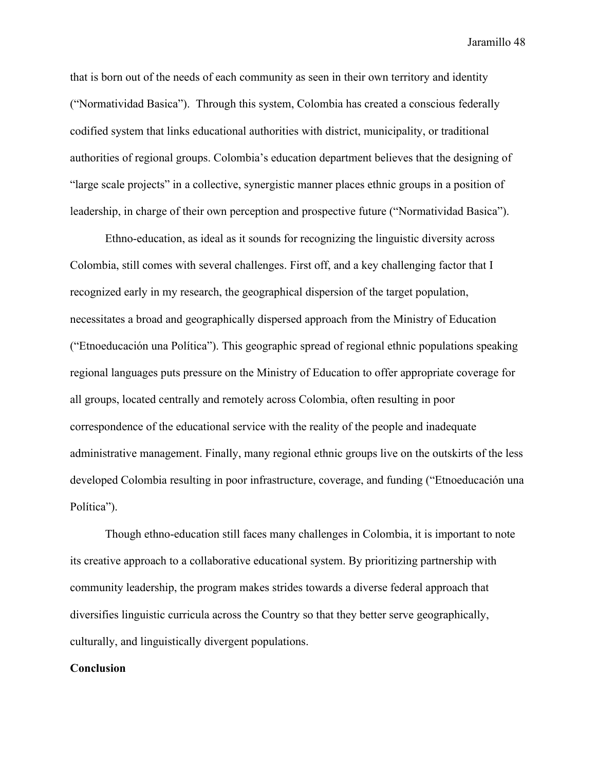that is born out of the needs of each community as seen in their own territory and identity ("Normatividad Basica"). Through this system, Colombia has created a conscious federally codified system that links educational authorities with district, municipality, or traditional authorities of regional groups. Colombia's education department believes that the designing of "large scale projects" in a collective, synergistic manner places ethnic groups in a position of leadership, in charge of their own perception and prospective future ("Normatividad Basica").

Ethno-education, as ideal as it sounds for recognizing the linguistic diversity across Colombia, still comes with several challenges. First off, and a key challenging factor that I recognized early in my research, the geographical dispersion of the target population, necessitates a broad and geographically dispersed approach from the Ministry of Education ("Etnoeducación una Política"). This geographic spread of regional ethnic populations speaking regional languages puts pressure on the Ministry of Education to offer appropriate coverage for all groups, located centrally and remotely across Colombia, often resulting in poor correspondence of the educational service with the reality of the people and inadequate administrative management. Finally, many regional ethnic groups live on the outskirts of the less developed Colombia resulting in poor infrastructure, coverage, and funding ("Etnoeducación una Política").

Though ethno-education still faces many challenges in Colombia, it is important to note its creative approach to a collaborative educational system. By prioritizing partnership with community leadership, the program makes strides towards a diverse federal approach that diversifies linguistic curricula across the Country so that they better serve geographically, culturally, and linguistically divergent populations.

**Conclusion**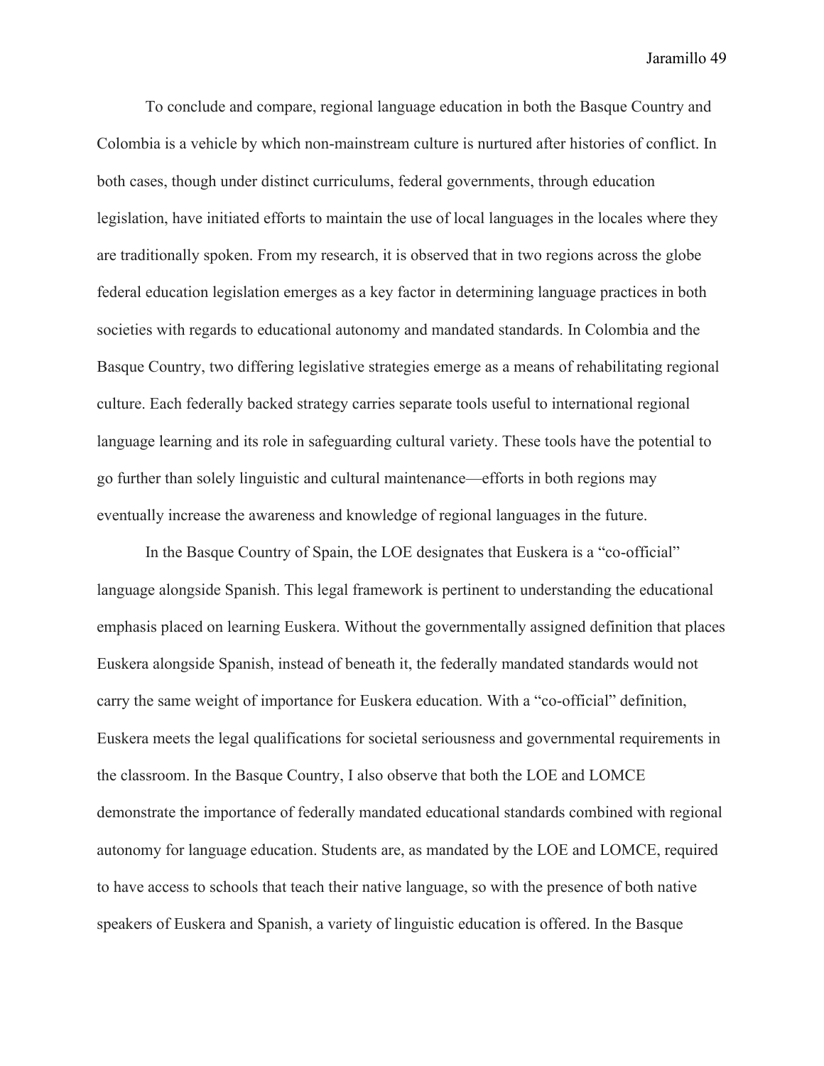To conclude and compare, regional language education in both the Basque Country and Colombia is a vehicle by which non-mainstream culture is nurtured after histories of conflict. In both cases, though under distinct curriculums, federal governments, through education legislation, have initiated efforts to maintain the use of local languages in the locales where they are traditionally spoken. From my research, it is observed that in two regions across the globe federal education legislation emerges as a key factor in determining language practices in both societies with regards to educational autonomy and mandated standards. In Colombia and the Basque Country, two differing legislative strategies emerge as a means of rehabilitating regional culture. Each federally backed strategy carries separate tools useful to international regional language learning and its role in safeguarding cultural variety. These tools have the potential to go further than solely linguistic and cultural maintenance—efforts in both regions may eventually increase the awareness and knowledge of regional languages in the future.

In the Basque Country of Spain, the LOE designates that Euskera is a "co-official" language alongside Spanish. This legal framework is pertinent to understanding the educational emphasis placed on learning Euskera. Without the governmentally assigned definition that places Euskera alongside Spanish, instead of beneath it, the federally mandated standards would not carry the same weight of importance for Euskera education. With a "co-official" definition, Euskera meets the legal qualifications for societal seriousness and governmental requirements in the classroom. In the Basque Country, I also observe that both the LOE and LOMCE demonstrate the importance of federally mandated educational standards combined with regional autonomy for language education. Students are, as mandated by the LOE and LOMCE, required to have access to schools that teach their native language, so with the presence of both native speakers of Euskera and Spanish, a variety of linguistic education is offered. In the Basque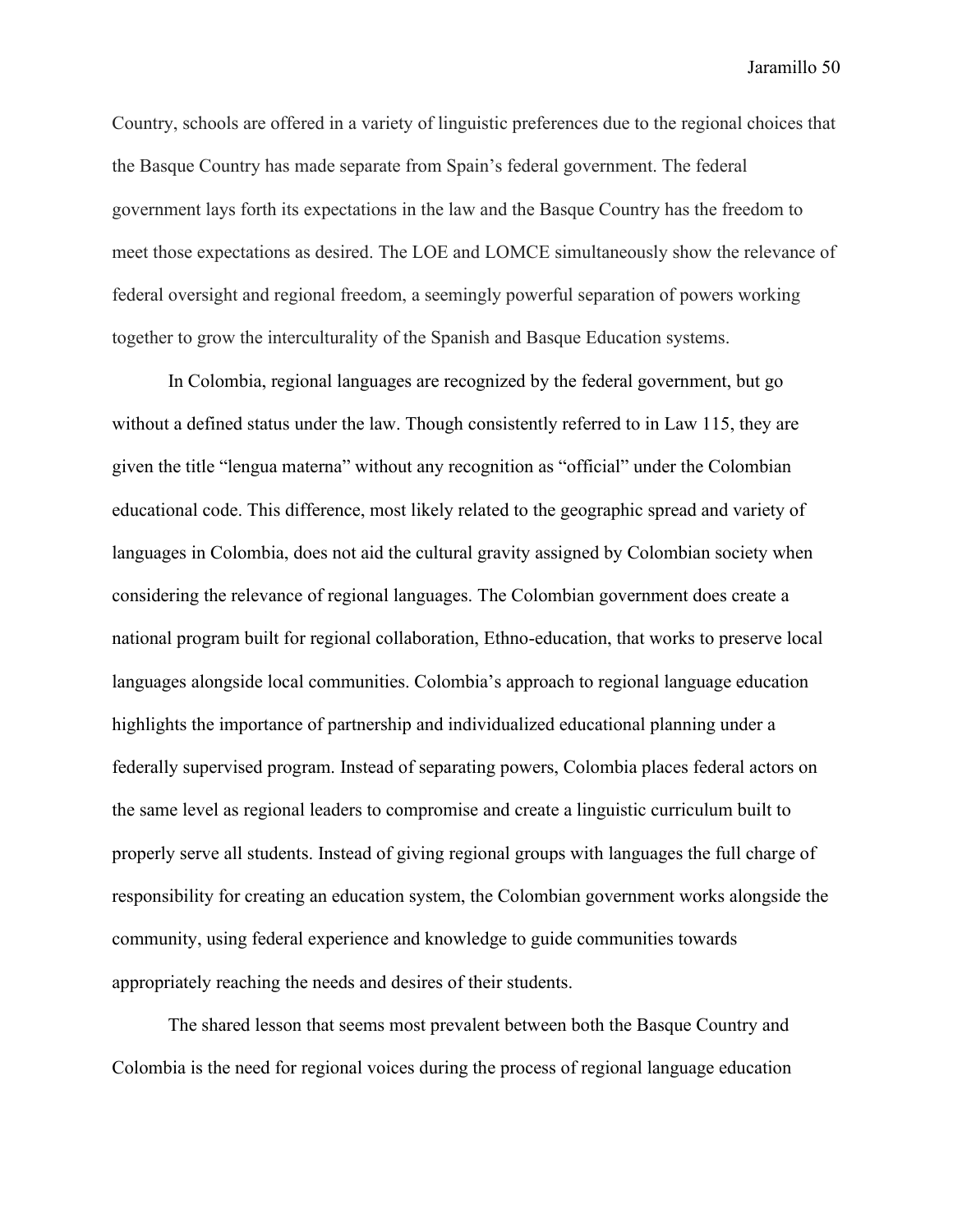Country, schools are offered in a variety of linguistic preferences due to the regional choices that the Basque Country has made separate from Spain's federal government. The federal government lays forth its expectations in the law and the Basque Country has the freedom to meet those expectations as desired. The LOE and LOMCE simultaneously show the relevance of federal oversight and regional freedom, a seemingly powerful separation of powers working together to grow the interculturality of the Spanish and Basque Education systems.

In Colombia, regional languages are recognized by the federal government, but go without a defined status under the law. Though consistently referred to in Law 115, they are given the title "lengua materna" without any recognition as "official" under the Colombian educational code. This difference, most likely related to the geographic spread and variety of languages in Colombia, does not aid the cultural gravity assigned by Colombian society when considering the relevance of regional languages. The Colombian government does create a national program built for regional collaboration, Ethno-education, that works to preserve local languages alongside local communities. Colombia's approach to regional language education highlights the importance of partnership and individualized educational planning under a federally supervised program. Instead of separating powers, Colombia places federal actors on the same level as regional leaders to compromise and create a linguistic curriculum built to properly serve all students. Instead of giving regional groups with languages the full charge of responsibility for creating an education system, the Colombian government works alongside the community, using federal experience and knowledge to guide communities towards appropriately reaching the needs and desires of their students.

The shared lesson that seems most prevalent between both the Basque Country and Colombia is the need for regional voices during the process of regional language education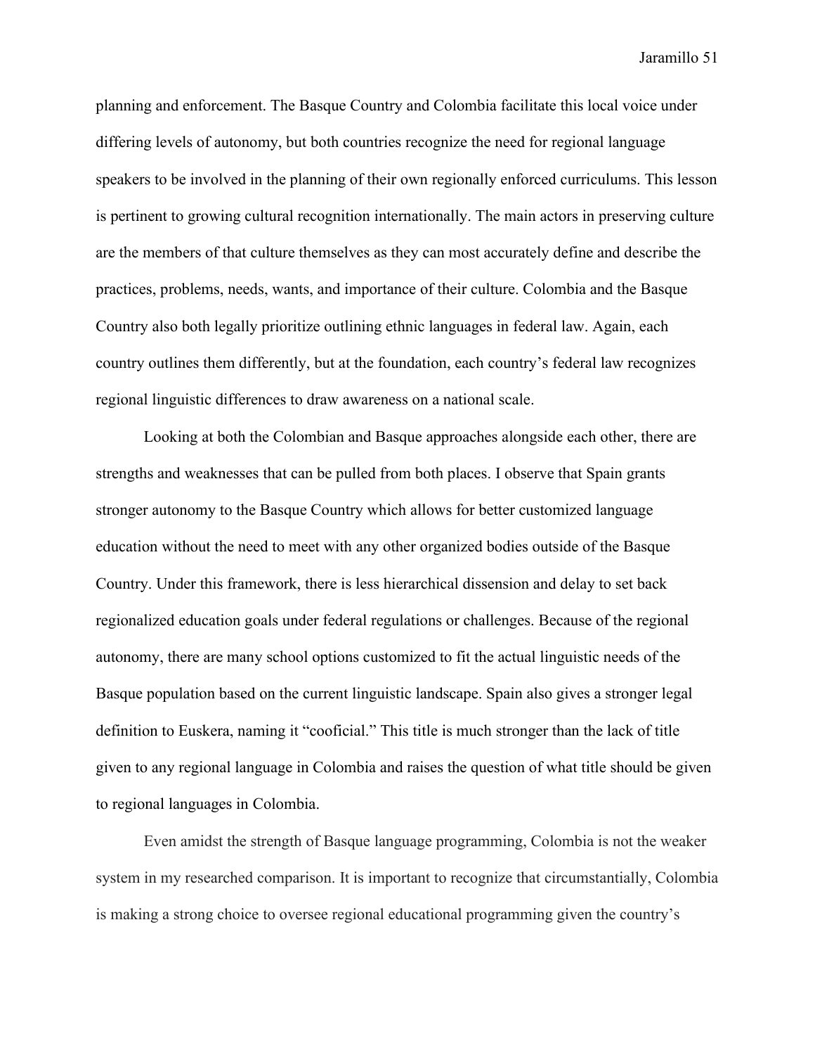planning and enforcement. The Basque Country and Colombia facilitate this local voice under differing levels of autonomy, but both countries recognize the need for regional language speakers to be involved in the planning of their own regionally enforced curriculums. This lesson is pertinent to growing cultural recognition internationally. The main actors in preserving culture are the members of that culture themselves as they can most accurately define and describe the practices, problems, needs, wants, and importance of their culture. Colombia and the Basque Country also both legally prioritize outlining ethnic languages in federal law. Again, each country outlines them differently, but at the foundation, each country's federal law recognizes regional linguistic differences to draw awareness on a national scale.

Looking at both the Colombian and Basque approaches alongside each other, there are strengths and weaknesses that can be pulled from both places. I observe that Spain grants stronger autonomy to the Basque Country which allows for better customized language education without the need to meet with any other organized bodies outside of the Basque Country. Under this framework, there is less hierarchical dissension and delay to set back regionalized education goals under federal regulations or challenges. Because of the regional autonomy, there are many school options customized to fit the actual linguistic needs of the Basque population based on the current linguistic landscape. Spain also gives a stronger legal definition to Euskera, naming it "cooficial." This title is much stronger than the lack of title given to any regional language in Colombia and raises the question of what title should be given to regional languages in Colombia.

Even amidst the strength of Basque language programming, Colombia is not the weaker system in my researched comparison. It is important to recognize that circumstantially, Colombia is making a strong choice to oversee regional educational programming given the country's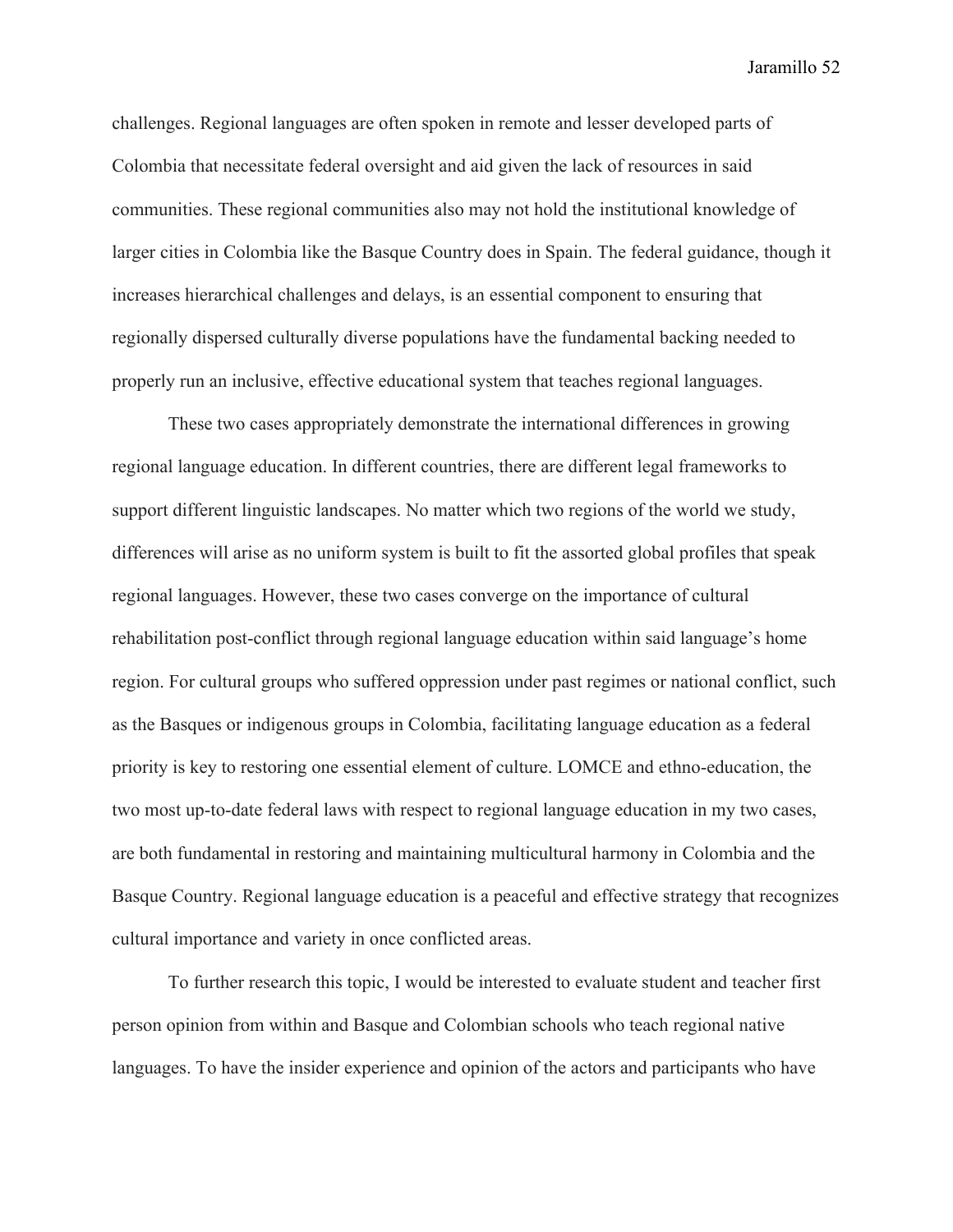challenges. Regional languages are often spoken in remote and lesser developed parts of Colombia that necessitate federal oversight and aid given the lack of resources in said communities. These regional communities also may not hold the institutional knowledge of larger cities in Colombia like the Basque Country does in Spain. The federal guidance, though it increases hierarchical challenges and delays, is an essential component to ensuring that regionally dispersed culturally diverse populations have the fundamental backing needed to properly run an inclusive, effective educational system that teaches regional languages.

These two cases appropriately demonstrate the international differences in growing regional language education. In different countries, there are different legal frameworks to support different linguistic landscapes. No matter which two regions of the world we study, differences will arise as no uniform system is built to fit the assorted global profiles that speak regional languages. However, these two cases converge on the importance of cultural rehabilitation post-conflict through regional language education within said language's home region. For cultural groups who suffered oppression under past regimes or national conflict, such as the Basques or indigenous groups in Colombia, facilitating language education as a federal priority is key to restoring one essential element of culture. LOMCE and ethno-education, the two most up-to-date federal laws with respect to regional language education in my two cases, are both fundamental in restoring and maintaining multicultural harmony in Colombia and the Basque Country. Regional language education is a peaceful and effective strategy that recognizes cultural importance and variety in once conflicted areas.

To further research this topic, I would be interested to evaluate student and teacher first person opinion from within and Basque and Colombian schools who teach regional native languages. To have the insider experience and opinion of the actors and participants who have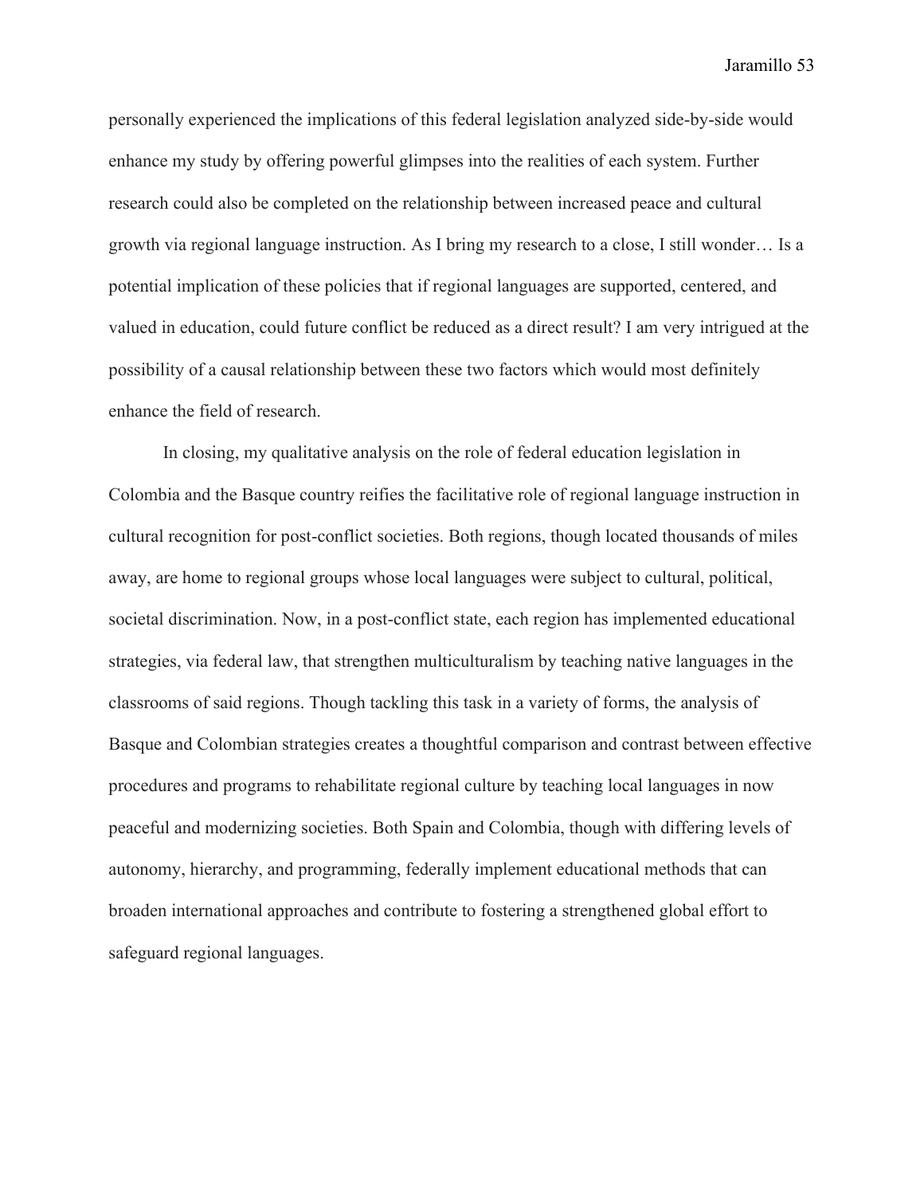personally experienced the implications of this federal legislation analyzed side-by-side would enhance my study by offering powerful glimpses into the realities of each system. Further research could also be completed on the relationship between increased peace and cultural growth via regional language instruction. As I bring my research to a close, I still wonder… Is a potential implication of these policies that if regional languages are supported, centered, and valued in education, could future conflict be reduced as a direct result? I am very intrigued at the possibility of a causal relationship between these two factors which would most definitely enhance the field of research.

In closing, my qualitative analysis on the role of federal education legislation in Colombia and the Basque country reifies the facilitative role of regional language instruction in cultural recognition for post-conflict societies. Both regions, though located thousands of miles away, are home to regional groups whose local languages were subject to cultural, political, societal discrimination. Now, in a post-conflict state, each region has implemented educational strategies, via federal law, that strengthen multiculturalism by teaching native languages in the classrooms of said regions. Though tackling this task in a variety of forms, the analysis of Basque and Colombian strategies creates a thoughtful comparison and contrast between effective procedures and programs to rehabilitate regional culture by teaching local languages in now peaceful and modernizing societies. Both Spain and Colombia, though with differing levels of autonomy, hierarchy, and programming, federally implement educational methods that can broaden international approaches and contribute to fostering a strengthened global effort to safeguard regional languages.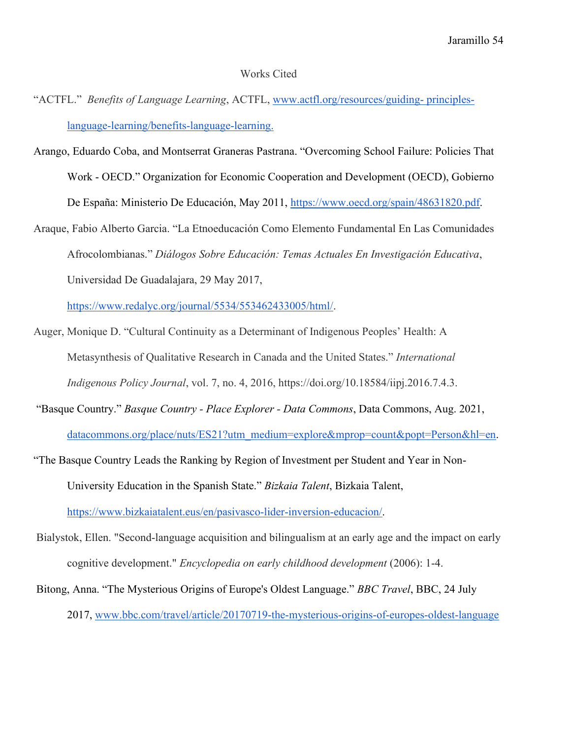Works Cited

"ACTFL." *Benefits of Language Learning*, ACTFL, www.actfl.org/resources/guiding- principles-language-learning/benefits-language-learning.

Arango, Eduardo Coba, and Montserrat Graneras Pastrana. "Overcoming School Failure: Policies That Work - OECD." Organization for Economic Cooperation and Development (OECD), Gobierno De España: Ministerio De Educación, May 2011, https://www.oecd.org/spain/48631820.pdf.

Araque, Fabio Alberto Garcia. "La Etnoeducación Como Elemento Fundamental En Las Comunidades Afrocolombianas." *Diálogos Sobre Educación: Temas Actuales En Investigación Educativa*, Universidad De Guadalajara, 29 May 2017, https://www.redalyc.org/journal/5534/553462433005/html/.

Auger, Monique D. "Cultural Continuity as a Determinant of Indigenous Peoples' Health: A Metasynthesis of Qualitative Research in Canada and the United States." *International Indigenous Policy Journal*, vol. 7, no. 4, 2016, https://doi.org/10.18584/iipj.2016.7.4.3.

"Basque Country." *Basque Country - Place Explorer - Data Commons*, Data Commons, Aug. 2021, datacommons.org/place/nuts/ES21?utm_medium=explore&mprop=count&popt=Person&hl=en.

"The Basque Country Leads the Ranking by Region of Investment per Student and Year in Non-University Education in the Spanish State." *Bizkaia Talent*, Bizkaia Talent, https://www.bizkaiatalent.eus/en/pasivasco-lider-inversion-educacion/.

Bialystok, Ellen. "Second-language acquisition and bilingualism at an early age and the impact on early cognitive development." *Encyclopedia on early childhood development* (2006): 1-4.

Bitong, Anna. "The Mysterious Origins of Europe's Oldest Language." *BBC Travel*, BBC, 24 July 2017, www.bbc.com/travel/article/20170719-the-mysterious-origins-of-europes-oldest-language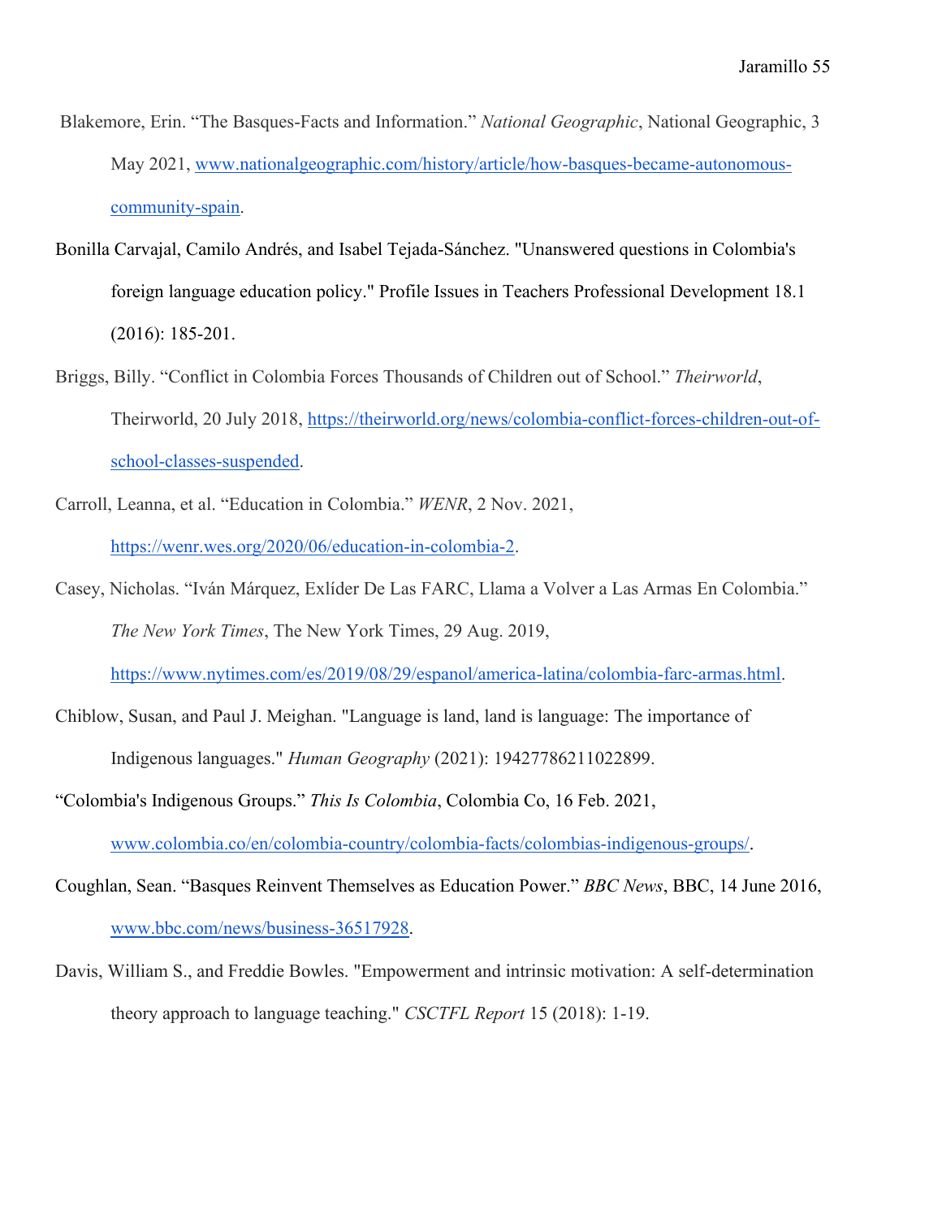Blakemore, Erin. "The Basques-Facts and Information." *National Geographic*, National Geographic, 3 May 2021, www.nationalgeographic.com/history/article/how-basques-became-autonomous-community-spain.

Bonilla Carvajal, Camilo Andrés, and Isabel Tejada-Sánchez. "Unanswered questions in Colombia's foreign language education policy." Profile Issues in Teachers Professional Development 18.1 (2016): 185-201.

Briggs, Billy. "Conflict in Colombia Forces Thousands of Children out of School." *Theirworld*, Theirworld, 20 July 2018, https://theirworld.org/news/colombia-conflict-forces-children-out-of-school-classes-suspended.

Carroll, Leanna, et al. "Education in Colombia." *WENR*, 2 Nov. 2021, https://wenr.wes.org/2020/06/education-in-colombia-2.

Casey, Nicholas. "Iván Márquez, Exlíder De Las FARC, Llama a Volver a Las Armas En Colombia." *The New York Times*, The New York Times, 29 Aug. 2019, https://www.nytimes.com/es/2019/08/29/espanol/america-latina/colombia-farc-armas.html.

Chiblow, Susan, and Paul J. Meighan. "Language is land, land is language: The importance of Indigenous languages." *Human Geography* (2021): 19427786211022899.

"Colombia's Indigenous Groups." *This Is Colombia*, Colombia Co, 16 Feb. 2021, www.colombia.co/en/colombia-country/colombia-facts/colombias-indigenous-groups/.

Coughlan, Sean. "Basques Reinvent Themselves as Education Power." *BBC News*, BBC, 14 June 2016, www.bbc.com/news/business-36517928.

Davis, William S., and Freddie Bowles. "Empowerment and intrinsic motivation: A self-determination theory approach to language teaching." *CSCTFL Report* 15 (2018): 1-19.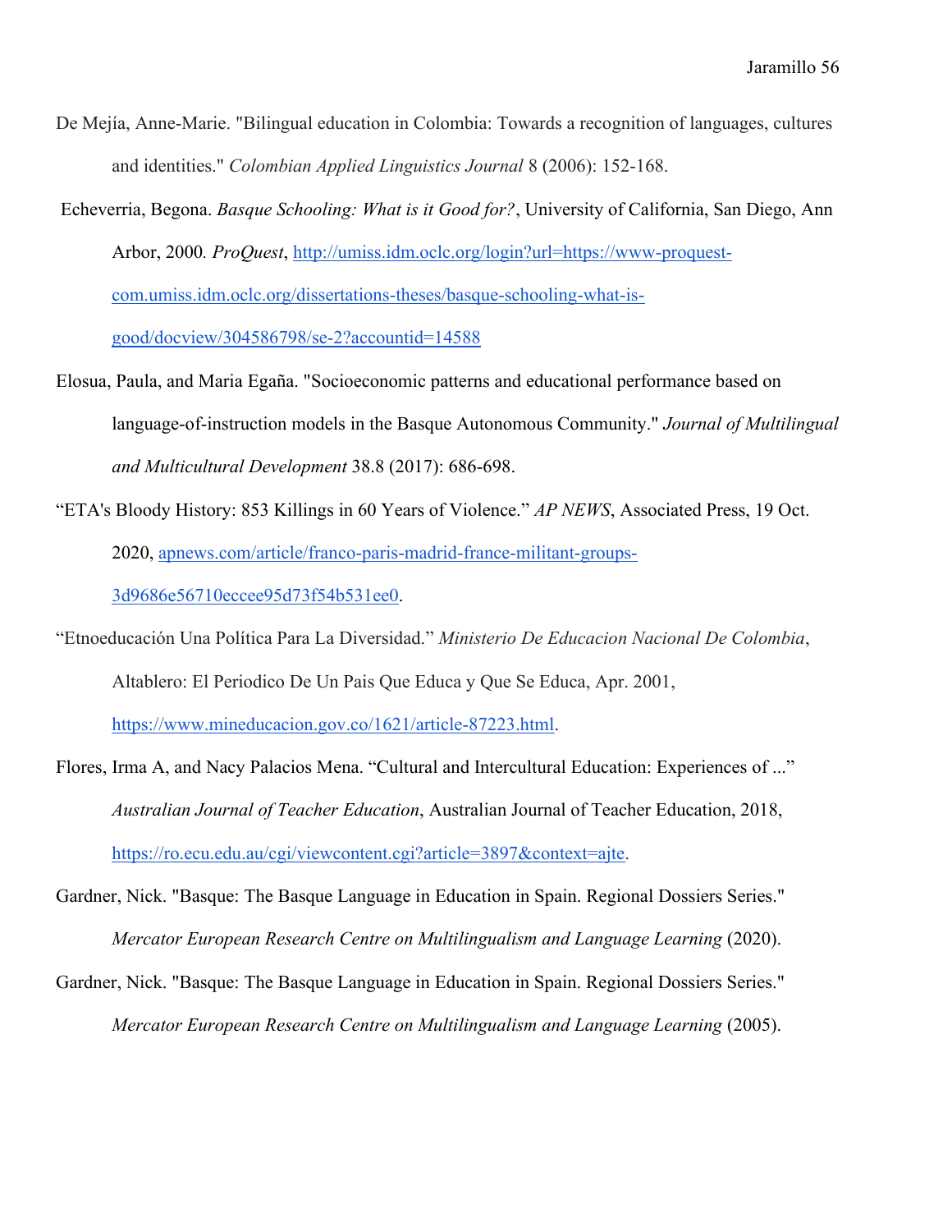De Mejía, Anne-Marie. "Bilingual education in Colombia: Towards a recognition of languages, cultures and identities." *Colombian Applied Linguistics Journal* 8 (2006): 152-168.

Echeverria, Begona. *Basque Schooling: What is it Good for?*, University of California, San Diego, Ann Arbor, 2000. *ProQuest*, http://umiss.idm.oclc.org/login?url=https://www-proquest-com.umiss.idm.oclc.org/dissertations-theses/basque-schooling-what-is-good/docview/304586798/se-2?accountid=14588

Elosua, Paula, and Maria Egaña. "Socioeconomic patterns and educational performance based on language-of-instruction models in the Basque Autonomous Community." *Journal of Multilingual and Multicultural Development* 38.8 (2017): 686-698.

"ETA's Bloody History: 853 Killings in 60 Years of Violence." *AP NEWS*, Associated Press, 19 Oct. 2020, apnews.com/article/franco-paris-madrid-france-militant-groups-3d9686e56710eccee95d73f54b531ee0.

"Etnoeducación Una Política Para La Diversidad." *Ministerio De Educacion Nacional De Colombia*, Altablero: El Periodico De Un Pais Que Educa y Que Se Educa, Apr. 2001, https://www.mineducacion.gov.co/1621/article-87223.html.

Flores, Irma A, and Nacy Palacios Mena. "Cultural and Intercultural Education: Experiences of ..." *Australian Journal of Teacher Education*, Australian Journal of Teacher Education, 2018, https://ro.ecu.edu.au/cgi/viewcontent.cgi?article=3897&context=ajte.

Gardner, Nick. "Basque: The Basque Language in Education in Spain. Regional Dossiers Series." *Mercator European Research Centre on Multilingualism and Language Learning* (2020).

Gardner, Nick. "Basque: The Basque Language in Education in Spain. Regional Dossiers Series." *Mercator European Research Centre on Multilingualism and Language Learning* (2005).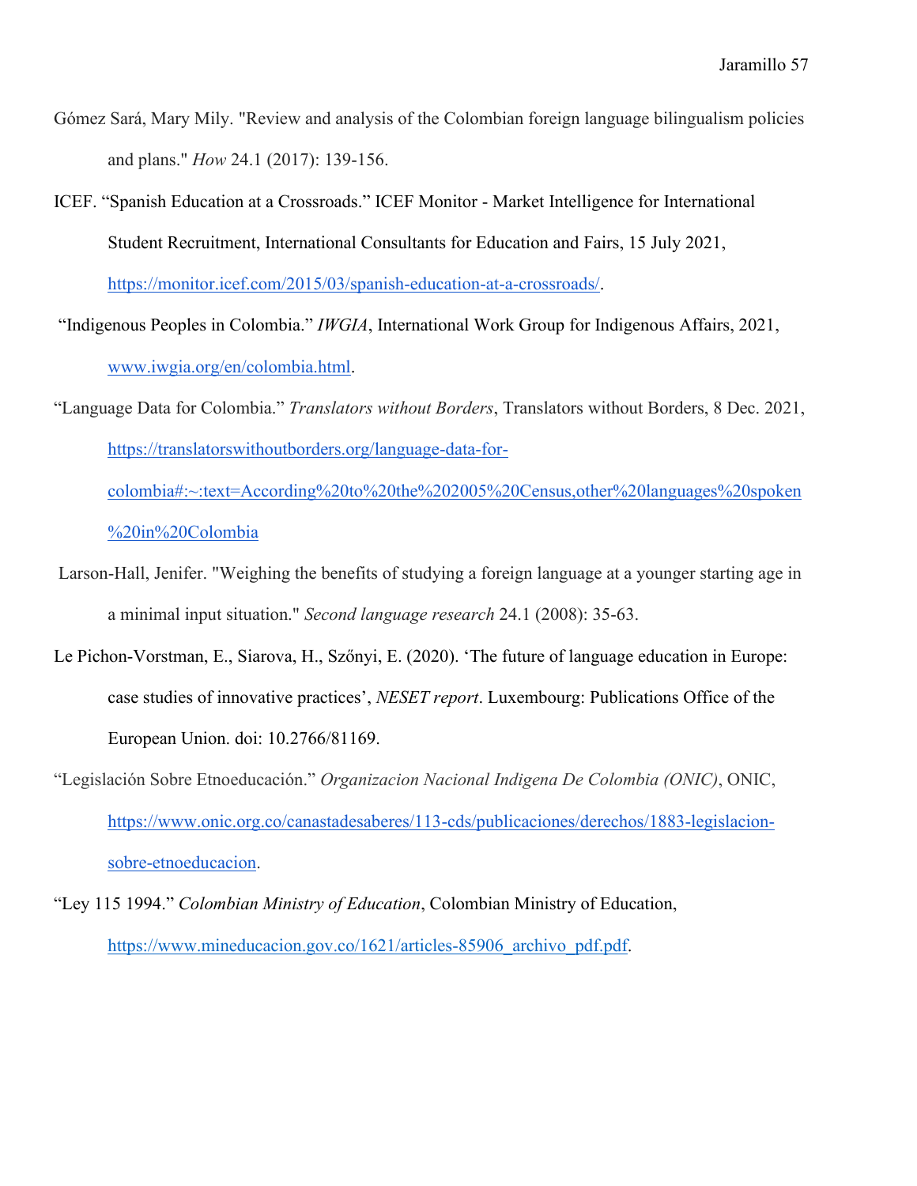Gómez Sará, Mary Mily. "Review and analysis of the Colombian foreign language bilingualism policies and plans." *How* 24.1 (2017): 139-156.

ICEF. "Spanish Education at a Crossroads." ICEF Monitor - Market Intelligence for International Student Recruitment, International Consultants for Education and Fairs, 15 July 2021, https://monitor.icef.com/2015/03/spanish-education-at-a-crossroads/.

"Indigenous Peoples in Colombia." *IWGIA*, International Work Group for Indigenous Affairs, 2021, www.iwgia.org/en/colombia.html.

"Language Data for Colombia." *Translators without Borders*, Translators without Borders, 8 Dec. 2021, https://translatorswithoutborders.org/language-data-for-colombia#:~:text=According%20to%20the%202005%20Census,other%20languages%20spoken%20in%20Colombia

Larson-Hall, Jenifer. "Weighing the benefits of studying a foreign language at a younger starting age in a minimal input situation." *Second language research* 24.1 (2008): 35-63.

Le Pichon-Vorstman, E., Siarova, H., Szőnyi, E. (2020). 'The future of language education in Europe: case studies of innovative practices', *NESET report*. Luxembourg: Publications Office of the European Union. doi: 10.2766/81169.

"Legislación Sobre Etnoeducación." *Organizacion Nacional Indigena De Colombia (ONIC)*, ONIC, https://www.onic.org.co/canastadesaberes/113-cds/publicaciones/derechos/1883-legislacion-sobre-etnoeducacion.

"Ley 115 1994." *Colombian Ministry of Education*, Colombian Ministry of Education, https://www.mineducacion.gov.co/1621/articles-85906_archivo_pdf.pdf.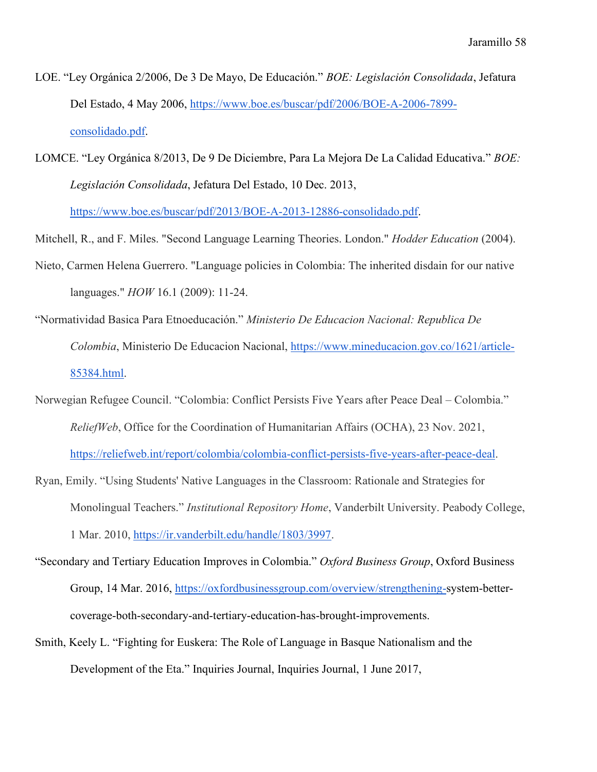LOE. "Ley Orgánica 2/2006, De 3 De Mayo, De Educación." *BOE: Legislación Consolidada*, Jefatura Del Estado, 4 May 2006, https://www.boe.es/buscar/pdf/2006/BOE-A-2006-7899-consolidado.pdf.

LOMCE. "Ley Orgánica 8/2013, De 9 De Diciembre, Para La Mejora De La Calidad Educativa." *BOE: Legislación Consolidada*, Jefatura Del Estado, 10 Dec. 2013, https://www.boe.es/buscar/pdf/2013/BOE-A-2013-12886-consolidado.pdf.

Mitchell, R., and F. Miles. "Second Language Learning Theories. London." *Hodder Education* (2004).

Nieto, Carmen Helena Guerrero. "Language policies in Colombia: The inherited disdain for our native languages." *HOW* 16.1 (2009): 11-24.

"Normatividad Basica Para Etnoeducación." *Ministerio De Educacion Nacional: Republica De Colombia*, Ministerio De Educacion Nacional, https://www.mineducacion.gov.co/1621/article-85384.html.

Norwegian Refugee Council. "Colombia: Conflict Persists Five Years after Peace Deal – Colombia." *ReliefWeb*, Office for the Coordination of Humanitarian Affairs (OCHA), 23 Nov. 2021, https://reliefweb.int/report/colombia/colombia-conflict-persists-five-years-after-peace-deal.

Ryan, Emily. "Using Students' Native Languages in the Classroom: Rationale and Strategies for Monolingual Teachers." *Institutional Repository Home*, Vanderbilt University. Peabody College, 1 Mar. 2010, https://ir.vanderbilt.edu/handle/1803/3997.

"Secondary and Tertiary Education Improves in Colombia." *Oxford Business Group*, Oxford Business Group, 14 Mar. 2016, https://oxfordbusinessgroup.com/overview/strengthening-system-better-coverage-both-secondary-and-tertiary-education-has-brought-improvements.

Smith, Keely L. "Fighting for Euskera: The Role of Language in Basque Nationalism and the Development of the Eta." Inquiries Journal, Inquiries Journal, 1 June 2017,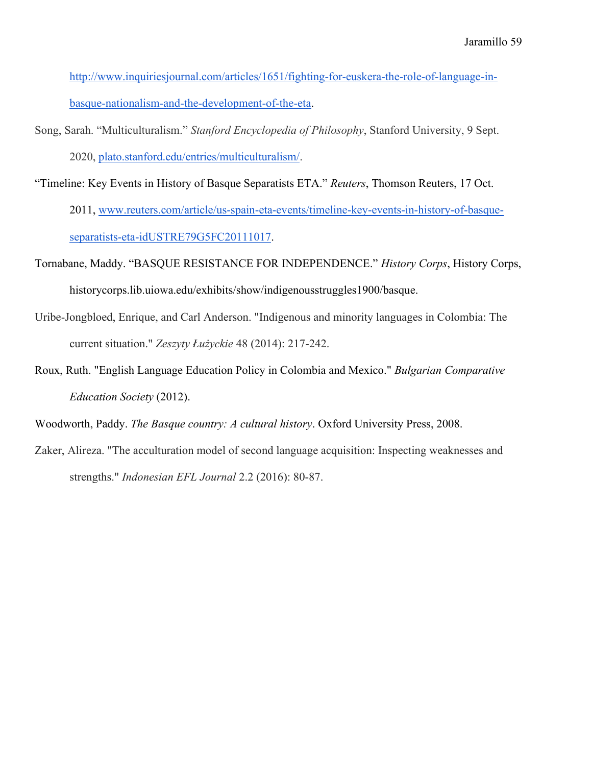http://www.inquiriesjournal.com/articles/1651/fighting-for-euskera-the-role-of-language-in-basque-nationalism-and-the-development-of-the-eta.

Song, Sarah. "Multiculturalism." *Stanford Encyclopedia of Philosophy*, Stanford University, 9 Sept. 2020, plato.stanford.edu/entries/multiculturalism/.

"Timeline: Key Events in History of Basque Separatists ETA." *Reuters*, Thomson Reuters, 17 Oct. 2011, www.reuters.com/article/us-spain-eta-events/timeline-key-events-in-history-of-basque-separatists-eta-idUSTRE79G5FC20111017.

Tornabane, Maddy. "BASQUE RESISTANCE FOR INDEPENDENCE." *History Corps*, History Corps, historycorps.lib.uiowa.edu/exhibits/show/indigenousstruggles1900/basque.

Uribe-Jongbloed, Enrique, and Carl Anderson. "Indigenous and minority languages in Colombia: The current situation." *Zeszyty Łużyckie* 48 (2014): 217-242.

Roux, Ruth. "English Language Education Policy in Colombia and Mexico." *Bulgarian Comparative Education Society* (2012).

Woodworth, Paddy. *The Basque country: A cultural history*. Oxford University Press, 2008.

Zaker, Alireza. "The acculturation model of second language acquisition: Inspecting weaknesses and strengths." *Indonesian EFL Journal* 2.2 (2016): 80-87.